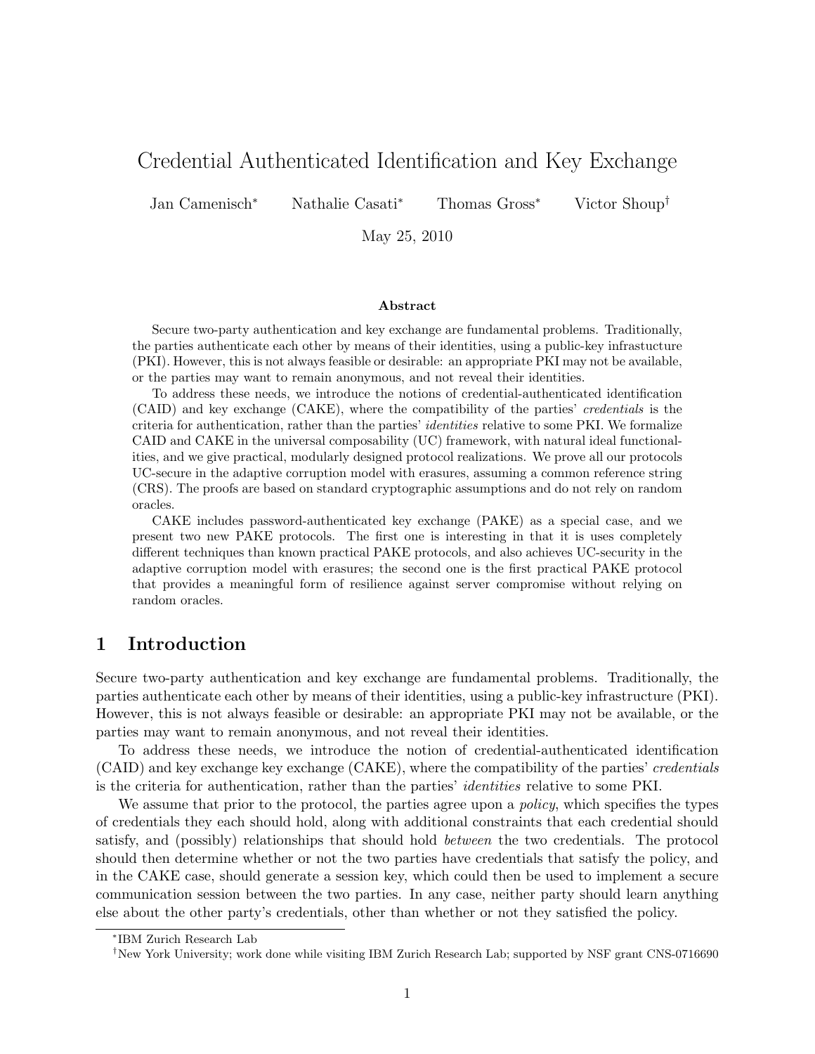# Credential Authenticated Identification and Key Exchange

Jan Camenisch[*] Nathalie Casati[*] Thomas Gross[*] Victor Shoup[†]

May 25, 2010

### Abstract

Secure two-party authentication and key exchange are fundamental problems. Traditionally, the parties authenticate each other by means of their identities, using a public-key infrastucture (PKI). However, this is not always feasible or desirable: an appropriate PKI may not be available, or the parties may want to remain anonymous, and not reveal their identities.

To address these needs, we introduce the notions of credential-authenticated identification (CAID) and key exchange (CAKE), where the compatibility of the parties' *credentials* is the criteria for authentication, rather than the parties' *identities* relative to some PKI. We formalize CAID and CAKE in the universal composability (UC) framework, with natural ideal functionalities, and we give practical, modularly designed protocol realizations. We prove all our protocols UC-secure in the adaptive corruption model with erasures, assuming a common reference string (CRS). The proofs are based on standard cryptographic assumptions and do not rely on random oracles.

CAKE includes password-authenticated key exchange (PAKE) as a special case, and we present two new PAKE protocols. The first one is interesting in that it is uses completely different techniques than known practical PAKE protocols, and also achieves UC-security in the adaptive corruption model with erasures; the second one is the first practical PAKE protocol that provides a meaningful form of resilience against server compromise without relying on random oracles.

## 1 Introduction

Secure two-party authentication and key exchange are fundamental problems. Traditionally, the parties authenticate each other by means of their identities, using a public-key infrastructure (PKI). However, this is not always feasible or desirable: an appropriate PKI may not be available, or the parties may want to remain anonymous, and not reveal their identities.

To address these needs, we introduce the notion of credential-authenticated identification (CAID) and key exchange key exchange (CAKE), where the compatibility of the parties' *credentials* is the criteria for authentication, rather than the parties' *identities* relative to some PKI.

We assume that prior to the protocol, the parties agree upon a *policy*, which specifies the types of credentials they each should hold, along with additional constraints that each credential should satisfy, and (possibly) relationships that should hold *between* the two credentials. The protocol should then determine whether or not the two parties have credentials that satisfy the policy, and in the CAKE case, should generate a session key, which could then be used to implement a secure communication session between the two parties. In any case, neither party should learn anything else about the other party's credentials, other than whether or not they satisfied the policy.

---

[*] IBM Zurich Research Lab

[†] New York University; work done while visiting IBM Zurich Research Lab; supported by NSF grant CNS-0716690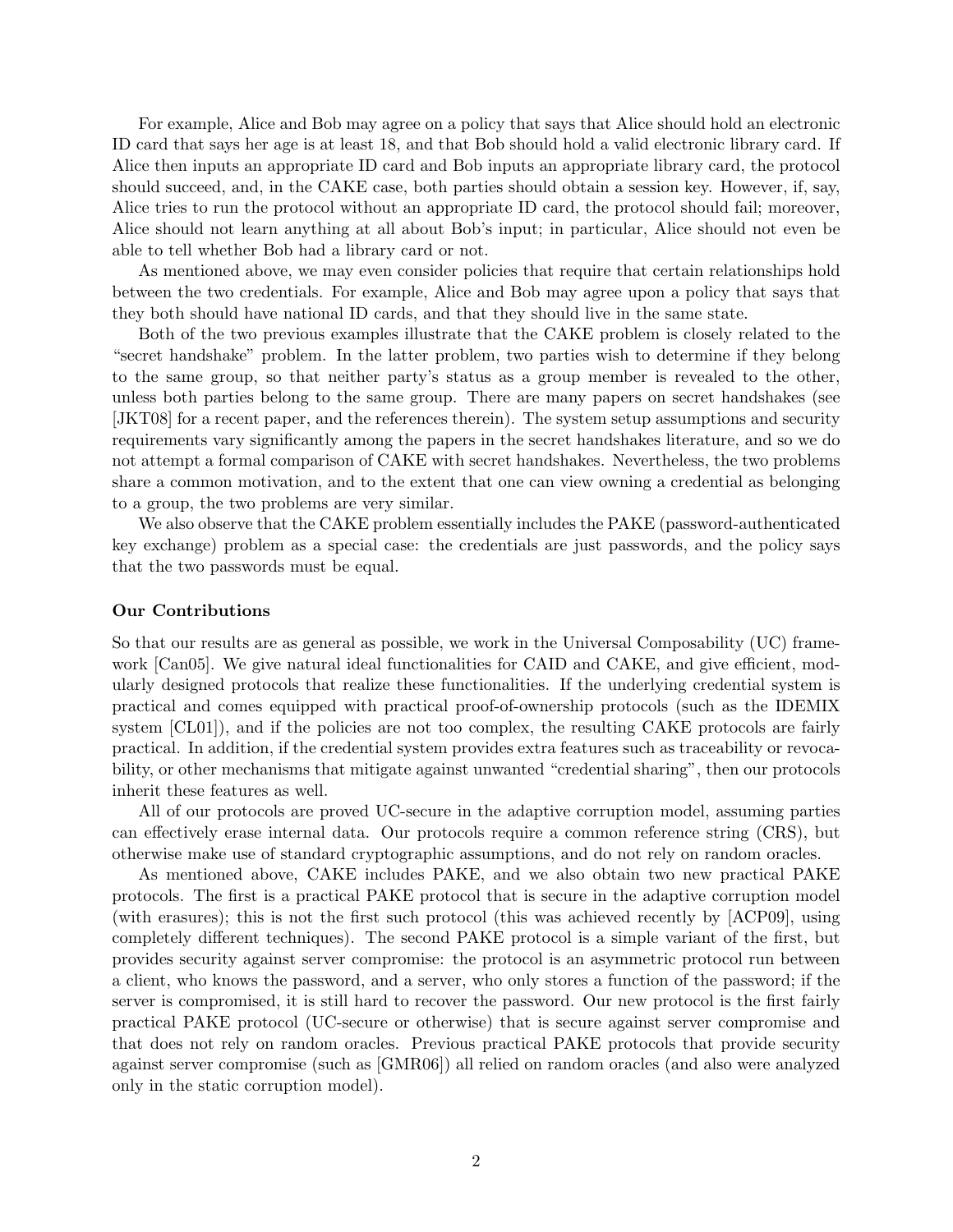For example, Alice and Bob may agree on a policy that says that Alice should hold an electronic ID card that says her age is at least 18, and that Bob should hold a valid electronic library card. If Alice then inputs an appropriate ID card and Bob inputs an appropriate library card, the protocol should succeed, and, in the CAKE case, both parties should obtain a session key. However, if, say, Alice tries to run the protocol without an appropriate ID card, the protocol should fail; moreover, Alice should not learn anything at all about Bob's input; in particular, Alice should not even be able to tell whether Bob had a library card or not.

As mentioned above, we may even consider policies that require that certain relationships hold between the two credentials. For example, Alice and Bob may agree upon a policy that says that they both should have national ID cards, and that they should live in the same state.

Both of the two previous examples illustrate that the CAKE problem is closely related to the "secret handshake" problem. In the latter problem, two parties wish to determine if they belong to the same group, so that neither party's status as a group member is revealed to the other, unless both parties belong to the same group. There are many papers on secret handshakes (see [JKT08] for a recent paper, and the references therein). The system setup assumptions and security requirements vary significantly among the papers in the secret handshakes literature, and so we do not attempt a formal comparison of CAKE with secret handshakes. Nevertheless, the two problems share a common motivation, and to the extent that one can view owning a credential as belonging to a group, the two problems are very similar.

We also observe that the CAKE problem essentially includes the PAKE (password-authenticated key exchange) problem as a special case: the credentials are just passwords, and the policy says that the two passwords must be equal.

**Our Contributions**

So that our results are as general as possible, we work in the Universal Composability (UC) framework [Can05]. We give natural ideal functionalities for CAID and CAKE, and give efficient, modularly designed protocols that realize these functionalities. If the underlying credential system is practical and comes equipped with practical proof-of-ownership protocols (such as the IDEMIX system [CL01]), and if the policies are not too complex, the resulting CAKE protocols are fairly practical. In addition, if the credential system provides extra features such as traceability or revocability, or other mechanisms that mitigate against unwanted "credential sharing", then our protocols inherit these features as well.

All of our protocols are proved UC-secure in the adaptive corruption model, assuming parties can effectively erase internal data. Our protocols require a common reference string (CRS), but otherwise make use of standard cryptographic assumptions, and do not rely on random oracles.

As mentioned above, CAKE includes PAKE, and we also obtain two new practical PAKE protocols. The first is a practical PAKE protocol that is secure in the adaptive corruption model (with erasures); this is not the first such protocol (this was achieved recently by [ACP09], using completely different techniques). The second PAKE protocol is a simple variant of the first, but provides security against server compromise: the protocol is an asymmetric protocol run between a client, who knows the password, and a server, who only stores a function of the password; if the server is compromised, it is still hard to recover the password. Our new protocol is the first fairly practical PAKE protocol (UC-secure or otherwise) that is secure against server compromise and that does not rely on random oracles. Previous practical PAKE protocols that provide security against server compromise (such as [GMR06]) all relied on random oracles (and also were analyzed only in the static corruption model).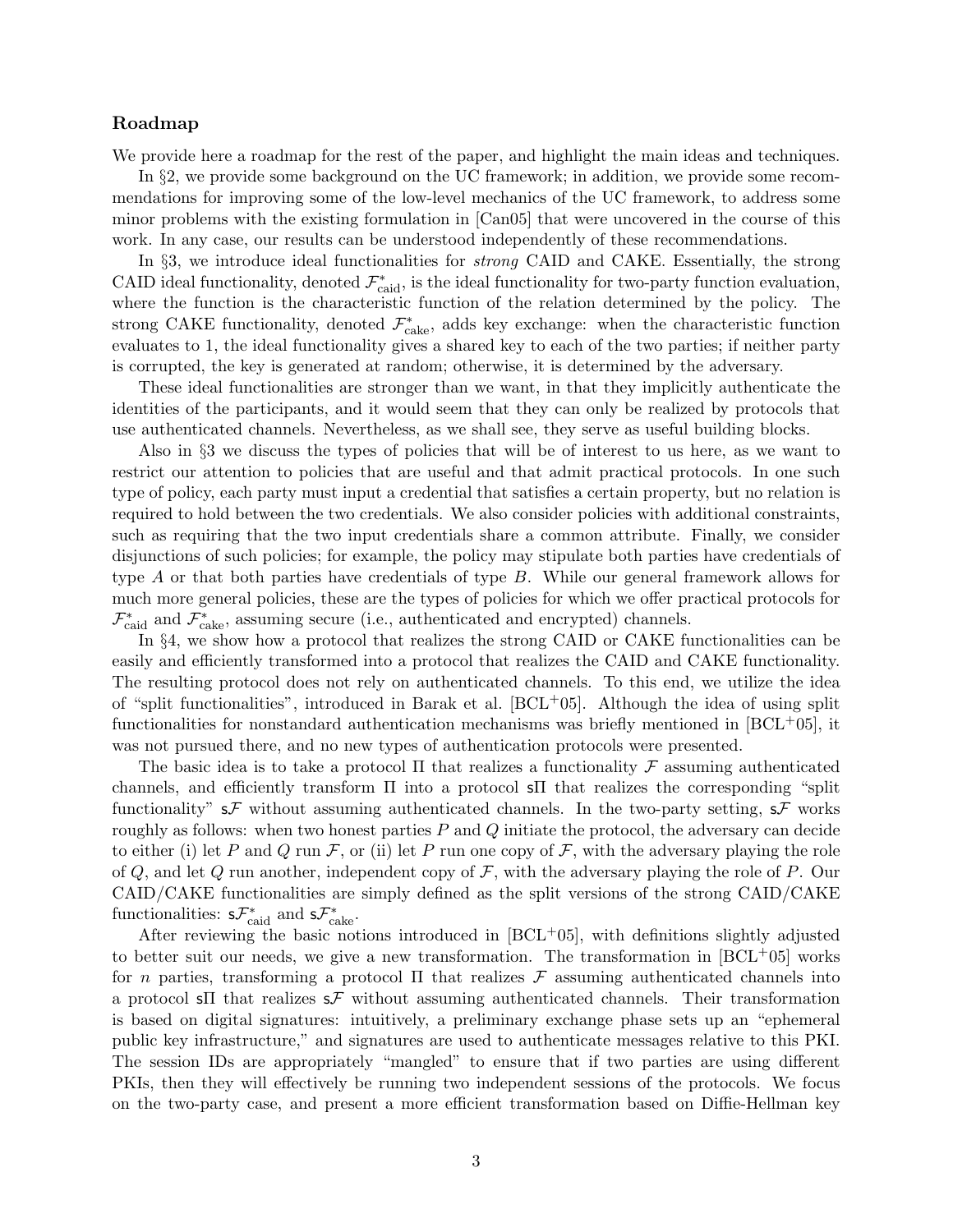### Roadmap

We provide here a roadmap for the rest of the paper, and highlight the main ideas and techniques.

In §2, we provide some background on the UC framework; in addition, we provide some recommendations for improving some of the low-level mechanics of the UC framework, to address some minor problems with the existing formulation in [Can05] that were uncovered in the course of this work. In any case, our results can be understood independently of these recommendations.

In §3, we introduce ideal functionalities for *strong* CAID and CAKE. Essentially, the strong CAID ideal functionality, denoted $\mathcal{F}^*_{\text{caid}}$, is the ideal functionality for two-party function evaluation, where the function is the characteristic function of the relation determined by the policy. The strong CAKE functionality, denoted $\mathcal{F}^*_{\text{cake}}$, adds key exchange: when the characteristic function evaluates to 1, the ideal functionality gives a shared key to each of the two parties; if neither party is corrupted, the key is generated at random; otherwise, it is determined by the adversary.

These ideal functionalities are stronger than we want, in that they implicitly authenticate the identities of the participants, and it would seem that they can only be realized by protocols that use authenticated channels. Nevertheless, as we shall see, they serve as useful building blocks.

Also in §3 we discuss the types of policies that will be of interest to us here, as we want to restrict our attention to policies that are useful and that admit practical protocols. In one such type of policy, each party must input a credential that satisfies a certain property, but no relation is required to hold between the two credentials. We also consider policies with additional constraints, such as requiring that the two input credentials share a common attribute. Finally, we consider disjunctions of such policies; for example, the policy may stipulate both parties have credentials of type $A$ or that both parties have credentials of type $B$. While our general framework allows for much more general policies, these are the types of policies for which we offer practical protocols for $\mathcal{F}^*_{\text{caid}}$ and $\mathcal{F}^*_{\text{cake}}$, assuming secure (i.e., authenticated and encrypted) channels.

In §4, we show how a protocol that realizes the strong CAID or CAKE functionalities can be easily and efficiently transformed into a protocol that realizes the CAID and CAKE functionality. The resulting protocol does not rely on authenticated channels. To this end, we utilize the idea of "split functionalities", introduced in Barak et al. [BCL+05]. Although the idea of using split functionalities for nonstandard authentication mechanisms was briefly mentioned in [BCL+05], it was not pursued there, and no new types of authentication protocols were presented.

The basic idea is to take a protocol $\Pi$ that realizes a functionality $\mathcal{F}$ assuming authenticated channels, and efficiently transform $\Pi$ into a protocol $\mathsf{s}\Pi$ that realizes the corresponding "split functionality" $\mathsf{s}\mathcal{F}$ without assuming authenticated channels. In the two-party setting, $\mathsf{s}\mathcal{F}$ works roughly as follows: when two honest parties $P$ and $Q$ initiate the protocol, the adversary can decide to either (i) let $P$ and $Q$ run $\mathcal{F}$, or (ii) let $P$ run one copy of $\mathcal{F}$, with the adversary playing the role of $Q$, and let $Q$ run another, independent copy of $\mathcal{F}$, with the adversary playing the role of $P$. Our CAID/CAKE functionalities are simply defined as the split versions of the strong CAID/CAKE functionalities: $\mathsf{s}\mathcal{F}^*_{\text{caid}}$ and $\mathsf{s}\mathcal{F}^*_{\text{cake}}$.

After reviewing the basic notions introduced in [BCL+05], with definitions slightly adjusted to better suit our needs, we give a new transformation. The transformation in [BCL+05] works for $n$ parties, transforming a protocol $\Pi$ that realizes $\mathcal{F}$ assuming authenticated channels into a protocol $\mathsf{s}\Pi$ that realizes $\mathsf{s}\mathcal{F}$ without assuming authenticated channels. Their transformation is based on digital signatures: intuitively, a preliminary exchange phase sets up an "ephemeral public key infrastructure," and signatures are used to authenticate messages relative to this PKI. The session IDs are appropriately "mangled" to ensure that if two parties are using different PKIs, then they will effectively be running two independent sessions of the protocols. We focus on the two-party case, and present a more efficient transformation based on Diffie-Hellman key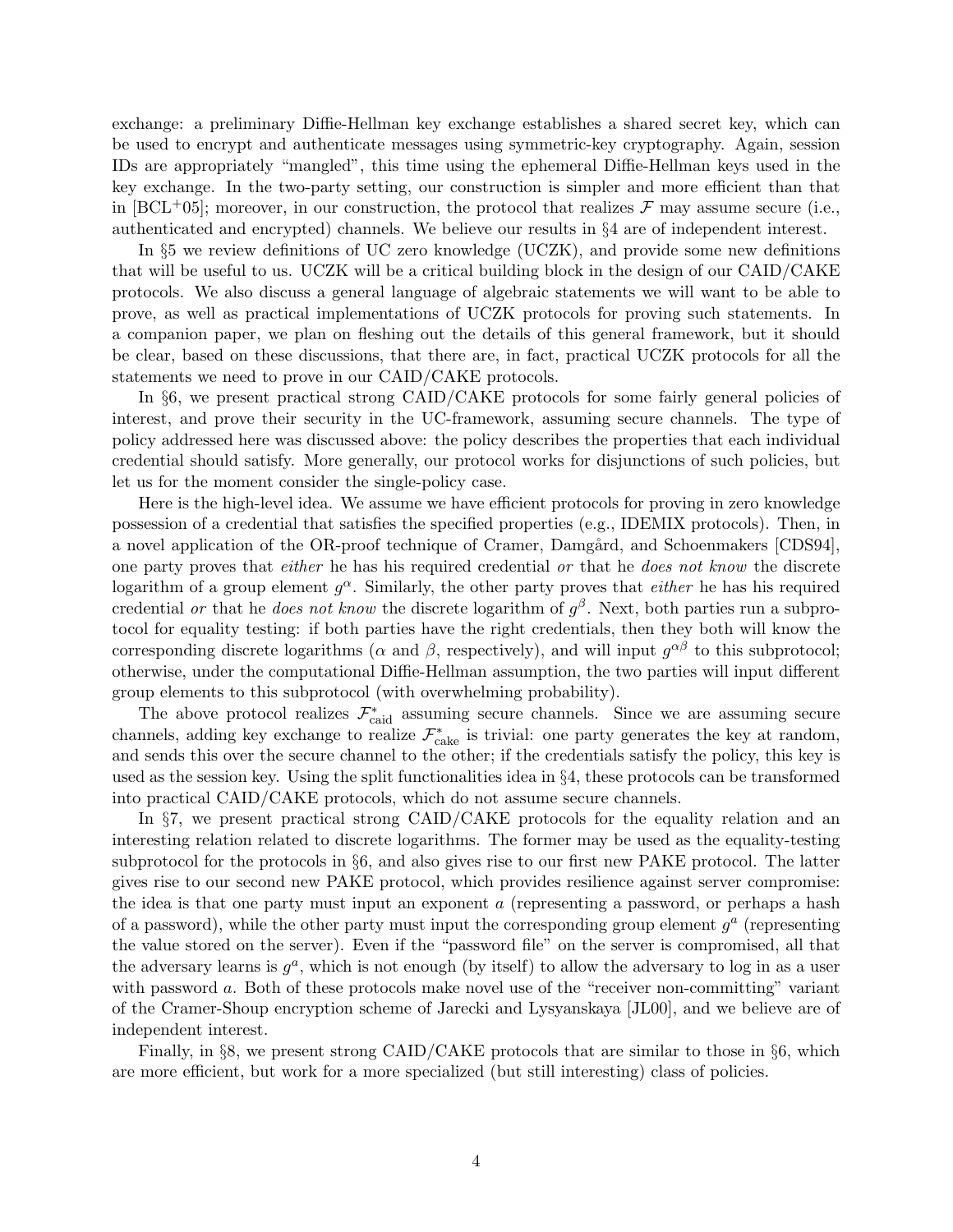exchange: a preliminary Diffie-Hellman key exchange establishes a shared secret key, which can be used to encrypt and authenticate messages using symmetric-key cryptography. Again, session IDs are appropriately "mangled", this time using the ephemeral Diffie-Hellman keys used in the key exchange. In the two-party setting, our construction is simpler and more efficient than that in [BCL+05]; moreover, in our construction, the protocol that realizes $\mathcal{F}$ may assume secure (i.e., authenticated and encrypted) channels. We believe our results in §4 are of independent interest.

In §5 we review definitions of UC zero knowledge (UCZK), and provide some new definitions that will be useful to us. UCZK will be a critical building block in the design of our CAID/CAKE protocols. We also discuss a general language of algebraic statements we will want to be able to prove, as well as practical implementations of UCZK protocols for proving such statements. In a companion paper, we plan on fleshing out the details of this general framework, but it should be clear, based on these discussions, that there are, in fact, practical UCZK protocols for all the statements we need to prove in our CAID/CAKE protocols.

In §6, we present practical strong CAID/CAKE protocols for some fairly general policies of interest, and prove their security in the UC-framework, assuming secure channels. The type of policy addressed here was discussed above: the policy describes the properties that each individual credential should satisfy. More generally, our protocol works for disjunctions of such policies, but let us for the moment consider the single-policy case.

Here is the high-level idea. We assume we have efficient protocols for proving in zero knowledge possession of a credential that satisfies the specified properties (e.g., IDEMIX protocols). Then, in a novel application of the OR-proof technique of Cramer, Damgård, and Schoenmakers [CDS94], one party proves that *either* he has his required credential *or* that he *does not know* the discrete logarithm of a group element $g^{\alpha}$. Similarly, the other party proves that *either* he has his required credential *or* that he *does not know* the discrete logarithm of $g^{\beta}$. Next, both parties run a subprotocol for equality testing: if both parties have the right credentials, then they both will know the corresponding discrete logarithms ($\alpha$ and $\beta$, respectively), and will input $g^{\alpha\beta}$ to this subprotocol; otherwise, under the computational Diffie-Hellman assumption, the two parties will input different group elements to this subprotocol (with overwhelming probability).

The above protocol realizes $\mathcal{F}^{*}_{\text{caid}}$ assuming secure channels. Since we are assuming secure channels, adding key exchange to realize $\mathcal{F}^{*}_{\text{cake}}$ is trivial: one party generates the key at random, and sends this over the secure channel to the other; if the credentials satisfy the policy, this key is used as the session key. Using the split functionalities idea in §4, these protocols can be transformed into practical CAID/CAKE protocols, which do not assume secure channels.

In §7, we present practical strong CAID/CAKE protocols for the equality relation and an interesting relation related to discrete logarithms. The former may be used as the equality-testing subprotocol for the protocols in §6, and also gives rise to our first new PAKE protocol. The latter gives rise to our second new PAKE protocol, which provides resilience against server compromise: the idea is that one party must input an exponent $a$ (representing a password, or perhaps a hash of a password), while the other party must input the corresponding group element $g^{a}$ (representing the value stored on the server). Even if the "password file" on the server is compromised, all that the adversary learns is $g^{a}$, which is not enough (by itself) to allow the adversary to log in as a user with password $a$. Both of these protocols make novel use of the "receiver non-committing" variant of the Cramer-Shoup encryption scheme of Jarecki and Lysyanskaya [JL00], and we believe are of independent interest.

Finally, in §8, we present strong CAID/CAKE protocols that are similar to those in §6, which are more efficient, but work for a more specialized (but still interesting) class of policies.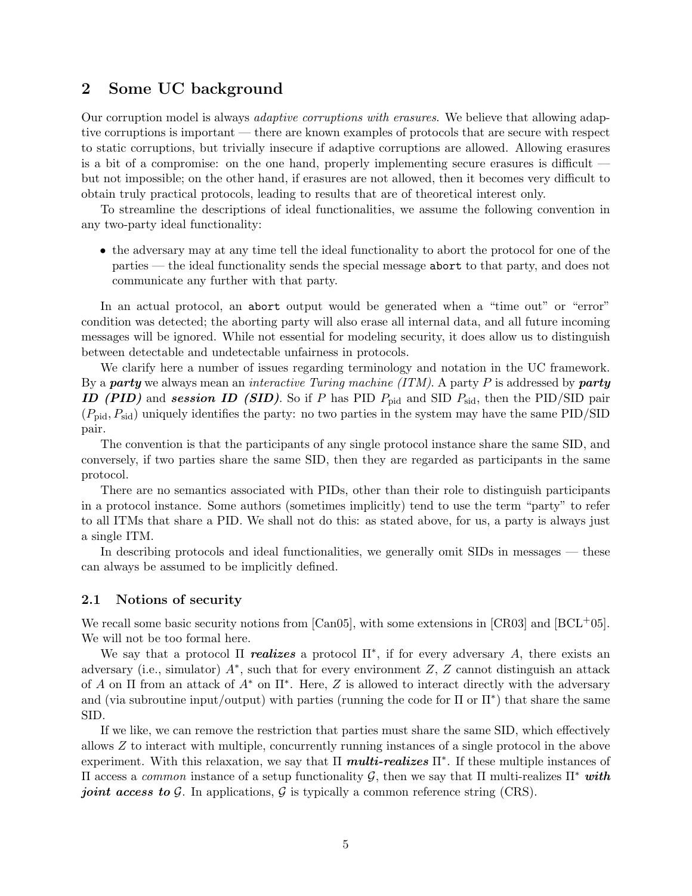## 2 Some UC background

Our corruption model is always *adaptive corruptions with erasures*. We believe that allowing adaptive corruptions is important — there are known examples of protocols that are secure with respect to static corruptions, but trivially insecure if adaptive corruptions are allowed. Allowing erasures is a bit of a compromise: on the one hand, properly implementing secure erasures is difficult — but not impossible; on the other hand, if erasures are not allowed, then it becomes very difficult to obtain truly practical protocols, leading to results that are of theoretical interest only.

To streamline the descriptions of ideal functionalities, we assume the following convention in any two-party ideal functionality:

- the adversary may at any time tell the ideal functionality to abort the protocol for one of the parties — the ideal functionality sends the special message `abort` to that party, and does not communicate any further with that party.

In an actual protocol, an `abort` output would be generated when a "time out" or "error" condition was detected; the aborting party will also erase all internal data, and all future incoming messages will be ignored. While not essential for modeling security, it does allow us to distinguish between detectable and undetectable unfairness in protocols.

We clarify here a number of issues regarding terminology and notation in the UC framework. By a ***party*** we always mean an *interactive Turing machine (ITM)*. A party $P$ is addressed by ***party ID (PID)*** and ***session ID (SID)***. So if $P$ has PID $P_{\text{pid}}$ and SID $P_{\text{sid}}$, then the PID/SID pair $(P_{\text{pid}}, P_{\text{sid}})$ uniquely identifies the party: no two parties in the system may have the same PID/SID pair.

The convention is that the participants of any single protocol instance share the same SID, and conversely, if two parties share the same SID, then they are regarded as participants in the same protocol.

There are no semantics associated with PIDs, other than their role to distinguish participants in a protocol instance. Some authors (sometimes implicitly) tend to use the term "party" to refer to all ITMs that share a PID. We shall not do this: as stated above, for us, a party is always just a single ITM.

In describing protocols and ideal functionalities, we generally omit SIDs in messages — these can always be assumed to be implicitly defined.

### 2.1 Notions of security

We recall some basic security notions from [Can05], with some extensions in [CR03] and [BCL+05]. We will not be too formal here.

We say that a protocol $\Pi$ ***realizes*** a protocol $\Pi^*$, if for every adversary $A$, there exists an adversary (i.e., simulator) $A^*$, such that for every environment $Z$, $Z$ cannot distinguish an attack of $A$ on $\Pi$ from an attack of $A^*$ on $\Pi^*$. Here, $Z$ is allowed to interact directly with the adversary and (via subroutine input/output) with parties (running the code for $\Pi$ or $\Pi^*$) that share the same SID.

If we like, we can remove the restriction that parties must share the same SID, which effectively allows $Z$ to interact with multiple, concurrently running instances of a single protocol in the above experiment. With this relaxation, we say that $\Pi$ ***multi-realizes*** $\Pi^*$. If these multiple instances of $\Pi$ access a *common* instance of a setup functionality $\mathcal{G}$, then we say that $\Pi$ multi-realizes $\Pi^*$ ***with joint access to*** $\mathcal{G}$. In applications, $\mathcal{G}$ is typically a common reference string (CRS).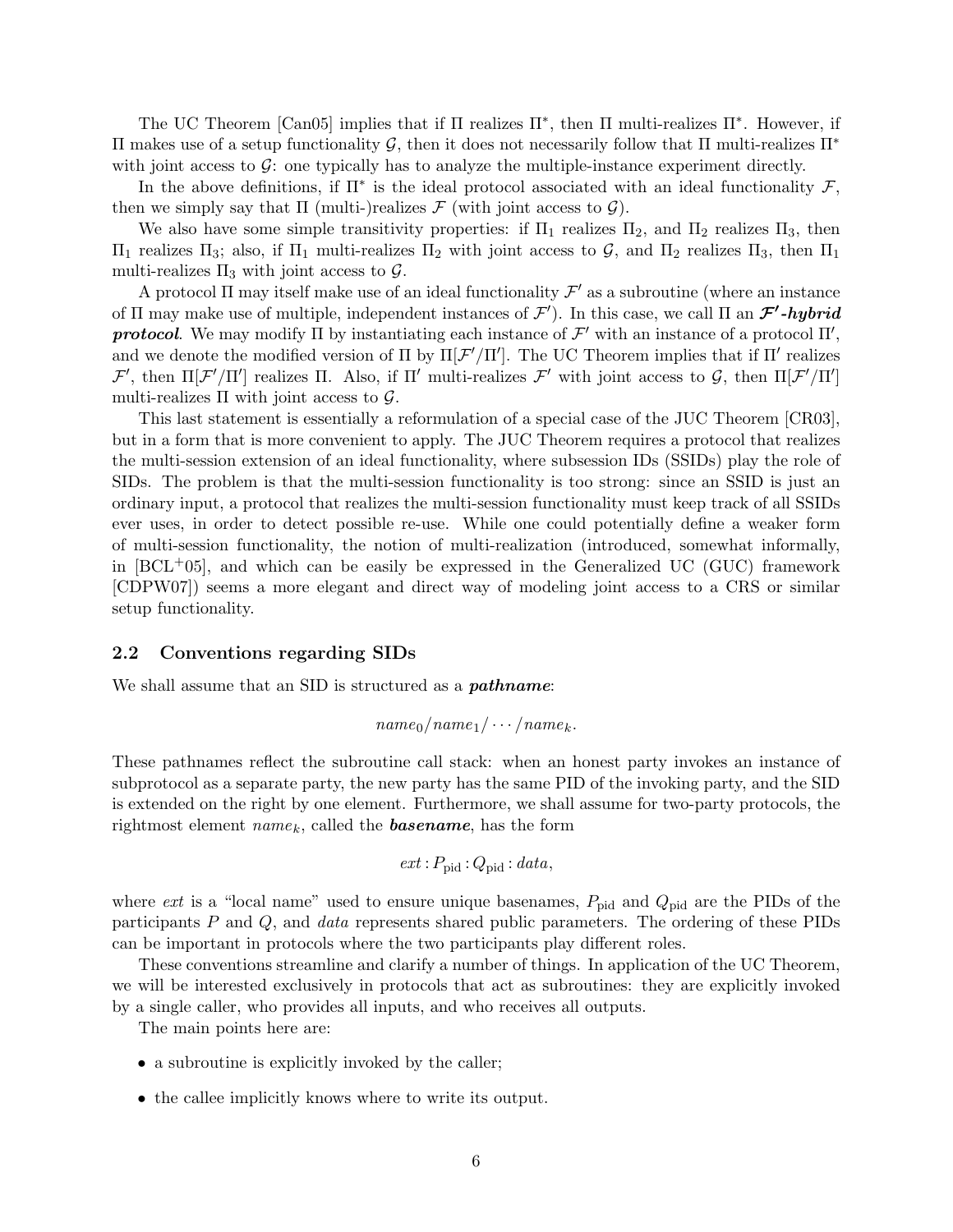The UC Theorem [Can05] implies that if $\Pi$ realizes $\Pi^*$, then $\Pi$ multi-realizes $\Pi^*$. However, if $\Pi$ makes use of a setup functionality $\mathcal{G}$, then it does not necessarily follow that $\Pi$ multi-realizes $\Pi^*$ with joint access to $\mathcal{G}$: one typically has to analyze the multiple-instance experiment directly.

In the above definitions, if $\Pi^*$ is the ideal protocol associated with an ideal functionality $\mathcal{F}$, then we simply say that $\Pi$ (multi-)realizes $\mathcal{F}$ (with joint access to $\mathcal{G}$).

We also have some simple transitivity properties: if $\Pi_1$ realizes $\Pi_2$, and $\Pi_2$ realizes $\Pi_3$, then $\Pi_1$ realizes $\Pi_3$; also, if $\Pi_1$ multi-realizes $\Pi_2$ with joint access to $\mathcal{G}$, and $\Pi_2$ realizes $\Pi_3$, then $\Pi_1$ multi-realizes $\Pi_3$ with joint access to $\mathcal{G}$.

A protocol $\Pi$ may itself make use of an ideal functionality $\mathcal{F}'$ as a subroutine (where an instance of $\Pi$ may make use of multiple, independent instances of $\mathcal{F}'$). In this case, we call $\Pi$ an ***$\mathcal{F}'$-hybrid protocol***. We may modify $\Pi$ by instantiating each instance of $\mathcal{F}'$ with an instance of a protocol $\Pi'$, and we denote the modified version of $\Pi$ by $\Pi[\mathcal{F}'/\Pi']$. The UC Theorem implies that if $\Pi'$ realizes $\mathcal{F}'$, then $\Pi[\mathcal{F}'/\Pi']$ realizes $\Pi$. Also, if $\Pi'$ multi-realizes $\mathcal{F}'$ with joint access to $\mathcal{G}$, then $\Pi[\mathcal{F}'/\Pi']$ multi-realizes $\Pi$ with joint access to $\mathcal{G}$.

This last statement is essentially a reformulation of a special case of the JUC Theorem [CR03], but in a form that is more convenient to apply. The JUC Theorem requires a protocol that realizes the multi-session extension of an ideal functionality, where subsession IDs (SSIDs) play the role of SIDs. The problem is that the multi-session functionality is too strong: since an SSID is just an ordinary input, a protocol that realizes the multi-session functionality must keep track of all SSIDs ever uses, in order to detect possible re-use. While one could potentially define a weaker form of multi-session functionality, the notion of multi-realization (introduced, somewhat informally, in [BCL+05], and which can be easily be expressed in the Generalized UC (GUC) framework [CDPW07]) seems a more elegant and direct way of modeling joint access to a CRS or similar setup functionality.

## 2.2 Conventions regarding SIDs

We shall assume that an SID is structured as a ***pathname***:

$$name_0/name_1/\cdots/name_k.$$

These pathnames reflect the subroutine call stack: when an honest party invokes an instance of subprotocol as a separate party, the new party has the same PID of the invoking party, and the SID is extended on the right by one element. Furthermore, we shall assume for two-party protocols, the rightmost element $name_k$, called the ***basename***, has the form

$$ext : P_{\text{pid}} : Q_{\text{pid}} : data,$$

where $ext$ is a "local name" used to ensure unique basenames, $P_{\text{pid}}$ and $Q_{\text{pid}}$ are the PIDs of the participants $P$ and $Q$, and $data$ represents shared public parameters. The ordering of these PIDs can be important in protocols where the two participants play different roles.

These conventions streamline and clarify a number of things. In application of the UC Theorem, we will be interested exclusively in protocols that act as subroutines: they are explicitly invoked by a single caller, who provides all inputs, and who receives all outputs.

The main points here are:

- a subroutine is explicitly invoked by the caller;
- the callee implicitly knows where to write its output.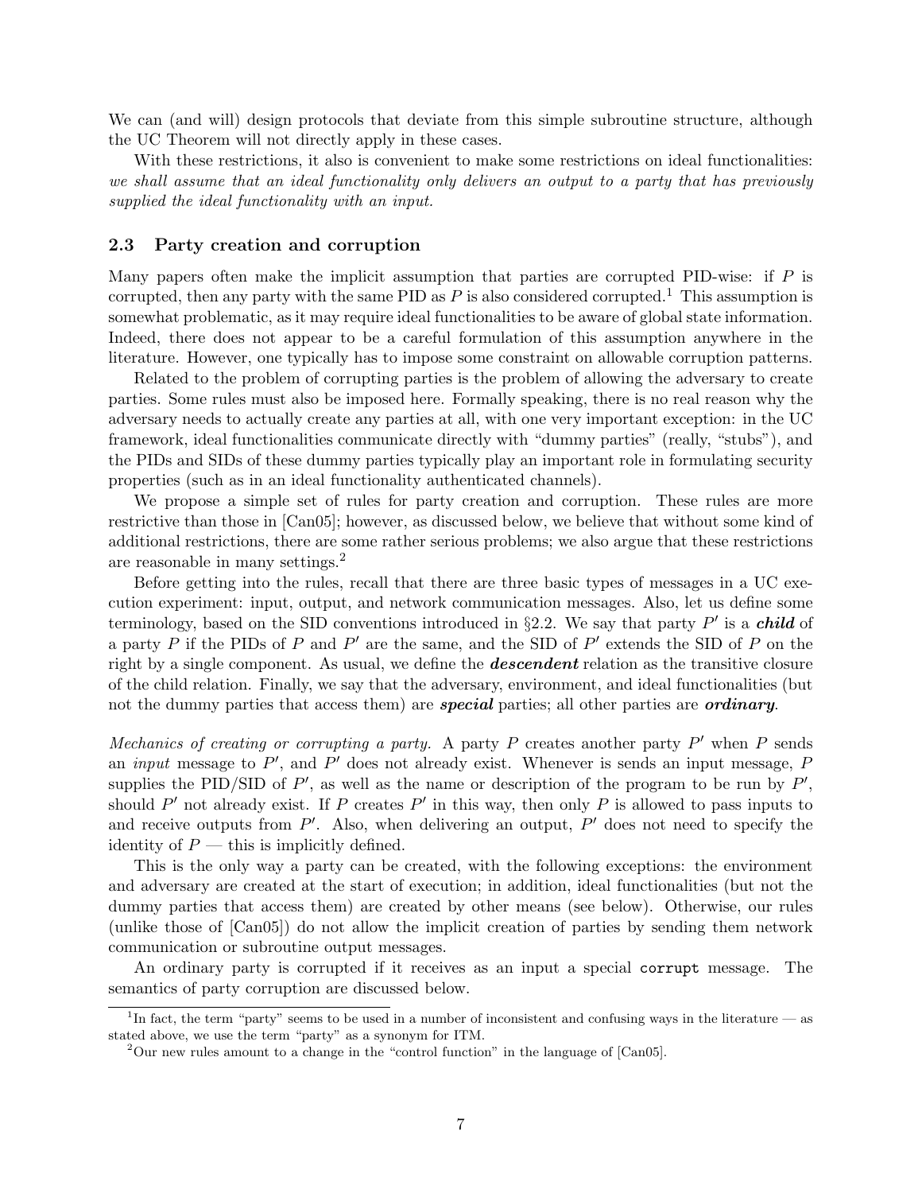We can (and will) design protocols that deviate from this simple subroutine structure, although the UC Theorem will not directly apply in these cases.

With these restrictions, it also is convenient to make some restrictions on ideal functionalities: *we shall assume that an ideal functionality only delivers an output to a party that has previously supplied the ideal functionality with an input.*

## 2.3 Party creation and corruption

Many papers often make the implicit assumption that parties are corrupted PID-wise: if $P$ is corrupted, then any party with the same PID as $P$ is also considered corrupted.[1] This assumption is somewhat problematic, as it may require ideal functionalities to be aware of global state information. Indeed, there does not appear to be a careful formulation of this assumption anywhere in the literature. However, one typically has to impose some constraint on allowable corruption patterns.

Related to the problem of corrupting parties is the problem of allowing the adversary to create parties. Some rules must also be imposed here. Formally speaking, there is no real reason why the adversary needs to actually create any parties at all, with one very important exception: in the UC framework, ideal functionalities communicate directly with "dummy parties" (really, "stubs"), and the PIDs and SIDs of these dummy parties typically play an important role in formulating security properties (such as in an ideal functionality authenticated channels).

We propose a simple set of rules for party creation and corruption. These rules are more restrictive than those in [Can05]; however, as discussed below, we believe that without some kind of additional restrictions, there are some rather serious problems; we also argue that these restrictions are reasonable in many settings.[2]

Before getting into the rules, recall that there are three basic types of messages in a UC execution experiment: input, output, and network communication messages. Also, let us define some terminology, based on the SID conventions introduced in §2.2. We say that party $P'$ is a ***child*** of a party $P$ if the PIDs of $P$ and $P'$ are the same, and the SID of $P'$ extends the SID of $P$ on the right by a single component. As usual, we define the ***descendent*** relation as the transitive closure of the child relation. Finally, we say that the adversary, environment, and ideal functionalities (but not the dummy parties that access them) are ***special*** parties; all other parties are ***ordinary***.

*Mechanics of creating or corrupting a party.* A party $P$ creates another party $P'$ when $P$ sends an *input* message to $P'$, and $P'$ does not already exist. Whenever is sends an input message, $P$ supplies the PID/SID of $P'$, as well as the name or description of the program to be run by $P'$, should $P'$ not already exist. If $P$ creates $P'$ in this way, then only $P$ is allowed to pass inputs to and receive outputs from $P'$. Also, when delivering an output, $P'$ does not need to specify the identity of $P$ — this is implicitly defined.

This is the only way a party can be created, with the following exceptions: the environment and adversary are created at the start of execution; in addition, ideal functionalities (but not the dummy parties that access them) are created by other means (see below). Otherwise, our rules (unlike those of [Can05]) do not allow the implicit creation of parties by sending them network communication or subroutine output messages.

An ordinary party is corrupted if it receives as an input a special `corrupt` message. The semantics of party corruption are discussed below.

[1] In fact, the term "party" seems to be used in a number of inconsistent and confusing ways in the literature — as stated above, we use the term "party" as a synonym for ITM.

[2] Our new rules amount to a change in the "control function" in the language of [Can05].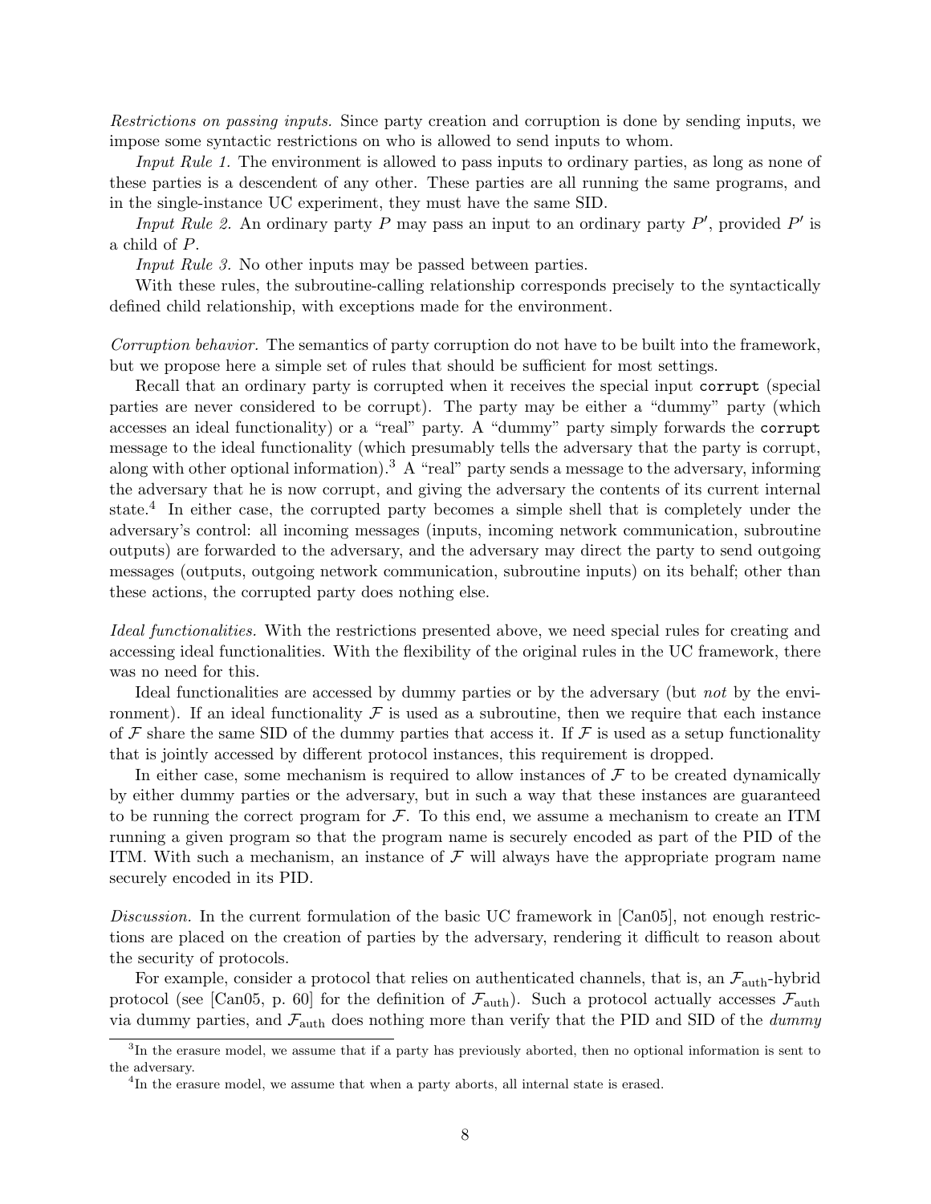*Restrictions on passing inputs.* Since party creation and corruption is done by sending inputs, we impose some syntactic restrictions on who is allowed to send inputs to whom.

*Input Rule 1.* The environment is allowed to pass inputs to ordinary parties, as long as none of these parties is a descendent of any other. These parties are all running the same programs, and in the single-instance UC experiment, they must have the same SID.

*Input Rule 2.* An ordinary party $P$ may pass an input to an ordinary party $P'$, provided $P'$ is a child of $P$.

*Input Rule 3.* No other inputs may be passed between parties.

With these rules, the subroutine-calling relationship corresponds precisely to the syntactically defined child relationship, with exceptions made for the environment.

*Corruption behavior.* The semantics of party corruption do not have to be built into the framework, but we propose here a simple set of rules that should be sufficient for most settings.

Recall that an ordinary party is corrupted when it receives the special input `corrupt` (special parties are never considered to be corrupt). The party may be either a "dummy" party (which accesses an ideal functionality) or a "real" party. A "dummy" party simply forwards the `corrupt` message to the ideal functionality (which presumably tells the adversary that the party is corrupt, along with other optional information).[3] A "real" party sends a message to the adversary, informing the adversary that he is now corrupt, and giving the adversary the contents of its current internal state.[4] In either case, the corrupted party becomes a simple shell that is completely under the adversary's control: all incoming messages (inputs, incoming network communication, subroutine outputs) are forwarded to the adversary, and the adversary may direct the party to send outgoing messages (outputs, outgoing network communication, subroutine inputs) on its behalf; other than these actions, the corrupted party does nothing else.

*Ideal functionalities.* With the restrictions presented above, we need special rules for creating and accessing ideal functionalities. With the flexibility of the original rules in the UC framework, there was no need for this.

Ideal functionalities are accessed by dummy parties or by the adversary (but *not* by the environment). If an ideal functionality $\mathcal{F}$ is used as a subroutine, then we require that each instance of $\mathcal{F}$ share the same SID of the dummy parties that access it. If $\mathcal{F}$ is used as a setup functionality that is jointly accessed by different protocol instances, this requirement is dropped.

In either case, some mechanism is required to allow instances of $\mathcal{F}$ to be created dynamically by either dummy parties or the adversary, but in such a way that these instances are guaranteed to be running the correct program for $\mathcal{F}$. To this end, we assume a mechanism to create an ITM running a given program so that the program name is securely encoded as part of the PID of the ITM. With such a mechanism, an instance of $\mathcal{F}$ will always have the appropriate program name securely encoded in its PID.

*Discussion.* In the current formulation of the basic UC framework in [Can05], not enough restrictions are placed on the creation of parties by the adversary, rendering it difficult to reason about the security of protocols.

For example, consider a protocol that relies on authenticated channels, that is, an $\mathcal{F}_{\text{auth}}$-hybrid protocol (see [Can05, p. 60] for the definition of $\mathcal{F}_{\text{auth}}$). Such a protocol actually accesses $\mathcal{F}_{\text{auth}}$ via dummy parties, and $\mathcal{F}_{\text{auth}}$ does nothing more than verify that the PID and SID of the *dummy*

---

[3] In the erasure model, we assume that if a party has previously aborted, then no optional information is sent to the adversary.

[4] In the erasure model, we assume that when a party aborts, all internal state is erased.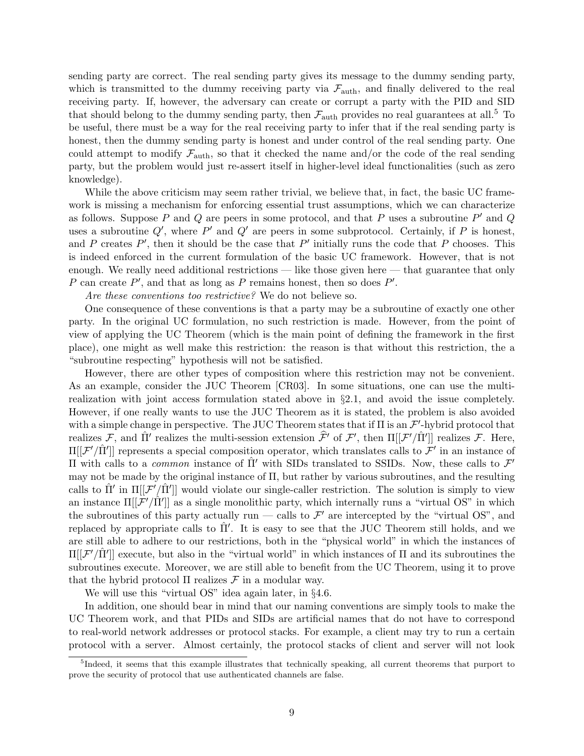sending party are correct. The real sending party gives its message to the dummy sending party, which is transmitted to the dummy receiving party via $\mathcal{F}_{\text{auth}}$, and finally delivered to the real receiving party. If, however, the adversary can create or corrupt a party with the PID and SID that should belong to the dummy sending party, then $\mathcal{F}_{\text{auth}}$ provides no real guarantees at all.[5] To be useful, there must be a way for the real receiving party to infer that if the real sending party is honest, then the dummy sending party is honest and under control of the real sending party. One could attempt to modify $\mathcal{F}_{\text{auth}}$, so that it checked the name and/or the code of the real sending party, but the problem would just re-assert itself in higher-level ideal functionalities (such as zero knowledge).

While the above criticism may seem rather trivial, we believe that, in fact, the basic UC framework is missing a mechanism for enforcing essential trust assumptions, which we can characterize as follows. Suppose $P$ and $Q$ are peers in some protocol, and that $P$ uses a subroutine $P'$ and $Q$ uses a subroutine $Q'$, where $P'$ and $Q'$ are peers in some subprotocol. Certainly, if $P$ is honest, and $P$ creates $P'$, then it should be the case that $P'$ initially runs the code that $P$ chooses. This is indeed enforced in the current formulation of the basic UC framework. However, that is not enough. We really need additional restrictions — like those given here — that guarantee that only $P$ can create $P'$, and that as long as $P$ remains honest, then so does $P'$.

*Are these conventions too restrictive?* We do not believe so.

One consequence of these conventions is that a party may be a subroutine of exactly one other party. In the original UC formulation, no such restriction is made. However, from the point of view of applying the UC Theorem (which is the main point of defining the framework in the first place), one might as well make this restriction: the reason is that without this restriction, the a "subroutine respecting" hypothesis will not be satisfied.

However, there are other types of composition where this restriction may not be convenient. As an example, consider the JUC Theorem [CR03]. In some situations, one can use the multi-realization with joint access formulation stated above in §2.1, and avoid the issue completely. However, if one really wants to use the JUC Theorem as it is stated, the problem is also avoided with a simple change in perspective. The JUC Theorem states that if $\Pi$ is an $\mathcal{F}'$-hybrid protocol that realizes $\mathcal{F}$, and $\hat{\Pi}'$ realizes the multi-session extension $\widehat{\mathcal{F}}'$ of $\mathcal{F}'$, then $\Pi[[\mathcal{F}'/\hat{\Pi}']]$ realizes $\mathcal{F}$. Here, $\Pi[[\mathcal{F}'/\hat{\Pi}']]$ represents a special composition operator, which translates calls to $\mathcal{F}'$ in an instance of $\Pi$ with calls to a *common* instance of $\hat{\Pi}'$ with SIDs translated to SSIDs. Now, these calls to $\mathcal{F}'$ may not be made by the original instance of $\Pi$, but rather by various subroutines, and the resulting calls to $\hat{\Pi}'$ in $\Pi[[\mathcal{F}'/\hat{\Pi}']]$ would violate our single-caller restriction. The solution is simply to view an instance $\Pi[[\mathcal{F}'/\hat{\Pi}']]$ as a single monolithic party, which internally runs a "virtual OS" in which the subroutines of this party actually run — calls to $\mathcal{F}'$ are intercepted by the "virtual OS", and replaced by appropriate calls to $\hat{\Pi}'$. It is easy to see that the JUC Theorem still holds, and we are still able to adhere to our restrictions, both in the "physical world" in which the instances of $\Pi[[\mathcal{F}'/\hat{\Pi}']]$ execute, but also in the "virtual world" in which instances of $\Pi$ and its subroutines the subroutines execute. Moreover, we are still able to benefit from the UC Theorem, using it to prove that the hybrid protocol $\Pi$ realizes $\mathcal{F}$ in a modular way.

We will use this "virtual OS" idea again later, in §4.6.

In addition, one should bear in mind that our naming conventions are simply tools to make the UC Theorem work, and that PIDs and SIDs are artificial names that do not have to correspond to real-world network addresses or protocol stacks. For example, a client may try to run a certain protocol with a server. Almost certainly, the protocol stacks of client and server will not look

[5] Indeed, it seems that this example illustrates that technically speaking, all current theorems that purport to prove the security of protocol that use authenticated channels are false.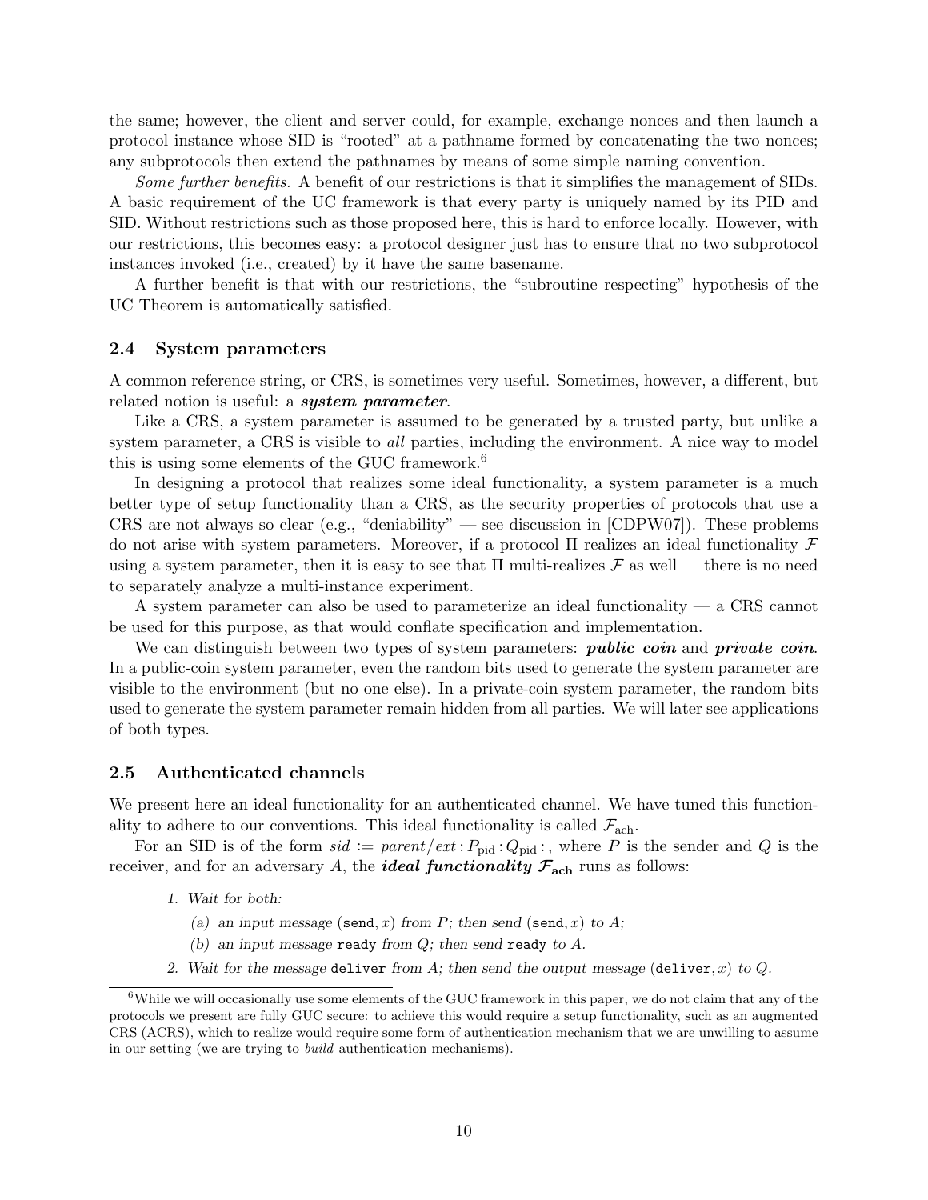the same; however, the client and server could, for example, exchange nonces and then launch a protocol instance whose SID is "rooted" at a pathname formed by concatenating the two nonces; any subprotocols then extend the pathnames by means of some simple naming convention.

*Some further benefits.* A benefit of our restrictions is that it simplifies the management of SIDs. A basic requirement of the UC framework is that every party is uniquely named by its PID and SID. Without restrictions such as those proposed here, this is hard to enforce locally. However, with our restrictions, this becomes easy: a protocol designer just has to ensure that no two subprotocol instances invoked (i.e., created) by it have the same basename.

A further benefit is that with our restrictions, the "subroutine respecting" hypothesis of the UC Theorem is automatically satisfied.

### 2.4 System parameters

A common reference string, or CRS, is sometimes very useful. Sometimes, however, a different, but related notion is useful: a ***system parameter***.

Like a CRS, a system parameter is assumed to be generated by a trusted party, but unlike a system parameter, a CRS is visible to *all* parties, including the environment. A nice way to model this is using some elements of the GUC framework.[6]

In designing a protocol that realizes some ideal functionality, a system parameter is a much better type of setup functionality than a CRS, as the security properties of protocols that use a CRS are not always so clear (e.g., "deniability" — see discussion in [CDPW07]). These problems do not arise with system parameters. Moreover, if a protocol $\Pi$ realizes an ideal functionality $\mathcal{F}$ using a system parameter, then it is easy to see that $\Pi$ multi-realizes $\mathcal{F}$ as well — there is no need to separately analyze a multi-instance experiment.

A system parameter can also be used to parameterize an ideal functionality — a CRS cannot be used for this purpose, as that would conflate specification and implementation.

We can distinguish between two types of system parameters: ***public coin*** and ***private coin***. In a public-coin system parameter, even the random bits used to generate the system parameter are visible to the environment (but no one else). In a private-coin system parameter, the random bits used to generate the system parameter remain hidden from all parties. We will later see applications of both types.

### 2.5 Authenticated channels

We present here an ideal functionality for an authenticated channel. We have tuned this functionality to adhere to our conventions. This ideal functionality is called $\mathcal{F}_{\text{ach}}$.

For an SID is of the form $\mathit{sid} := \mathit{parent}/\mathit{ext} : P_{\text{pid}} : Q_{\text{pid}} :$, where $P$ is the sender and $Q$ is the receiver, and for an adversary $A$, the ***ideal functionality*** $\boldsymbol{\mathcal{F}_{\text{ach}}}$ runs as follows:

1. *Wait for both:*
   (a) *an input message* $(\texttt{send}, x)$ *from* $P$*; then send* $(\texttt{send}, x)$ *to* $A$*;*
   (b) *an input message* `ready` *from* $Q$*; then send* `ready` *to* $A$*.*
2. *Wait for the message* `deliver` *from* $A$*; then send the output message* $(\texttt{deliver}, x)$ *to* $Q$*.*

[6] While we will occasionally use some elements of the GUC framework in this paper, we do not claim that any of the protocols we present are fully GUC secure: to achieve this would require a setup functionality, such as an augmented CRS (ACRS), which to realize would require some form of authentication mechanism that we are unwilling to assume in our setting (we are trying to *build* authentication mechanisms).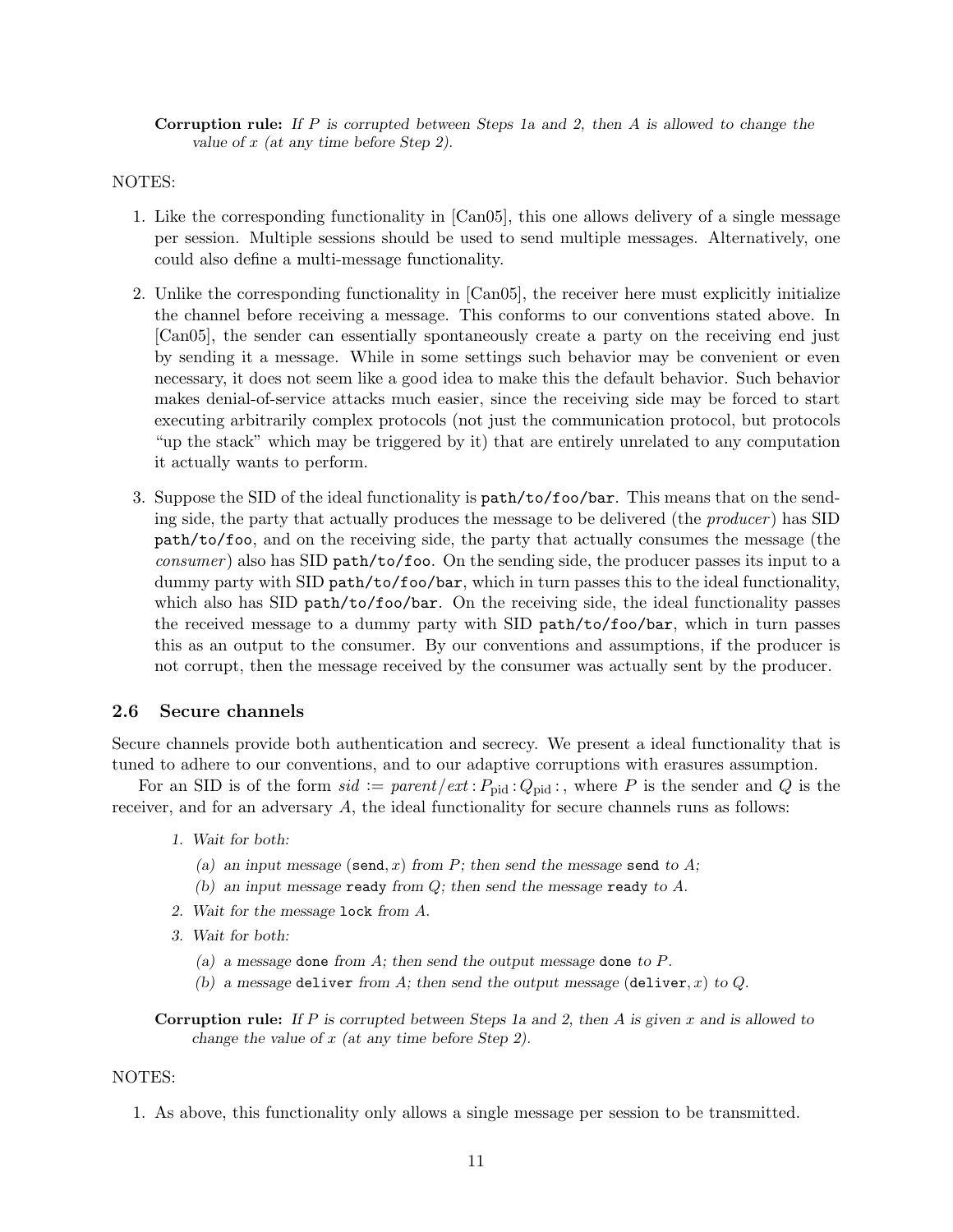**Corruption rule:** *If P is corrupted between Steps 1a and 2, then A is allowed to change the value of x (at any time before Step 2).*

NOTES:

1. Like the corresponding functionality in [Can05], this one allows delivery of a single message per session. Multiple sessions should be used to send multiple messages. Alternatively, one could also define a multi-message functionality.

2. Unlike the corresponding functionality in [Can05], the receiver here must explicitly initialize the channel before receiving a message. This conforms to our conventions stated above. In [Can05], the sender can essentially spontaneously create a party on the receiving end just by sending it a message. While in some settings such behavior may be convenient or even necessary, it does not seem like a good idea to make this the default behavior. Such behavior makes denial-of-service attacks much easier, since the receiving side may be forced to start executing arbitrarily complex protocols (not just the communication protocol, but protocols "up the stack" which may be triggered by it) that are entirely unrelated to any computation it actually wants to perform.

3. Suppose the SID of the ideal functionality is `path/to/foo/bar`. This means that on the sending side, the party that actually produces the message to be delivered (the *producer*) has SID `path/to/foo`, and on the receiving side, the party that actually consumes the message (the *consumer*) also has SID `path/to/foo`. On the sending side, the producer passes its input to a dummy party with SID `path/to/foo/bar`, which in turn passes this to the ideal functionality, which also has SID `path/to/foo/bar`. On the receiving side, the ideal functionality passes the received message to a dummy party with SID `path/to/foo/bar`, which in turn passes this as an output to the consumer. By our conventions and assumptions, if the producer is not corrupt, then the message received by the consumer was actually sent by the producer.

### 2.6 Secure channels

Secure channels provide both authentication and secrecy. We present a ideal functionality that is tuned to adhere to our conventions, and to our adaptive corruptions with erasures assumption.

For an SID is of the form $sid := parent/ext : P_{\text{pid}} : Q_{\text{pid}} :$, where $P$ is the sender and $Q$ is the receiver, and for an adversary $A$, the ideal functionality for secure channels runs as follows:

1. *Wait for both:*
   (a) *an input message* $(\texttt{send}, x)$ *from P; then send the message* `send` *to A;*
   (b) *an input message* `ready` *from Q; then send the message* `ready` *to A.*
2. *Wait for the message* `lock` *from A.*
3. *Wait for both:*
   (a) *a message* `done` *from A; then send the output message* `done` *to P.*
   (b) *a message* `deliver` *from A; then send the output message* $(\texttt{deliver}, x)$ *to Q.*

**Corruption rule:** *If P is corrupted between Steps 1a and 2, then A is given x and is allowed to change the value of x (at any time before Step 2).*

NOTES:

1. As above, this functionality only allows a single message per session to be transmitted.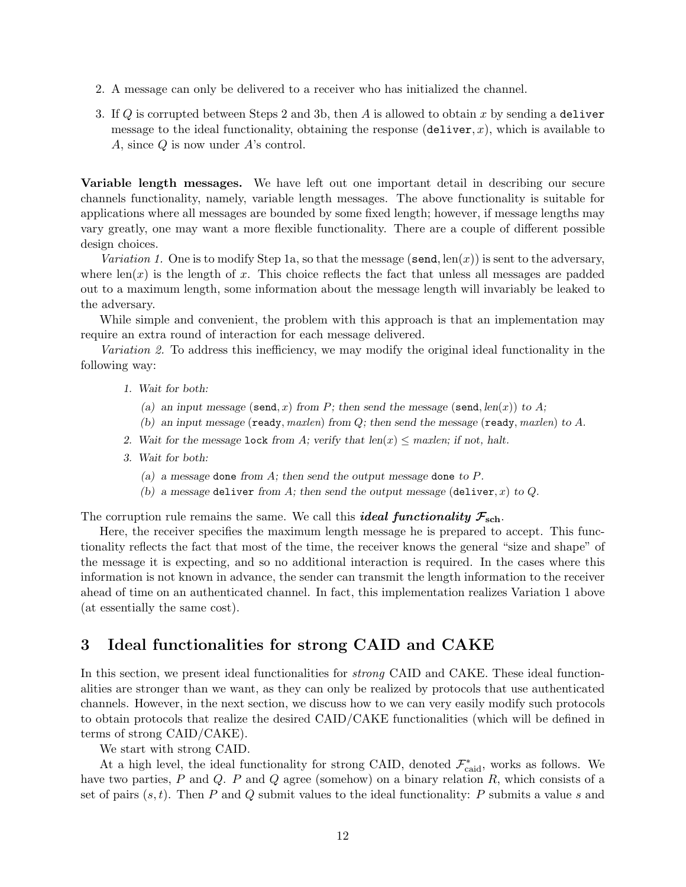2. A message can only be delivered to a receiver who has initialized the channel.
3. If $Q$ is corrupted between Steps 2 and 3b, then $A$ is allowed to obtain $x$ by sending a `deliver` message to the ideal functionality, obtaining the response $(\texttt{deliver}, x)$, which is available to $A$, since $Q$ is now under $A$'s control.

**Variable length messages.** We have left out one important detail in describing our secure channels functionality, namely, variable length messages. The above functionality is suitable for applications where all messages are bounded by some fixed length; however, if message lengths may vary greatly, one may want a more flexible functionality. There are a couple of different possible design choices.

*Variation 1.* One is to modify Step 1a, so that the message $(\texttt{send}, \text{len}(x))$ is sent to the adversary, where $\text{len}(x)$ is the length of $x$. This choice reflects the fact that unless all messages are padded out to a maximum length, some information about the message length will invariably be leaked to the adversary.

While simple and convenient, the problem with this approach is that an implementation may require an extra round of interaction for each message delivered.

*Variation 2.* To address this inefficiency, we may modify the original ideal functionality in the following way:

1. *Wait for both:*
   (a) *an input message* $(\texttt{send}, x)$ *from* $P$*; then send the message* $(\texttt{send}, \mathit{len}(x))$ *to* $A$*;*
   (b) *an input message* $(\texttt{ready}, \mathit{maxlen})$ *from* $Q$*; then send the message* $(\texttt{ready}, \mathit{maxlen})$ *to* $A$*.*
2. *Wait for the message* `lock` *from* $A$*; verify that* $\mathit{len}(x) \leq \mathit{maxlen}$*; if not, halt.*
3. *Wait for both:*
   (a) *a message* `done` *from* $A$*; then send the output message* `done` *to* $P$*.*
   (b) *a message* `deliver` *from* $A$*; then send the output message* $(\texttt{deliver}, x)$ *to* $Q$*.*

The corruption rule remains the same. We call this ***ideal functionality*** $\mathcal{F}_{\text{sch}}$.

Here, the receiver specifies the maximum length message he is prepared to accept. This functionality reflects the fact that most of the time, the receiver knows the general "size and shape" of the message it is expecting, and so no additional interaction is required. In the cases where this information is not known in advance, the sender can transmit the length information to the receiver ahead of time on an authenticated channel. In fact, this implementation realizes Variation 1 above (at essentially the same cost).

## 3 Ideal functionalities for strong CAID and CAKE

In this section, we present ideal functionalities for *strong* CAID and CAKE. These ideal functionalities are stronger than we want, as they can only be realized by protocols that use authenticated channels. However, in the next section, we discuss how to we can very easily modify such protocols to obtain protocols that realize the desired CAID/CAKE functionalities (which will be defined in terms of strong CAID/CAKE).

We start with strong CAID.

At a high level, the ideal functionality for strong CAID, denoted $\mathcal{F}^*_{\text{caid}}$, works as follows. We have two parties, $P$ and $Q$. $P$ and $Q$ agree (somehow) on a binary relation $R$, which consists of a set of pairs $(s, t)$. Then $P$ and $Q$ submit values to the ideal functionality: $P$ submits a value $s$ and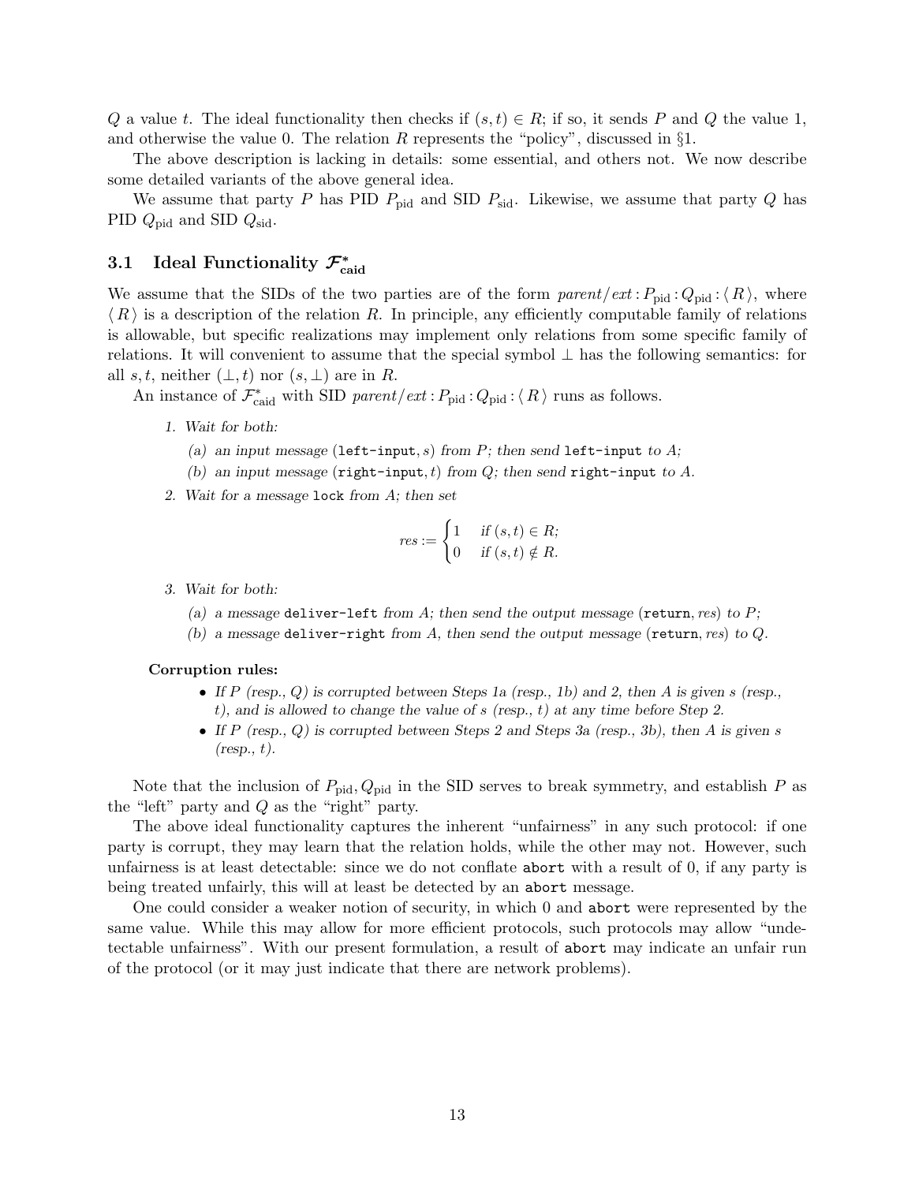$Q$ a value $t$. The ideal functionality then checks if $(s, t) \in R$; if so, it sends $P$ and $Q$ the value 1, and otherwise the value 0. The relation $R$ represents the "policy", discussed in §1.

The above description is lacking in details: some essential, and others not. We now describe some detailed variants of the above general idea.

We assume that party $P$ has PID $P_{\text{pid}}$ and SID $P_{\text{sid}}$. Likewise, we assume that party $Q$ has PID $Q_{\text{pid}}$ and SID $Q_{\text{sid}}$.

### 3.1 Ideal Functionality $\mathcal{F}^*_{\text{caid}}$

We assume that the SIDs of the two parties are of the form $\textit{parent}/\textit{ext} : P_{\text{pid}} : Q_{\text{pid}} : \langle R \rangle$, where $\langle R \rangle$ is a description of the relation $R$. In principle, any efficiently computable family of relations is allowable, but specific realizations may implement only relations from some specific family of relations. It will convenient to assume that the special symbol $\perp$ has the following semantics: for all $s, t$, neither $(\perp, t)$ nor $(s, \perp)$ are in $R$.

An instance of $\mathcal{F}^*_{\text{caid}}$ with SID $\textit{parent}/\textit{ext} : P_{\text{pid}} : Q_{\text{pid}} : \langle R \rangle$ runs as follows.

1. *Wait for both:*
   (a) *an input message* ($\texttt{left-input}$, $s$) *from* $P$*; then send* $\texttt{left-input}$ *to* $A$*;*
   (b) *an input message* ($\texttt{right-input}$, $t$) *from* $Q$*; then send* $\texttt{right-input}$ *to* $A$*.*
2. *Wait for a message* $\texttt{lock}$ *from* $A$*; then set*

$$\textit{res} := \begin{cases} 1 & \text{if } (s,t) \in R; \\ 0 & \text{if } (s,t) \notin R. \end{cases}$$

3. *Wait for both:*
   (a) *a message* $\texttt{deliver-left}$ *from* $A$*; then send the output message* ($\texttt{return}$, $\textit{res}$) *to* $P$*;*
   (b) *a message* $\texttt{deliver-right}$ *from* $A$*, then send the output message* ($\texttt{return}$, $\textit{res}$) *to* $Q$*.*

**Corruption rules:**

- *If $P$ (resp., $Q$) is corrupted between Steps 1a (resp., 1b) and 2, then $A$ is given $s$ (resp., $t$), and is allowed to change the value of $s$ (resp., $t$) at any time before Step 2.*
- *If $P$ (resp., $Q$) is corrupted between Steps 2 and Steps 3a (resp., 3b), then $A$ is given $s$ (resp., $t$).*

Note that the inclusion of $P_{\text{pid}}, Q_{\text{pid}}$ in the SID serves to break symmetry, and establish $P$ as the "left" party and $Q$ as the "right" party.

The above ideal functionality captures the inherent "unfairness" in any such protocol: if one party is corrupt, they may learn that the relation holds, while the other may not. However, such unfairness is at least detectable: since we do not conflate `abort` with a result of 0, if any party is being treated unfairly, this will at least be detected by an `abort` message.

One could consider a weaker notion of security, in which 0 and `abort` were represented by the same value. While this may allow for more efficient protocols, such protocols may allow "undetectable unfairness". With our present formulation, a result of `abort` may indicate an unfair run of the protocol (or it may just indicate that there are network problems).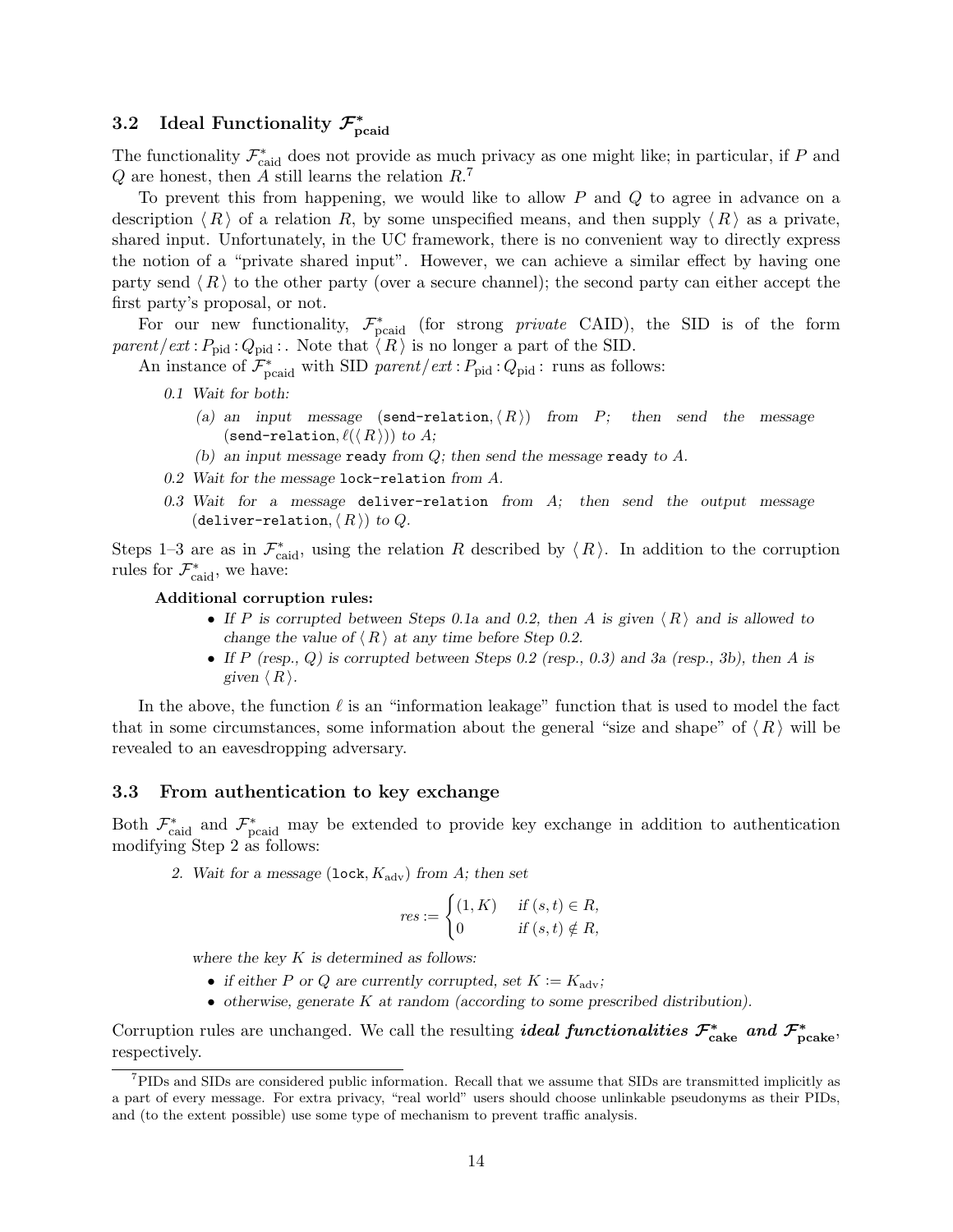### 3.2 Ideal Functionality $\mathcal{F}^*_{\text{pcaid}}$

The functionality $\mathcal{F}^*_{\text{caid}}$ does not provide as much privacy as one might like; in particular, if $P$ and $Q$ are honest, then $A$ still learns the relation $R$.[7]

To prevent this from happening, we would like to allow $P$ and $Q$ to agree in advance on a description $\langle R \rangle$ of a relation $R$, by some unspecified means, and then supply $\langle R \rangle$ as a private, shared input. Unfortunately, in the UC framework, there is no convenient way to directly express the notion of a "private shared input". However, we can achieve a similar effect by having one party send $\langle R \rangle$ to the other party (over a secure channel); the second party can either accept the first party's proposal, or not.

For our new functionality, $\mathcal{F}^*_{\text{pcaid}}$ (for strong *private* CAID), the SID is of the form $parent/ext : P_{\text{pid}} : Q_{\text{pid}} :$. Note that $\langle R \rangle$ is no longer a part of the SID.

An instance of $\mathcal{F}^*_{\text{pcaid}}$ with SID $parent/ext : P_{\text{pid}} : Q_{\text{pid}} :$ runs as follows:

*0.1 Wait for both:*

- *(a) an input message* $(\texttt{send-relation}, \langle R \rangle)$ *from* $P$*; then send the message* $(\texttt{send-relation}, \ell(\langle R \rangle))$ *to* $A$*;*
- *(b) an input message* `ready` *from* $Q$*; then send the message* `ready` *to* $A$*.*

*0.2 Wait for the message* `lock-relation` *from* $A$*.*

*0.3 Wait for a message* `deliver-relation` *from* $A$*; then send the output message* $(\texttt{deliver-relation}, \langle R \rangle)$ *to* $Q$*.*

Steps 1–3 are as in $\mathcal{F}^*_{\text{caid}}$, using the relation $R$ described by $\langle R \rangle$. In addition to the corruption rules for $\mathcal{F}^*_{\text{caid}}$, we have:

**Additional corruption rules:**

- *If* $P$ *is corrupted between Steps 0.1a and 0.2, then* $A$ *is given* $\langle R \rangle$ *and is allowed to change the value of* $\langle R \rangle$ *at any time before Step 0.2.*
- *If* $P$ *(resp.,* $Q$*) is corrupted between Steps 0.2 (resp., 0.3) and 3a (resp., 3b), then* $A$ *is given* $\langle R \rangle$*.*

In the above, the function $\ell$ is an "information leakage" function that is used to model the fact that in some circumstances, some information about the general "size and shape" of $\langle R \rangle$ will be revealed to an eavesdropping adversary.

### 3.3 From authentication to key exchange

Both $\mathcal{F}^*_{\text{caid}}$ and $\mathcal{F}^*_{\text{pcaid}}$ may be extended to provide key exchange in addition to authentication modifying Step 2 as follows:

*2. Wait for a message* $(\texttt{lock}, K_{\text{adv}})$ *from* $A$*; then set*

$$res := \begin{cases} (1, K) & \text{if } (s,t) \in R, \\ 0 & \text{if } (s,t) \notin R, \end{cases}$$

*where the key* $K$ *is determined as follows:*

- *if either* $P$ *or* $Q$ *are currently corrupted, set* $K := K_{\text{adv}}$*;*
- *otherwise, generate* $K$ *at random (according to some prescribed distribution).*

Corruption rules are unchanged. We call the resulting ***ideal functionalities*** $\mathcal{F}^*_{\text{cake}}$ ***and*** $\mathcal{F}^*_{\text{pcake}}$, respectively.

[7] PIDs and SIDs are considered public information. Recall that we assume that SIDs are transmitted implicitly as a part of every message. For extra privacy, "real world" users should choose unlinkable pseudonyms as their PIDs, and (to the extent possible) use some type of mechanism to prevent traffic analysis.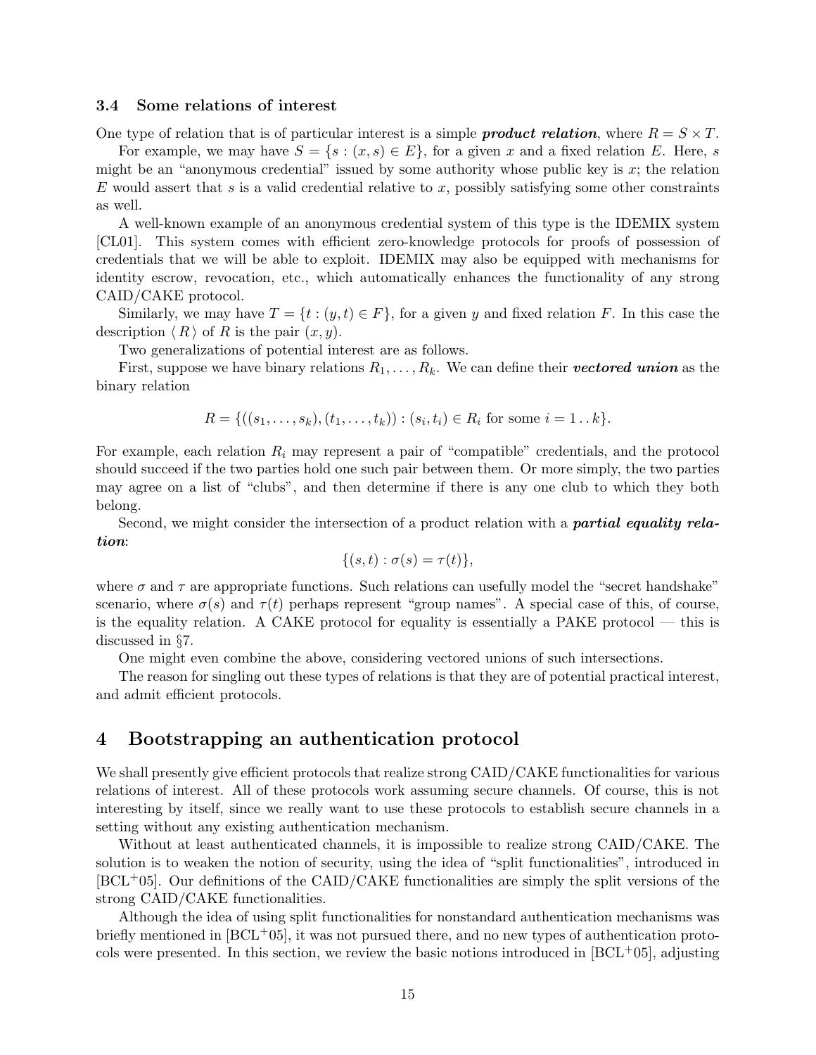### 3.4 Some relations of interest

One type of relation that is of particular interest is a simple ***product relation***, where $R = S \times T$.

For example, we may have $S = \{s : (x, s) \in E\}$, for a given $x$ and a fixed relation $E$. Here, $s$ might be an "anonymous credential" issued by some authority whose public key is $x$; the relation $E$ would assert that $s$ is a valid credential relative to $x$, possibly satisfying some other constraints as well.

A well-known example of an anonymous credential system of this type is the IDEMIX system [CL01]. This system comes with efficient zero-knowledge protocols for proofs of possession of credentials that we will be able to exploit. IDEMIX may also be equipped with mechanisms for identity escrow, revocation, etc., which automatically enhances the functionality of any strong CAID/CAKE protocol.

Similarly, we may have $T = \{t : (y, t) \in F\}$, for a given $y$ and fixed relation $F$. In this case the description $\langle R \rangle$ of $R$ is the pair $(x, y)$.

Two generalizations of potential interest are as follows.

First, suppose we have binary relations $R_1, \ldots, R_k$. We can define their ***vectored union*** as the binary relation

$$R = \{((s_1, \ldots, s_k), (t_1, \ldots, t_k)) : (s_i, t_i) \in R_i \text{ for some } i = 1 \mathinner{..} k\}.$$

For example, each relation $R_i$ may represent a pair of "compatible" credentials, and the protocol should succeed if the two parties hold one such pair between them. Or more simply, the two parties may agree on a list of "clubs", and then determine if there is any one club to which they both belong.

Second, we might consider the intersection of a product relation with a ***partial equality relation***:

$$\{(s, t) : \sigma(s) = \tau(t)\},$$

where $\sigma$ and $\tau$ are appropriate functions. Such relations can usefully model the "secret handshake" scenario, where $\sigma(s)$ and $\tau(t)$ perhaps represent "group names". A special case of this, of course, is the equality relation. A CAKE protocol for equality is essentially a PAKE protocol — this is discussed in §7.

One might even combine the above, considering vectored unions of such intersections.

The reason for singling out these types of relations is that they are of potential practical interest, and admit efficient protocols.

## 4 Bootstrapping an authentication protocol

We shall presently give efficient protocols that realize strong CAID/CAKE functionalities for various relations of interest. All of these protocols work assuming secure channels. Of course, this is not interesting by itself, since we really want to use these protocols to establish secure channels in a setting without any existing authentication mechanism.

Without at least authenticated channels, it is impossible to realize strong CAID/CAKE. The solution is to weaken the notion of security, using the idea of "split functionalities", introduced in [BCL+05]. Our definitions of the CAID/CAKE functionalities are simply the split versions of the strong CAID/CAKE functionalities.

Although the idea of using split functionalities for nonstandard authentication mechanisms was briefly mentioned in [BCL+05], it was not pursued there, and no new types of authentication protocols were presented. In this section, we review the basic notions introduced in [BCL+05], adjusting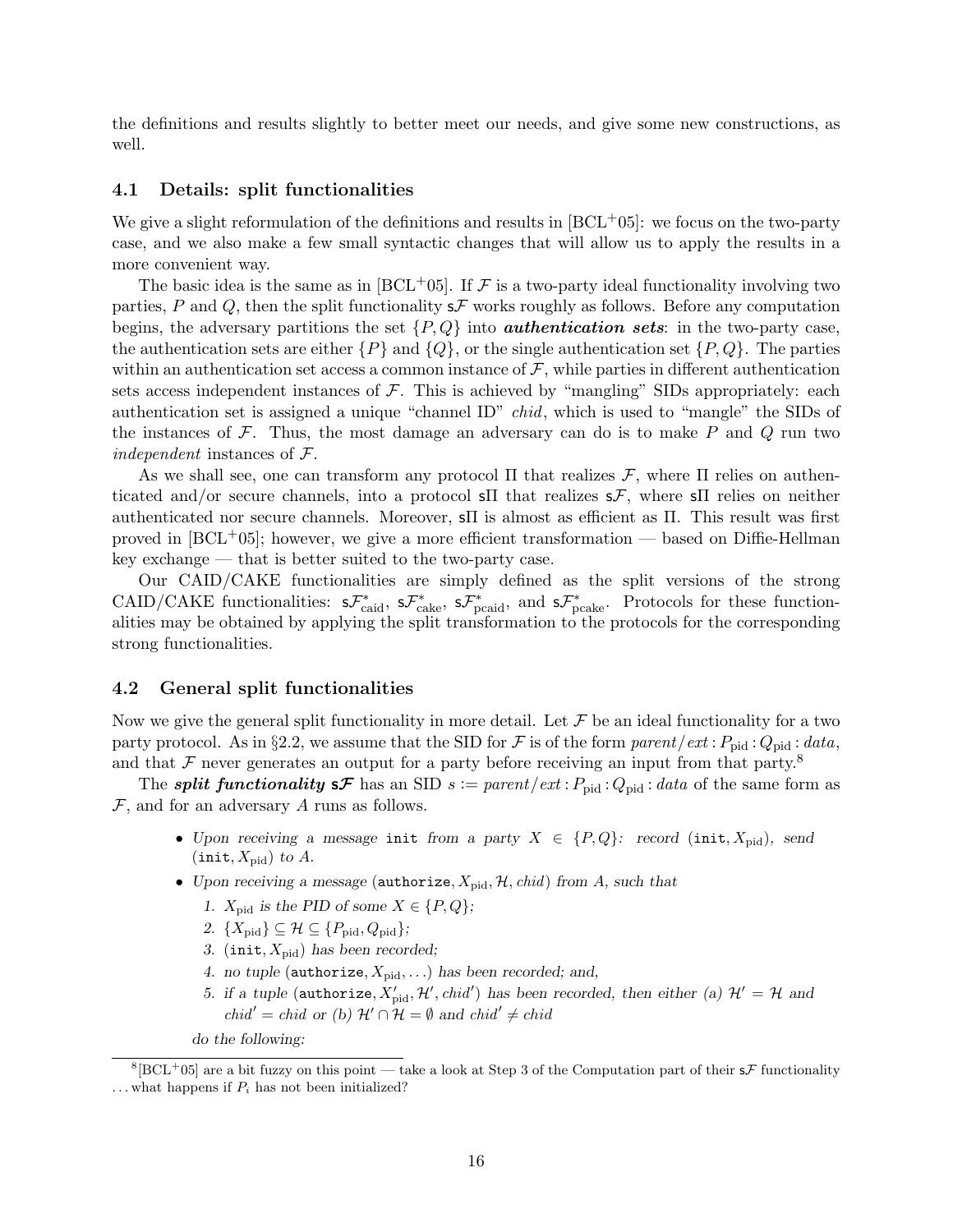the definitions and results slightly to better meet our needs, and give some new constructions, as well.

### 4.1 Details: split functionalities

We give a slight reformulation of the definitions and results in [BCL+05]: we focus on the two-party case, and we also make a few small syntactic changes that will allow us to apply the results in a more convenient way.

The basic idea is the same as in [BCL+05]. If $\mathcal{F}$ is a two-party ideal functionality involving two parties, $P$ and $Q$, then the split functionality $\mathsf{s}\mathcal{F}$ works roughly as follows. Before any computation begins, the adversary partitions the set $\{P, Q\}$ into ***authentication sets***: in the two-party case, the authentication sets are either $\{P\}$ and $\{Q\}$, or the single authentication set $\{P, Q\}$. The parties within an authentication set access a common instance of $\mathcal{F}$, while parties in different authentication sets access independent instances of $\mathcal{F}$. This is achieved by "mangling" SIDs appropriately: each authentication set is assigned a unique "channel ID" *chid*, which is used to "mangle" the SIDs of the instances of $\mathcal{F}$. Thus, the most damage an adversary can do is to make $P$ and $Q$ run two *independent* instances of $\mathcal{F}$.

As we shall see, one can transform any protocol $\Pi$ that realizes $\mathcal{F}$, where $\Pi$ relies on authenticated and/or secure channels, into a protocol $\mathsf{s}\Pi$ that realizes $\mathsf{s}\mathcal{F}$, where $\mathsf{s}\Pi$ relies on neither authenticated nor secure channels. Moreover, $\mathsf{s}\Pi$ is almost as efficient as $\Pi$. This result was first proved in [BCL+05]; however, we give a more efficient transformation — based on Diffie-Hellman key exchange — that is better suited to the two-party case.

Our CAID/CAKE functionalities are simply defined as the split versions of the strong CAID/CAKE functionalities: $\mathsf{s}\mathcal{F}^*_{\text{caid}}$, $\mathsf{s}\mathcal{F}^*_{\text{cake}}$, $\mathsf{s}\mathcal{F}^*_{\text{pcaid}}$, and $\mathsf{s}\mathcal{F}^*_{\text{pcake}}$. Protocols for these functionalities may be obtained by applying the split transformation to the protocols for the corresponding strong functionalities.

### 4.2 General split functionalities

Now we give the general split functionality in more detail. Let $\mathcal{F}$ be an ideal functionality for a two party protocol. As in §2.2, we assume that the SID for $\mathcal{F}$ is of the form $\mathit{parent}/\mathit{ext} : P_{\text{pid}} : Q_{\text{pid}} : \mathit{data}$, and that $\mathcal{F}$ never generates an output for a party before receiving an input from that party.[8]

The ***split functionality*** $\mathsf{s}\mathcal{F}$ has an SID $s := \mathit{parent}/\mathit{ext} : P_{\text{pid}} : Q_{\text{pid}} : \mathit{data}$ of the same form as $\mathcal{F}$, and for an adversary $A$ runs as follows.

- *Upon receiving a message* `init` *from a party* $X \in \{P, Q\}$*: record* $(\texttt{init}, X_{\text{pid}})$*, send* $(\texttt{init}, X_{\text{pid}})$ *to* $A$*.*
- *Upon receiving a message* $(\texttt{authorize}, X_{\text{pid}}, \mathcal{H}, \mathit{chid})$ *from* $A$*, such that*
  1. $X_{\text{pid}}$ *is the PID of some* $X \in \{P, Q\}$*;*
  2. $\{X_{\text{pid}}\} \subseteq \mathcal{H} \subseteq \{P_{\text{pid}}, Q_{\text{pid}}\}$*;*
  3. $(\texttt{init}, X_{\text{pid}})$ *has been recorded;*
  4. *no tuple* $(\texttt{authorize}, X_{\text{pid}}, \ldots)$ *has been recorded; and,*
  5. *if a tuple* $(\texttt{authorize}, X'_{\text{pid}}, \mathcal{H}', \mathit{chid}')$ *has been recorded, then either (a)* $\mathcal{H}' = \mathcal{H}$ *and* $\mathit{chid}' = \mathit{chid}$ *or (b)* $\mathcal{H}' \cap \mathcal{H} = \emptyset$ *and* $\mathit{chid}' \neq \mathit{chid}$

  *do the following:*

[8] [BCL+05] are a bit fuzzy on this point — take a look at Step 3 of the Computation part of their $\mathsf{s}\mathcal{F}$ functionality ... what happens if $P_i$ has not been initialized?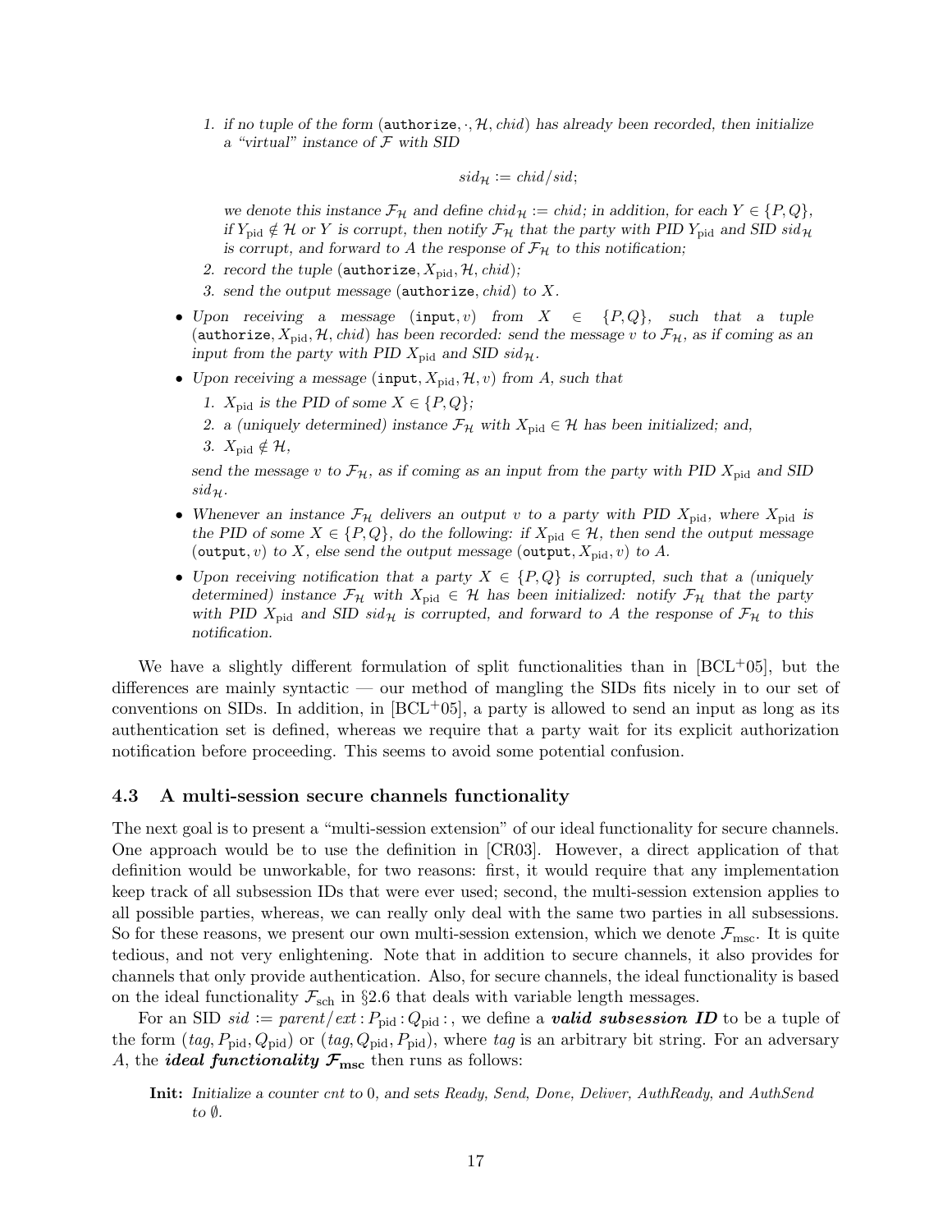1. *if no tuple of the form* (authorize, $\cdot, \mathcal{H}, chid$) *has already been recorded, then initialize a "virtual" instance of* $\mathcal{F}$ *with SID*

$$sid_{\mathcal{H}} := chid/sid;$$

   *we denote this instance* $\mathcal{F}_{\mathcal{H}}$ *and define* $chid_{\mathcal{H}} := chid$*; in addition, for each* $Y \in \{P, Q\}$*, if* $Y_{\text{pid}} \notin \mathcal{H}$ *or* $Y$ *is corrupt, then notify* $\mathcal{F}_{\mathcal{H}}$ *that the party with PID* $Y_{\text{pid}}$ *and SID* $sid_{\mathcal{H}}$ *is corrupt, and forward to* $A$ *the response of* $\mathcal{F}_{\mathcal{H}}$ *to this notification;*

2. *record the tuple* (authorize, $X_{\text{pid}}, \mathcal{H}, chid$)*;*
3. *send the output message* (authorize, $chid$) *to* $X$*.*

- *Upon receiving a message* (input, $v$) *from* $X \in \{P, Q\}$*, such that a tuple* (authorize, $X_{\text{pid}}, \mathcal{H}, chid$) *has been recorded: send the message* $v$ *to* $\mathcal{F}_{\mathcal{H}}$*, as if coming as an input from the party with PID* $X_{\text{pid}}$ *and SID* $sid_{\mathcal{H}}$*.*
- *Upon receiving a message* (input, $X_{\text{pid}}, \mathcal{H}, v$) *from* $A$*, such that*
  1. $X_{\text{pid}}$ *is the PID of some* $X \in \{P, Q\}$*;*
  2. *a (uniquely determined) instance* $\mathcal{F}_{\mathcal{H}}$ *with* $X_{\text{pid}} \in \mathcal{H}$ *has been initialized; and,*
  3. $X_{\text{pid}} \notin \mathcal{H}$*,*

  *send the message* $v$ *to* $\mathcal{F}_{\mathcal{H}}$*, as if coming as an input from the party with PID* $X_{\text{pid}}$ *and SID* $sid_{\mathcal{H}}$*.*
- *Whenever an instance* $\mathcal{F}_{\mathcal{H}}$ *delivers an output* $v$ *to a party with PID* $X_{\text{pid}}$*, where* $X_{\text{pid}}$ *is the PID of some* $X \in \{P, Q\}$*, do the following: if* $X_{\text{pid}} \in \mathcal{H}$*, then send the output message* (output, $v$) *to* $X$*, else send the output message* (output, $X_{\text{pid}}, v$) *to* $A$*.*
- *Upon receiving notification that a party* $X \in \{P, Q\}$ *is corrupted, such that a (uniquely determined) instance* $\mathcal{F}_{\mathcal{H}}$ *with* $X_{\text{pid}} \in \mathcal{H}$ *has been initialized: notify* $\mathcal{F}_{\mathcal{H}}$ *that the party with PID* $X_{\text{pid}}$ *and SID* $sid_{\mathcal{H}}$ *is corrupted, and forward to* $A$ *the response of* $\mathcal{F}_{\mathcal{H}}$ *to this notification.*

We have a slightly different formulation of split functionalities than in [BCL+05], but the differences are mainly syntactic — our method of mangling the SIDs fits nicely in to our set of conventions on SIDs. In addition, in [BCL+05], a party is allowed to send an input as long as its authentication set is defined, whereas we require that a party wait for its explicit authorization notification before proceeding. This seems to avoid some potential confusion.

### 4.3 A multi-session secure channels functionality

The next goal is to present a "multi-session extension" of our ideal functionality for secure channels. One approach would be to use the definition in [CR03]. However, a direct application of that definition would be unworkable, for two reasons: first, it would require that any implementation keep track of all subsession IDs that were ever used; second, the multi-session extension applies to all possible parties, whereas, we can really only deal with the same two parties in all subsessions. So for these reasons, we present our own multi-session extension, which we denote $\mathcal{F}_{\text{msc}}$. It is quite tedious, and not very enlightening. Note that in addition to secure channels, it also provides for channels that only provide authentication. Also, for secure channels, the ideal functionality is based on the ideal functionality $\mathcal{F}_{\text{sch}}$ in §2.6 that deals with variable length messages.

For an SID $sid := parent/ext : P_{\text{pid}} : Q_{\text{pid}} :$, we define a ***valid subsession ID*** to be a tuple of the form $(tag, P_{\text{pid}}, Q_{\text{pid}})$ or $(tag, Q_{\text{pid}}, P_{\text{pid}})$, where $tag$ is an arbitrary bit string. For an adversary $A$, the ***ideal functionality*** $\boldsymbol{\mathcal{F}_{\text{msc}}}$ then runs as follows:

**Init:** *Initialize a counter* $cnt$ *to* 0*, and sets Ready, Send, Done, Deliver, AuthReady, and AuthSend to* $\emptyset$*.*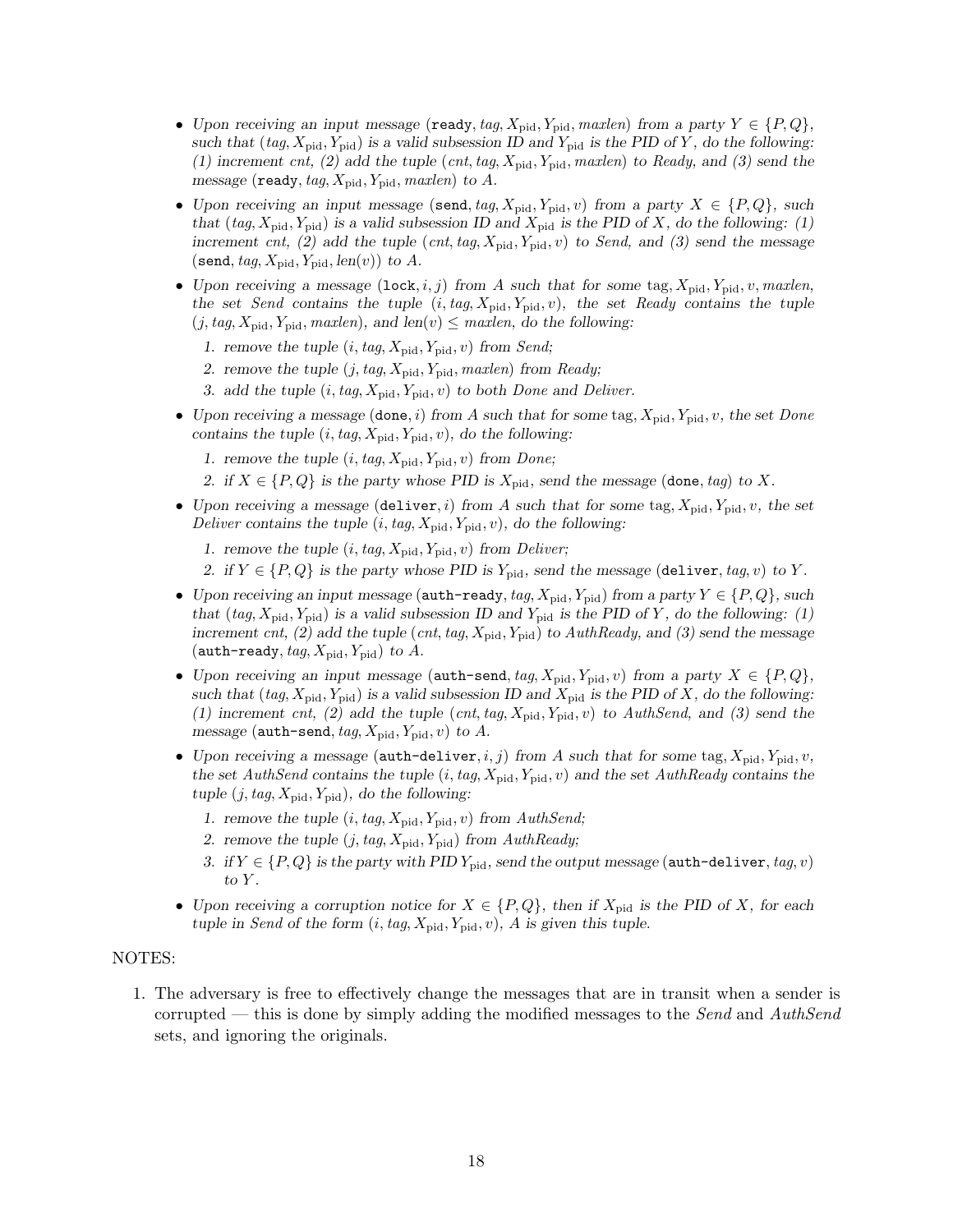- *Upon receiving an input message* ($\texttt{ready}$, *tag*, $X_{\rm pid}$, $Y_{\rm pid}$, *maxlen*) *from a party* $Y \in \{P, Q\}$, *such that* (*tag*, $X_{\rm pid}$, $Y_{\rm pid}$) *is a valid subsession ID and* $Y_{\rm pid}$ *is the PID of* $Y$, *do the following: (1) increment cnt, (2) add the tuple* (*cnt*, *tag*, $X_{\rm pid}$, $Y_{\rm pid}$, *maxlen*) *to Ready, and (3) send the message* ($\texttt{ready}$, *tag*, $X_{\rm pid}$, $Y_{\rm pid}$, *maxlen*) *to A.*

- *Upon receiving an input message* ($\texttt{send}$, *tag*, $X_{\rm pid}$, $Y_{\rm pid}$, $v$) *from a party* $X \in \{P, Q\}$, *such that* (*tag*, $X_{\rm pid}$, $Y_{\rm pid}$) *is a valid subsession ID and* $X_{\rm pid}$ *is the PID of* $X$, *do the following: (1) increment cnt, (2) add the tuple* (*cnt*, *tag*, $X_{\rm pid}$, $Y_{\rm pid}$, $v$) *to Send, and (3) send the message* ($\texttt{send}$, *tag*, $X_{\rm pid}$, $Y_{\rm pid}$, *len*($v$)) *to A.*

- *Upon receiving a message* ($\texttt{lock}$, $i$, $j$) *from A such that for some* tag, $X_{\rm pid}$, $Y_{\rm pid}$, $v$, *maxlen*, *the set Send contains the tuple* ($i$, *tag*, $X_{\rm pid}$, $Y_{\rm pid}$, $v$), *the set Ready contains the tuple* ($j$, *tag*, $X_{\rm pid}$, $Y_{\rm pid}$, *maxlen*), *and* *len*($v$) $\leq$ *maxlen*, *do the following:*
  1. *remove the tuple* ($i$, *tag*, $X_{\rm pid}$, $Y_{\rm pid}$, $v$) *from Send;*
  2. *remove the tuple* ($j$, *tag*, $X_{\rm pid}$, $Y_{\rm pid}$, *maxlen*) *from Ready;*
  3. *add the tuple* ($i$, *tag*, $X_{\rm pid}$, $Y_{\rm pid}$, $v$) *to both Done and Deliver.*

- *Upon receiving a message* ($\texttt{done}$, $i$) *from A such that for some* tag, $X_{\rm pid}$, $Y_{\rm pid}$, $v$, *the set Done contains the tuple* ($i$, *tag*, $X_{\rm pid}$, $Y_{\rm pid}$, $v$), *do the following:*
  1. *remove the tuple* ($i$, *tag*, $X_{\rm pid}$, $Y_{\rm pid}$, $v$) *from Done;*
  2. *if* $X \in \{P, Q\}$ *is the party whose PID is* $X_{\rm pid}$, *send the message* ($\texttt{done}$, *tag*) *to* $X$.

- *Upon receiving a message* ($\texttt{deliver}$, $i$) *from A such that for some* tag, $X_{\rm pid}$, $Y_{\rm pid}$, $v$, *the set Deliver contains the tuple* ($i$, *tag*, $X_{\rm pid}$, $Y_{\rm pid}$, $v$), *do the following:*
  1. *remove the tuple* ($i$, *tag*, $X_{\rm pid}$, $Y_{\rm pid}$, $v$) *from Deliver;*
  2. *if* $Y \in \{P, Q\}$ *is the party whose PID is* $Y_{\rm pid}$, *send the message* ($\texttt{deliver}$, *tag*, $v$) *to* $Y$.

- *Upon receiving an input message* ($\texttt{auth-ready}$, *tag*, $X_{\rm pid}$, $Y_{\rm pid}$) *from a party* $Y \in \{P, Q\}$, *such that* (*tag*, $X_{\rm pid}$, $Y_{\rm pid}$) *is a valid subsession ID and* $Y_{\rm pid}$ *is the PID of* $Y$, *do the following: (1) increment cnt, (2) add the tuple* (*cnt*, *tag*, $X_{\rm pid}$, $Y_{\rm pid}$) *to AuthReady, and (3) send the message* ($\texttt{auth-ready}$, *tag*, $X_{\rm pid}$, $Y_{\rm pid}$) *to A.*

- *Upon receiving an input message* ($\texttt{auth-send}$, *tag*, $X_{\rm pid}$, $Y_{\rm pid}$, $v$) *from a party* $X \in \{P, Q\}$, *such that* (*tag*, $X_{\rm pid}$, $Y_{\rm pid}$) *is a valid subsession ID and* $X_{\rm pid}$ *is the PID of* $X$, *do the following: (1) increment cnt, (2) add the tuple* (*cnt*, *tag*, $X_{\rm pid}$, $Y_{\rm pid}$, $v$) *to AuthSend, and (3) send the message* ($\texttt{auth-send}$, *tag*, $X_{\rm pid}$, $Y_{\rm pid}$, $v$) *to A.*

- *Upon receiving a message* ($\texttt{auth-deliver}$, $i$, $j$) *from A such that for some* tag, $X_{\rm pid}$, $Y_{\rm pid}$, $v$, *the set AuthSend contains the tuple* ($i$, *tag*, $X_{\rm pid}$, $Y_{\rm pid}$, $v$) *and the set AuthReady contains the tuple* ($j$, *tag*, $X_{\rm pid}$, $Y_{\rm pid}$), *do the following:*
  1. *remove the tuple* ($i$, *tag*, $X_{\rm pid}$, $Y_{\rm pid}$, $v$) *from AuthSend;*
  2. *remove the tuple* ($j$, *tag*, $X_{\rm pid}$, $Y_{\rm pid}$) *from AuthReady;*
  3. *if* $Y \in \{P, Q\}$ *is the party with PID* $Y_{\rm pid}$, *send the output message* ($\texttt{auth-deliver}$, *tag*, $v$) *to* $Y$.

- *Upon receiving a corruption notice for* $X \in \{P, Q\}$, *then if* $X_{\rm pid}$ *is the PID of* $X$, *for each tuple in Send of the form* ($i$, *tag*, $X_{\rm pid}$, $Y_{\rm pid}$, $v$), *A is given this tuple.*

NOTES:

1. The adversary is free to effectively change the messages that are in transit when a sender is corrupted — this is done by simply adding the modified messages to the *Send* and *AuthSend* sets, and ignoring the originals.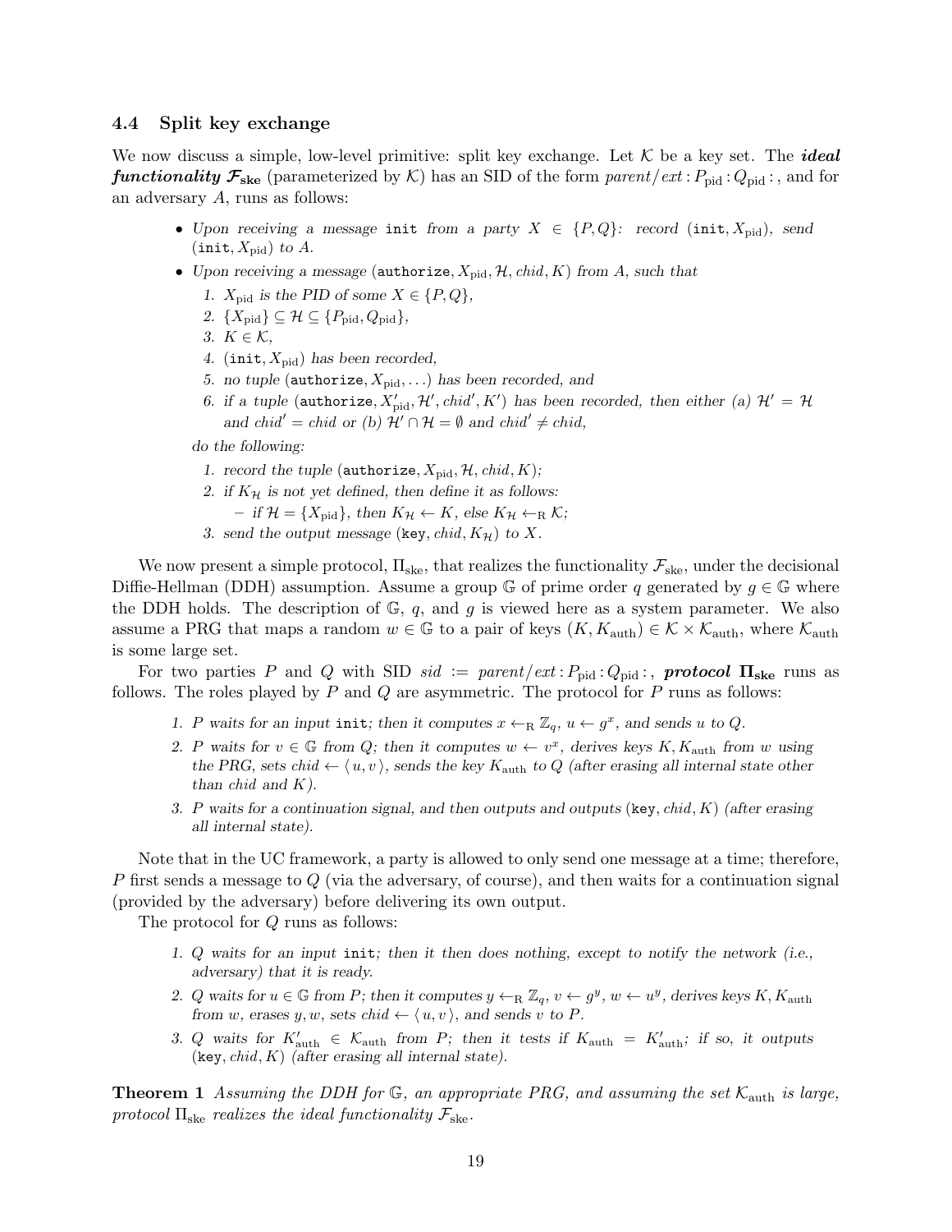### 4.4 Split key exchange

We now discuss a simple, low-level primitive: split key exchange. Let $\mathcal{K}$ be a key set. The ***ideal functionality*** $\boldsymbol{\mathcal{F}_{\mathrm{ske}}}$ (parameterized by $\mathcal{K}$) has an SID of the form $\mathit{parent}/\mathit{ext}: P_{\mathrm{pid}}: Q_{\mathrm{pid}}:$, and for an adversary $A$, runs as follows:

- *Upon receiving a message* `init` *from a party* $X \in \{P, Q\}$*: record* $(\mathtt{init}, X_{\mathrm{pid}})$*, send* $(\mathtt{init}, X_{\mathrm{pid}})$ *to* $A$*.*
- *Upon receiving a message* $(\mathtt{authorize}, X_{\mathrm{pid}}, \mathcal{H}, \mathit{chid}, K)$ *from* $A$*, such that*
  1. $X_{\mathrm{pid}}$ *is the PID of some* $X \in \{P, Q\}$*,*
  2. $\{X_{\mathrm{pid}}\} \subseteq \mathcal{H} \subseteq \{P_{\mathrm{pid}}, Q_{\mathrm{pid}}\}$*,*
  3. $K \in \mathcal{K}$*,*
  4. $(\mathtt{init}, X_{\mathrm{pid}})$ *has been recorded,*
  5. *no tuple* $(\mathtt{authorize}, X_{\mathrm{pid}}, \ldots)$ *has been recorded, and*
  6. *if a tuple* $(\mathtt{authorize}, X'_{\mathrm{pid}}, \mathcal{H}', \mathit{chid}', K')$ *has been recorded, then either (a)* $\mathcal{H}' = \mathcal{H}$ *and* $\mathit{chid}' = \mathit{chid}$ *or (b)* $\mathcal{H}' \cap \mathcal{H} = \emptyset$ *and* $\mathit{chid}' \neq \mathit{chid}$*,*

  *do the following:*
  1. *record the tuple* $(\mathtt{authorize}, X_{\mathrm{pid}}, \mathcal{H}, \mathit{chid}, K)$*;*
  2. *if* $K_{\mathcal{H}}$ *is not yet defined, then define it as follows:*
     - *if* $\mathcal{H} = \{X_{\mathrm{pid}}\}$*, then* $K_{\mathcal{H}} \leftarrow K$*, else* $K_{\mathcal{H}} \leftarrow_{\mathrm{R}} \mathcal{K}$*;*
  3. *send the output message* $(\mathtt{key}, \mathit{chid}, K_{\mathcal{H}})$ *to* $X$*.*

We now present a simple protocol, $\Pi_{\mathrm{ske}}$, that realizes the functionality $\mathcal{F}_{\mathrm{ske}}$, under the decisional Diffie-Hellman (DDH) assumption. Assume a group $\mathbb{G}$ of prime order $q$ generated by $g \in \mathbb{G}$ where the DDH holds. The description of $\mathbb{G}$, $q$, and $g$ is viewed here as a system parameter. We also assume a PRG that maps a random $w \in \mathbb{G}$ to a pair of keys $(K, K_{\mathrm{auth}}) \in \mathcal{K} \times \mathcal{K}_{\mathrm{auth}}$, where $\mathcal{K}_{\mathrm{auth}}$ is some large set.

For two parties $P$ and $Q$ with SID $\mathit{sid} := \mathit{parent}/\mathit{ext}: P_{\mathrm{pid}}: Q_{\mathrm{pid}}:$, ***protocol*** $\boldsymbol{\Pi_{\mathrm{ske}}}$ runs as follows. The roles played by $P$ and $Q$ are asymmetric. The protocol for $P$ runs as follows:

1. *$P$ waits for an input* `init`*; then it computes* $x \leftarrow_{\mathrm{R}} \mathbb{Z}_q$*,* $u \leftarrow g^x$*, and sends* $u$ *to* $Q$*.*
2. *$P$ waits for* $v \in \mathbb{G}$ *from* $Q$*; then it computes* $w \leftarrow v^x$*, derives keys* $K, K_{\mathrm{auth}}$ *from* $w$ *using the PRG, sets* $\mathit{chid} \leftarrow \langle u, v \rangle$*, sends the key* $K_{\mathrm{auth}}$ *to* $Q$ *(after erasing all internal state other than* $\mathit{chid}$ *and* $K$*).*
3. *$P$ waits for a continuation signal, and then outputs and outputs* $(\mathtt{key}, \mathit{chid}, K)$ *(after erasing all internal state).*

Note that in the UC framework, a party is allowed to only send one message at a time; therefore, $P$ first sends a message to $Q$ (via the adversary, of course), and then waits for a continuation signal (provided by the adversary) before delivering its own output.

The protocol for $Q$ runs as follows:

1. *$Q$ waits for an input* `init`*; then it then does nothing, except to notify the network (i.e., adversary) that it is ready.*
2. *$Q$ waits for* $u \in \mathbb{G}$ *from* $P$*; then it computes* $y \leftarrow_{\mathrm{R}} \mathbb{Z}_q$*,* $v \leftarrow g^y$*,* $w \leftarrow u^y$*, derives keys* $K, K_{\mathrm{auth}}$ *from* $w$*, erases* $y, w$*, sets* $\mathit{chid} \leftarrow \langle u, v \rangle$*, and sends* $v$ *to* $P$*.*
3. *$Q$ waits for* $K'_{\mathrm{auth}} \in \mathcal{K}_{\mathrm{auth}}$ *from* $P$*; then it tests if* $K_{\mathrm{auth}} = K'_{\mathrm{auth}}$*; if so, it outputs* $(\mathtt{key}, \mathit{chid}, K)$ *(after erasing all internal state).*

**Theorem 1** *Assuming the DDH for* $\mathbb{G}$*, an appropriate PRG, and assuming the set* $\mathcal{K}_{\mathrm{auth}}$ *is large, protocol* $\Pi_{\mathrm{ske}}$ *realizes the ideal functionality* $\mathcal{F}_{\mathrm{ske}}$*.*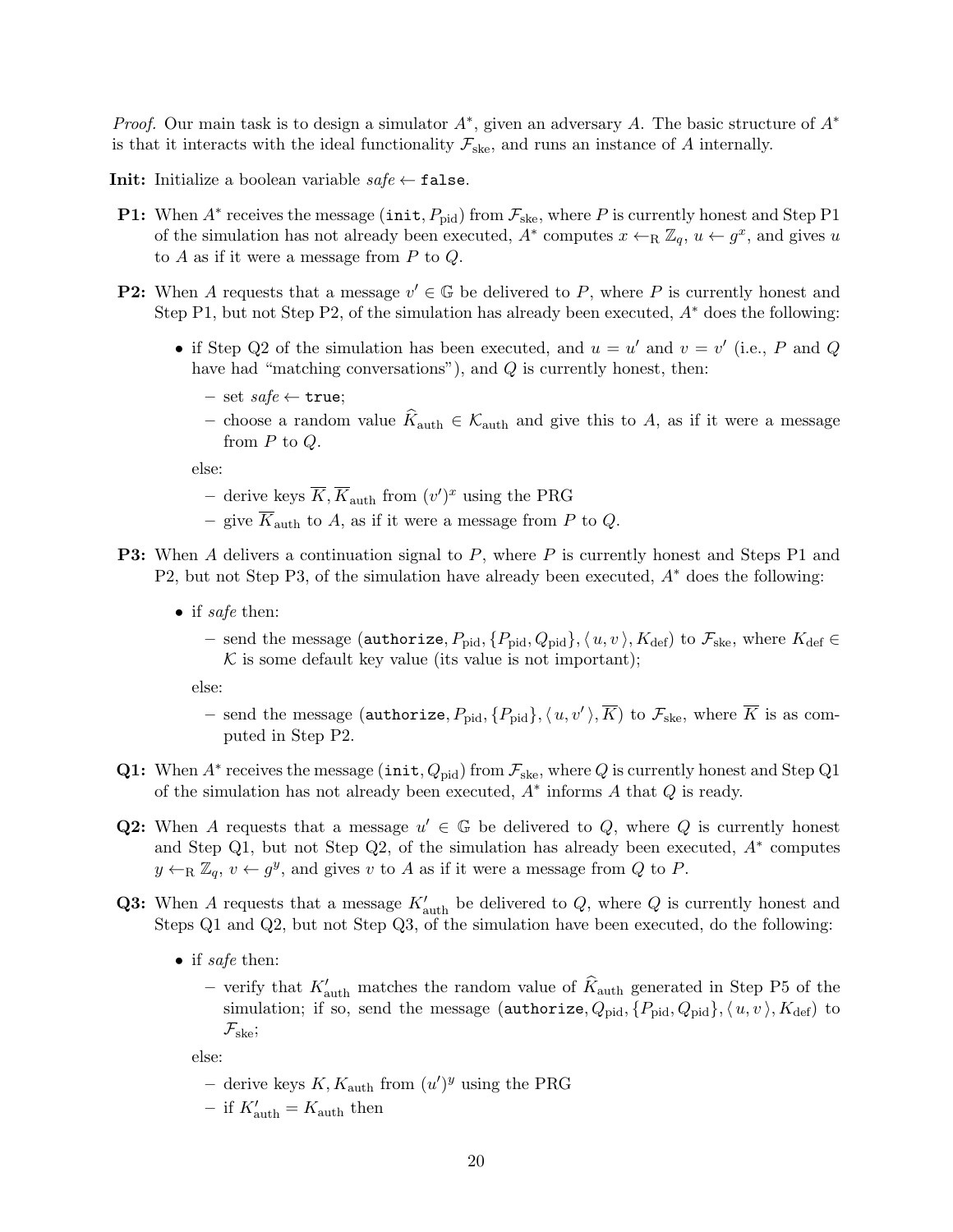*Proof.* Our main task is to design a simulator $A^*$, given an adversary $A$. The basic structure of $A^*$ is that it interacts with the ideal functionality $\mathcal{F}_{\text{ske}}$, and runs an instance of $A$ internally.

**Init:** Initialize a boolean variable *safe* $\leftarrow$ `false`.

**P1:** When $A^*$ receives the message $(\texttt{init}, P_{\text{pid}})$ from $\mathcal{F}_{\text{ske}}$, where $P$ is currently honest and Step P1 of the simulation has not already been executed, $A^*$ computes $x \leftarrow_{\text{R}} \mathbb{Z}_q$, $u \leftarrow g^x$, and gives $u$ to $A$ as if it were a message from $P$ to $Q$.

**P2:** When $A$ requests that a message $v' \in \mathbb{G}$ be delivered to $P$, where $P$ is currently honest and Step P1, but not Step P2, of the simulation has already been executed, $A^*$ does the following:

- if Step Q2 of the simulation has been executed, and $u = u'$ and $v = v'$ (i.e., $P$ and $Q$ have had "matching conversations"), and $Q$ is currently honest, then:
  - set *safe* $\leftarrow$ `true`;
  - choose a random value $\widehat{K}_{\text{auth}} \in \mathcal{K}_{\text{auth}}$ and give this to $A$, as if it were a message from $P$ to $Q$.

  else:
  - derive keys $\overline{K}, \overline{K}_{\text{auth}}$ from $(v')^x$ using the PRG
  - give $\overline{K}_{\text{auth}}$ to $A$, as if it were a message from $P$ to $Q$.

**P3:** When $A$ delivers a continuation signal to $P$, where $P$ is currently honest and Steps P1 and P2, but not Step P3, of the simulation have already been executed, $A^*$ does the following:

- if *safe* then:
  - send the message $(\texttt{authorize}, P_{\text{pid}}, \{P_{\text{pid}}, Q_{\text{pid}}\}, \langle u, v \rangle, K_{\text{def}})$ to $\mathcal{F}_{\text{ske}}$, where $K_{\text{def}} \in \mathcal{K}$ is some default key value (its value is not important);

  else:
  - send the message $(\texttt{authorize}, P_{\text{pid}}, \{P_{\text{pid}}\}, \langle u, v' \rangle, \overline{K})$ to $\mathcal{F}_{\text{ske}}$, where $\overline{K}$ is as computed in Step P2.

**Q1:** When $A^*$ receives the message $(\texttt{init}, Q_{\text{pid}})$ from $\mathcal{F}_{\text{ske}}$, where $Q$ is currently honest and Step Q1 of the simulation has not already been executed, $A^*$ informs $A$ that $Q$ is ready.

**Q2:** When $A$ requests that a message $u' \in \mathbb{G}$ be delivered to $Q$, where $Q$ is currently honest and Step Q1, but not Step Q2, of the simulation has already been executed, $A^*$ computes $y \leftarrow_{\text{R}} \mathbb{Z}_q$, $v \leftarrow g^y$, and gives $v$ to $A$ as if it were a message from $Q$ to $P$.

**Q3:** When $A$ requests that a message $K'_{\text{auth}}$ be delivered to $Q$, where $Q$ is currently honest and Steps Q1 and Q2, but not Step Q3, of the simulation have been executed, do the following:

- if *safe* then:
  - verify that $K'_{\text{auth}}$ matches the random value of $\widehat{K}_{\text{auth}}$ generated in Step P5 of the simulation; if so, send the message $(\texttt{authorize}, Q_{\text{pid}}, \{P_{\text{pid}}, Q_{\text{pid}}\}, \langle u, v \rangle, K_{\text{def}})$ to $\mathcal{F}_{\text{ske}}$;

  else:
  - derive keys $K, K_{\text{auth}}$ from $(u')^y$ using the PRG
  - if $K'_{\text{auth}} = K_{\text{auth}}$ then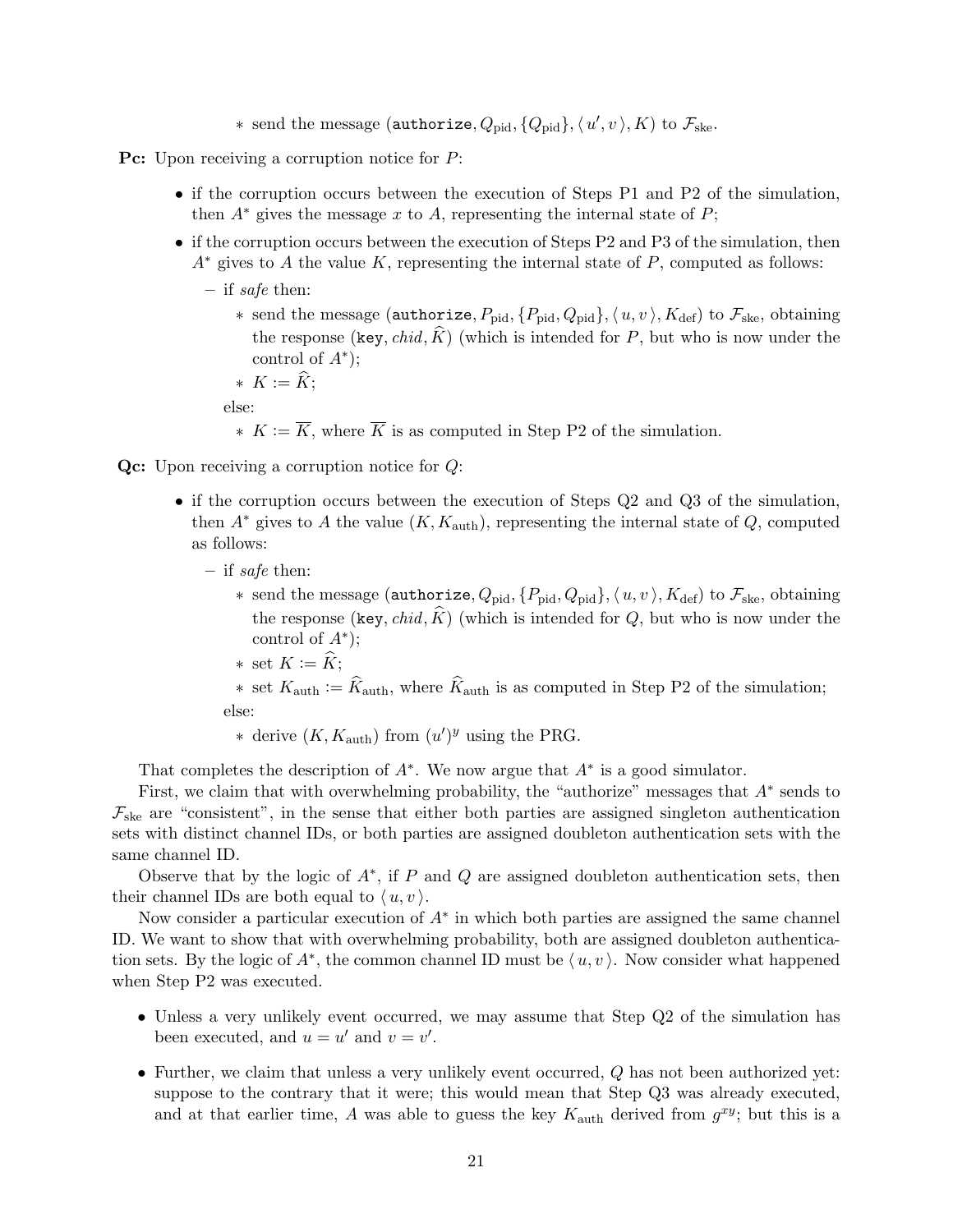* send the message $(\texttt{authorize}, Q_{\text{pid}}, \{Q_{\text{pid}}\}, \langle u', v \rangle, K)$ to $\mathcal{F}_{\text{ske}}$.

**Pc:** Upon receiving a corruption notice for $P$:

- if the corruption occurs between the execution of Steps P1 and P2 of the simulation, then $A^*$ gives the message $x$ to $A$, representing the internal state of $P$;
- if the corruption occurs between the execution of Steps P2 and P3 of the simulation, then $A^*$ gives to $A$ the value $K$, representing the internal state of $P$, computed as follows:
  - if *safe* then:
    * send the message $(\texttt{authorize}, P_{\text{pid}}, \{P_{\text{pid}}, Q_{\text{pid}}\}, \langle u, v \rangle, K_{\text{def}})$ to $\mathcal{F}_{\text{ske}}$, obtaining the response $(\texttt{key}, \mathit{chid}, \widehat{K})$ (which is intended for $P$, but who is now under the control of $A^*$);
    * $K := \widehat{K}$;

    else:
    * $K := \overline{K}$, where $\overline{K}$ is as computed in Step P2 of the simulation.

**Qc:** Upon receiving a corruption notice for $Q$:

- if the corruption occurs between the execution of Steps Q2 and Q3 of the simulation, then $A^*$ gives to $A$ the value $(K, K_{\text{auth}})$, representing the internal state of $Q$, computed as follows:
  - if *safe* then:
    * send the message $(\texttt{authorize}, Q_{\text{pid}}, \{P_{\text{pid}}, Q_{\text{pid}}\}, \langle u, v \rangle, K_{\text{def}})$ to $\mathcal{F}_{\text{ske}}$, obtaining the response $(\texttt{key}, \mathit{chid}, \widehat{K})$ (which is intended for $Q$, but who is now under the control of $A^*$);
    * set $K := \widehat{K}$;
    * set $K_{\text{auth}} := \widehat{K}_{\text{auth}}$, where $\widehat{K}_{\text{auth}}$ is as computed in Step P2 of the simulation;

    else:
    * derive $(K, K_{\text{auth}})$ from $(u')^y$ using the PRG.

That completes the description of $A^*$. We now argue that $A^*$ is a good simulator.

First, we claim that with overwhelming probability, the "authorize" messages that $A^*$ sends to $\mathcal{F}_{\text{ske}}$ are "consistent", in the sense that either both parties are assigned singleton authentication sets with distinct channel IDs, or both parties are assigned doubleton authentication sets with the same channel ID.

Observe that by the logic of $A^*$, if $P$ and $Q$ are assigned doubleton authentication sets, then their channel IDs are both equal to $\langle u, v \rangle$.

Now consider a particular execution of $A^*$ in which both parties are assigned the same channel ID. We want to show that with overwhelming probability, both are assigned doubleton authentication sets. By the logic of $A^*$, the common channel ID must be $\langle u, v \rangle$. Now consider what happened when Step P2 was executed.

- Unless a very unlikely event occurred, we may assume that Step Q2 of the simulation has been executed, and $u = u'$ and $v = v'$.
- Further, we claim that unless a very unlikely event occurred, $Q$ has not been authorized yet: suppose to the contrary that it were; this would mean that Step Q3 was already executed, and at that earlier time, $A$ was able to guess the key $K_{\text{auth}}$ derived from $g^{xy}$; but this is a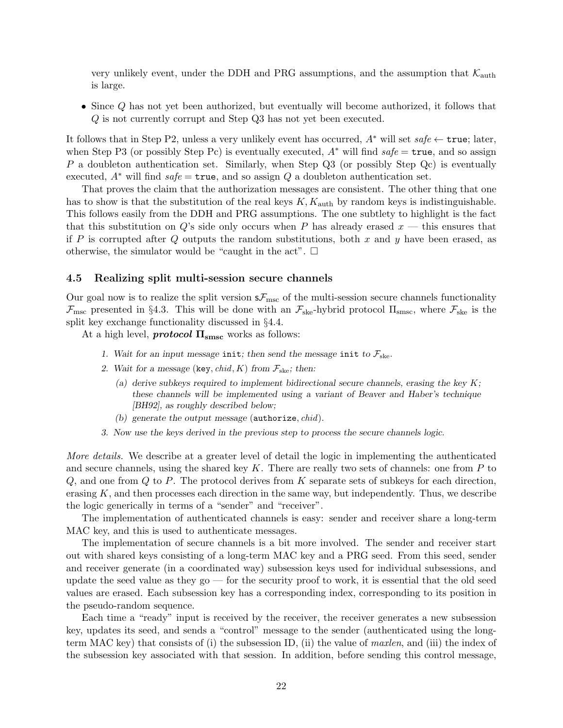very unlikely event, under the DDH and PRG assumptions, and the assumption that $\mathcal{K}_{\text{auth}}$ is large.

- Since $Q$ has not yet been authorized, but eventually will become authorized, it follows that $Q$ is not currently corrupt and Step Q3 has not yet been executed.

It follows that in Step P2, unless a very unlikely event has occurred, $A^*$ will set $\mathit{safe} \leftarrow \texttt{true}$; later, when Step P3 (or possibly Step Pc) is eventually executed, $A^*$ will find $\mathit{safe} = \texttt{true}$, and so assign $P$ a doubleton authentication set. Similarly, when Step Q3 (or possibly Step Qc) is eventually executed, $A^*$ will find $\mathit{safe} = \texttt{true}$, and so assign $Q$ a doubleton authentication set.

That proves the claim that the authorization messages are consistent. The other thing that one has to show is that the substitution of the real keys $K, K_{\text{auth}}$ by random keys is indistinguishable. This follows easily from the DDH and PRG assumptions. The one subtlety to highlight is the fact that this substitution on $Q$'s side only occurs when $P$ has already erased $x$ — this ensures that if $P$ is corrupted after $Q$ outputs the random substitutions, both $x$ and $y$ have been erased, as otherwise, the simulator would be "caught in the act". $\square$

### 4.5 Realizing split multi-session secure channels

Our goal now is to realize the split version $\mathsf{s}\mathcal{F}_{\text{msc}}$ of the multi-session secure channels functionality $\mathcal{F}_{\text{msc}}$ presented in §4.3. This will be done with an $\mathcal{F}_{\text{ske}}$-hybrid protocol $\Pi_{\text{smsc}}$, where $\mathcal{F}_{\text{ske}}$ is the split key exchange functionality discussed in §4.4.

At a high level, ***protocol*** $\boldsymbol{\Pi_{\text{smsc}}}$ works as follows:

1. *Wait for an input message* `init`*; then send the message* `init` *to* $\mathcal{F}_{\text{ske}}$.
2. *Wait for a message* (`key`, $\mathit{chid}, K$) *from* $\mathcal{F}_{\text{ske}}$*; then:*
   (a) *derive subkeys required to implement bidirectional secure channels, erasing the key* $K$*; these channels will be implemented using a variant of Beaver and Haber's technique [BH92], as roughly described below;*
   (b) *generate the output message* (`authorize`, $\mathit{chid}$).
3. *Now use the keys derived in the previous step to process the secure channels logic.*

*More details.* We describe at a greater level of detail the logic in implementing the authenticated and secure channels, using the shared key $K$. There are really two sets of channels: one from $P$ to $Q$, and one from $Q$ to $P$. The protocol derives from $K$ separate sets of subkeys for each direction, erasing $K$, and then processes each direction in the same way, but independently. Thus, we describe the logic generically in terms of a "sender" and "receiver".

The implementation of authenticated channels is easy: sender and receiver share a long-term MAC key, and this is used to authenticate messages.

The implementation of secure channels is a bit more involved. The sender and receiver start out with shared keys consisting of a long-term MAC key and a PRG seed. From this seed, sender and receiver generate (in a coordinated way) subsession keys used for individual subsessions, and update the seed value as they go — for the security proof to work, it is essential that the old seed values are erased. Each subsession key has a corresponding index, corresponding to its position in the pseudo-random sequence.

Each time a "ready" input is received by the receiver, the receiver generates a new subsession key, updates its seed, and sends a "control" message to the sender (authenticated using the long-term MAC key) that consists of (i) the subsession ID, (ii) the value of $\mathit{maxlen}$, and (iii) the index of the subsession key associated with that session. In addition, before sending this control message,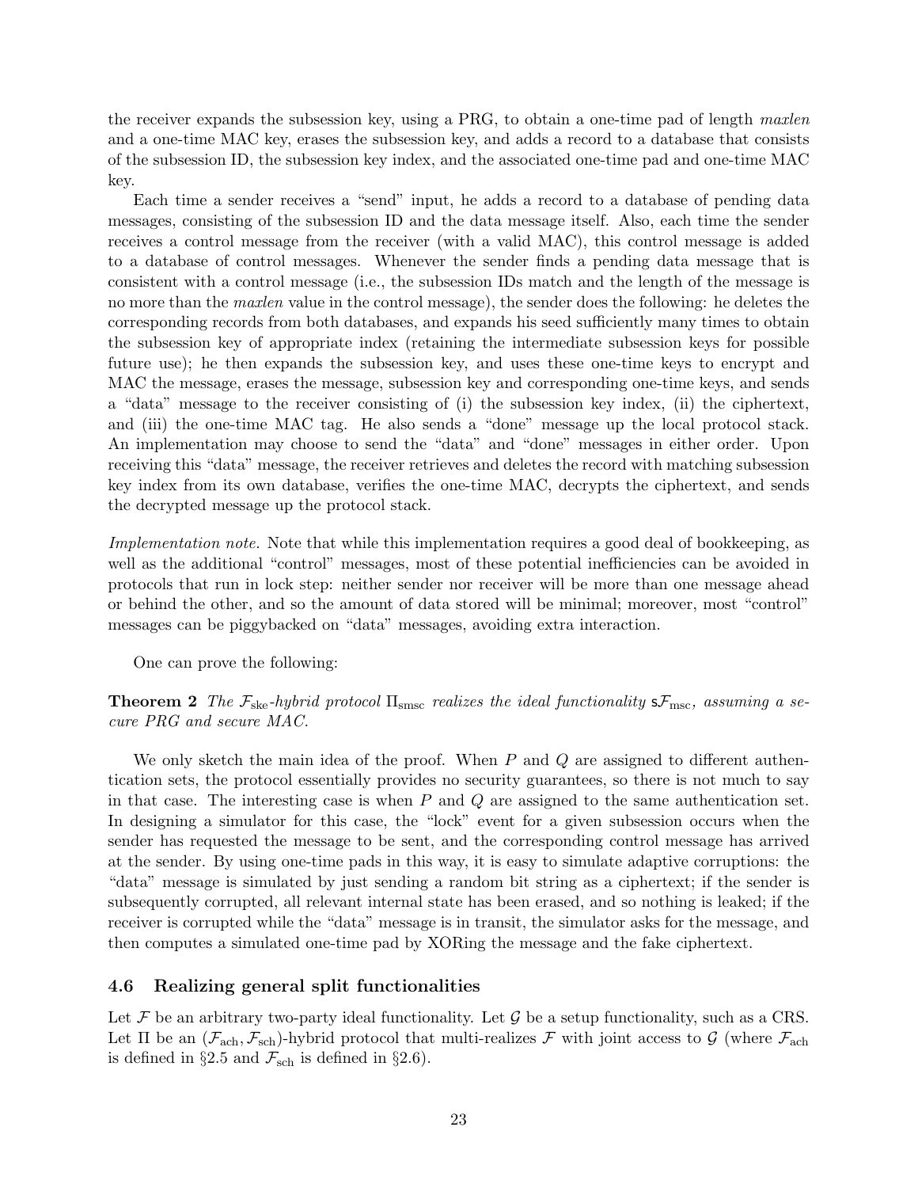the receiver expands the subsession key, using a PRG, to obtain a one-time pad of length *maxlen* and a one-time MAC key, erases the subsession key, and adds a record to a database that consists of the subsession ID, the subsession key index, and the associated one-time pad and one-time MAC key.

Each time a sender receives a "send" input, he adds a record to a database of pending data messages, consisting of the subsession ID and the data message itself. Also, each time the sender receives a control message from the receiver (with a valid MAC), this control message is added to a database of control messages. Whenever the sender finds a pending data message that is consistent with a control message (i.e., the subsession IDs match and the length of the message is no more than the *maxlen* value in the control message), the sender does the following: he deletes the corresponding records from both databases, and expands his seed sufficiently many times to obtain the subsession key of appropriate index (retaining the intermediate subsession keys for possible future use); he then expands the subsession key, and uses these one-time keys to encrypt and MAC the message, erases the message, subsession key and corresponding one-time keys, and sends a "data" message to the receiver consisting of (i) the subsession key index, (ii) the ciphertext, and (iii) the one-time MAC tag. He also sends a "done" message up the local protocol stack. An implementation may choose to send the "data" and "done" messages in either order. Upon receiving this "data" message, the receiver retrieves and deletes the record with matching subsession key index from its own database, verifies the one-time MAC, decrypts the ciphertext, and sends the decrypted message up the protocol stack.

*Implementation note.* Note that while this implementation requires a good deal of bookkeeping, as well as the additional "control" messages, most of these potential inefficiencies can be avoided in protocols that run in lock step: neither sender nor receiver will be more than one message ahead or behind the other, and so the amount of data stored will be minimal; moreover, most "control" messages can be piggybacked on "data" messages, avoiding extra interaction.

One can prove the following:

**Theorem 2** *The $\mathcal{F}_{\rm ske}$-hybrid protocol $\Pi_{\rm smsc}$ realizes the ideal functionality $\mathsf{s}\mathcal{F}_{\rm msc}$, assuming a secure PRG and secure MAC.*

We only sketch the main idea of the proof. When $P$ and $Q$ are assigned to different authentication sets, the protocol essentially provides no security guarantees, so there is not much to say in that case. The interesting case is when $P$ and $Q$ are assigned to the same authentication set. In designing a simulator for this case, the "lock" event for a given subsession occurs when the sender has requested the message to be sent, and the corresponding control message has arrived at the sender. By using one-time pads in this way, it is easy to simulate adaptive corruptions: the "data" message is simulated by just sending a random bit string as a ciphertext; if the sender is subsequently corrupted, all relevant internal state has been erased, and so nothing is leaked; if the receiver is corrupted while the "data" message is in transit, the simulator asks for the message, and then computes a simulated one-time pad by XORing the message and the fake ciphertext.

### 4.6 Realizing general split functionalities

Let $\mathcal{F}$ be an arbitrary two-party ideal functionality. Let $\mathcal{G}$ be a setup functionality, such as a CRS. Let $\Pi$ be an $(\mathcal{F}_{\rm ach}, \mathcal{F}_{\rm sch})$-hybrid protocol that multi-realizes $\mathcal{F}$ with joint access to $\mathcal{G}$ (where $\mathcal{F}_{\rm ach}$ is defined in §2.5 and $\mathcal{F}_{\rm sch}$ is defined in §2.6).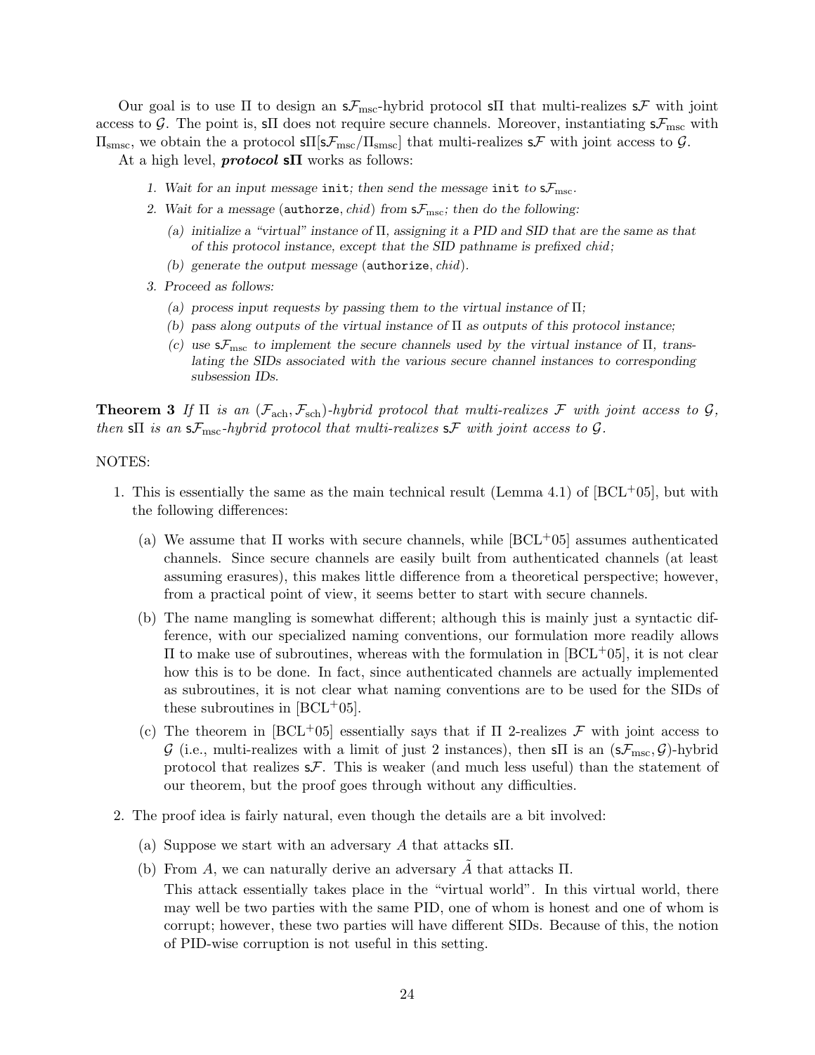Our goal is to use $\Pi$ to design an $\mathsf{s}\mathcal{F}_{\text{msc}}$-hybrid protocol $\mathsf{s}\Pi$ that multi-realizes $\mathsf{s}\mathcal{F}$ with joint access to $\mathcal{G}$. The point is, $\mathsf{s}\Pi$ does not require secure channels. Moreover, instantiating $\mathsf{s}\mathcal{F}_{\text{msc}}$ with $\Pi_{\text{smsc}}$, we obtain the a protocol $\mathsf{s}\Pi[\mathsf{s}\mathcal{F}_{\text{msc}}/\Pi_{\text{smsc}}]$ that multi-realizes $\mathsf{s}\mathcal{F}$ with joint access to $\mathcal{G}$.

At a high level, ***protocol*** $\mathbf{s\Pi}$ works as follows:

1. *Wait for an input message* `init`*; then send the message* `init` *to* $\mathsf{s}\mathcal{F}_{\text{msc}}$*.*
2. *Wait for a message* (`authorze`, *chid*) *from* $\mathsf{s}\mathcal{F}_{\text{msc}}$*; then do the following:*
   (a) *initialize a "virtual" instance of* $\Pi$*, assigning it a PID and SID that are the same as that of this protocol instance, except that the SID pathname is prefixed chid;*
   (b) *generate the output message* (`authorize`, *chid*)*.*
3. *Proceed as follows:*
   (a) *process input requests by passing them to the virtual instance of* $\Pi$*;*
   (b) *pass along outputs of the virtual instance of* $\Pi$ *as outputs of this protocol instance;*
   (c) *use* $\mathsf{s}\mathcal{F}_{\text{msc}}$ *to implement the secure channels used by the virtual instance of* $\Pi$*, translating the SIDs associated with the various secure channel instances to corresponding subsession IDs.*

**Theorem 3** *If* $\Pi$ *is an* $(\mathcal{F}_{\text{ach}}, \mathcal{F}_{\text{sch}})$*-hybrid protocol that multi-realizes* $\mathcal{F}$ *with joint access to* $\mathcal{G}$*, then* $\mathsf{s}\Pi$ *is an* $\mathsf{s}\mathcal{F}_{\text{msc}}$*-hybrid protocol that multi-realizes* $\mathsf{s}\mathcal{F}$ *with joint access to* $\mathcal{G}$*.*

NOTES:

1. This is essentially the same as the main technical result (Lemma 4.1) of [BCL+05], but with the following differences:
   (a) We assume that $\Pi$ works with secure channels, while [BCL+05] assumes authenticated channels. Since secure channels are easily built from authenticated channels (at least assuming erasures), this makes little difference from a theoretical perspective; however, from a practical point of view, it seems better to start with secure channels.
   (b) The name mangling is somewhat different; although this is mainly just a syntactic difference, with our specialized naming conventions, our formulation more readily allows $\Pi$ to make use of subroutines, whereas with the formulation in [BCL+05], it is not clear how this is to be done. In fact, since authenticated channels are actually implemented as subroutines, it is not clear what naming conventions are to be used for the SIDs of these subroutines in [BCL+05].
   (c) The theorem in [BCL+05] essentially says that if $\Pi$ 2-realizes $\mathcal{F}$ with joint access to $\mathcal{G}$ (i.e., multi-realizes with a limit of just 2 instances), then $\mathsf{s}\Pi$ is an $(\mathsf{s}\mathcal{F}_{\text{msc}}, \mathcal{G})$-hybrid protocol that realizes $\mathsf{s}\mathcal{F}$. This is weaker (and much less useful) than the statement of our theorem, but the proof goes through without any difficulties.
2. The proof idea is fairly natural, even though the details are a bit involved:
   (a) Suppose we start with an adversary $A$ that attacks $\mathsf{s}\Pi$.
   (b) From $A$, we can naturally derive an adversary $\tilde{A}$ that attacks $\Pi$.
   This attack essentially takes place in the "virtual world". In this virtual world, there may well be two parties with the same PID, one of whom is honest and one of whom is corrupt; however, these two parties will have different SIDs. Because of this, the notion of PID-wise corruption is not useful in this setting.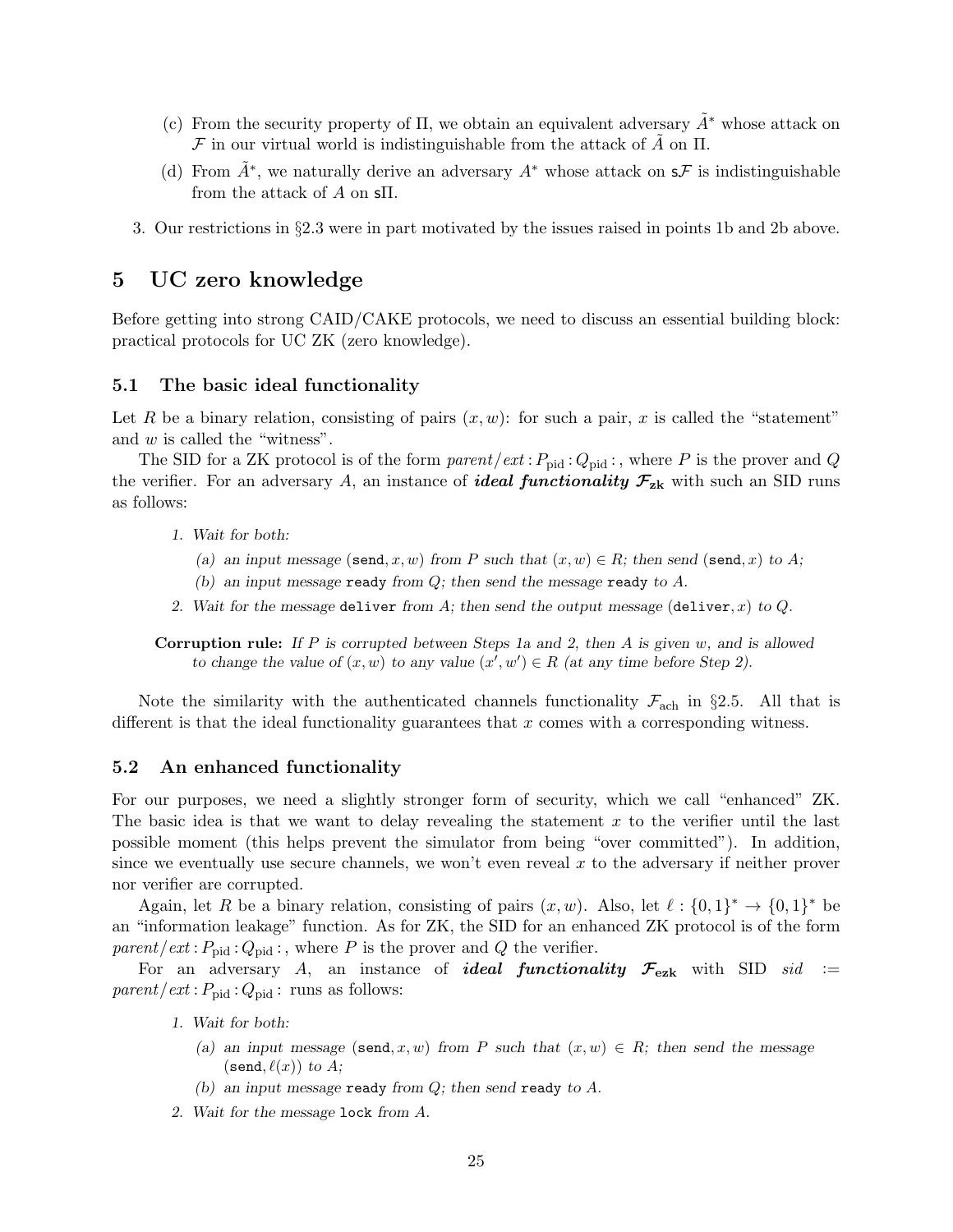(c) From the security property of $\Pi$, we obtain an equivalent adversary $\tilde{A}^*$ whose attack on $\mathcal{F}$ in our virtual world is indistinguishable from the attack of $\tilde{A}$ on $\Pi$.

(d) From $\tilde{A}^*$, we naturally derive an adversary $A^*$ whose attack on $\mathsf{s}\mathcal{F}$ is indistinguishable from the attack of $A$ on $\mathsf{s}\Pi$.

3. Our restrictions in §2.3 were in part motivated by the issues raised in points 1b and 2b above.

# 5 UC zero knowledge

Before getting into strong CAID/CAKE protocols, we need to discuss an essential building block: practical protocols for UC ZK (zero knowledge).

## 5.1 The basic ideal functionality

Let $R$ be a binary relation, consisting of pairs $(x, w)$: for such a pair, $x$ is called the "statement" and $w$ is called the "witness".

The SID for a ZK protocol is of the form $\mathit{parent}/\mathit{ext} : P_{\mathrm{pid}} : Q_{\mathrm{pid}} :$, where $P$ is the prover and $Q$ the verifier. For an adversary $A$, an instance of ***ideal functionality*** $\boldsymbol{\mathcal{F}_{\mathrm{zk}}}$ with such an SID runs as follows:

*1. Wait for both:*

*(a) an input message* $(\texttt{send}, x, w)$ *from* $P$ *such that* $(x, w) \in R$*; then send* $(\texttt{send}, x)$ *to* $A$*;*

*(b) an input message* `ready` *from* $Q$*; then send the message* `ready` *to* $A$*.*

*2. Wait for the message* `deliver` *from* $A$*; then send the output message* $(\texttt{deliver}, x)$ *to* $Q$*.*

**Corruption rule:** *If* $P$ *is corrupted between Steps 1a and 2, then* $A$ *is given* $w$*, and is allowed to change the value of* $(x, w)$ *to any value* $(x', w') \in R$ *(at any time before Step 2).*

Note the similarity with the authenticated channels functionality $\mathcal{F}_{\mathrm{ach}}$ in §2.5. All that is different is that the ideal functionality guarantees that $x$ comes with a corresponding witness.

## 5.2 An enhanced functionality

For our purposes, we need a slightly stronger form of security, which we call "enhanced" ZK. The basic idea is that we want to delay revealing the statement $x$ to the verifier until the last possible moment (this helps prevent the simulator from being "over committed"). In addition, since we eventually use secure channels, we won't even reveal $x$ to the adversary if neither prover nor verifier are corrupted.

Again, let $R$ be a binary relation, consisting of pairs $(x, w)$. Also, let $\ell : \{0, 1\}^* \to \{0, 1\}^*$ be an "information leakage" function. As for ZK, the SID for an enhanced ZK protocol is of the form $\mathit{parent}/\mathit{ext} : P_{\mathrm{pid}} : Q_{\mathrm{pid}} :$, where $P$ is the prover and $Q$ the verifier.

For an adversary $A$, an instance of ***ideal functionality*** $\boldsymbol{\mathcal{F}_{\mathrm{ezk}}}$ with SID $\mathit{sid} := \mathit{parent}/\mathit{ext} : P_{\mathrm{pid}} : Q_{\mathrm{pid}} :$ runs as follows:

*1. Wait for both:*

*(a) an input message* $(\texttt{send}, x, w)$ *from* $P$ *such that* $(x, w) \in R$*; then send the message* $(\texttt{send}, \ell(x))$ *to* $A$*;*

*(b) an input message* `ready` *from* $Q$*; then send* `ready` *to* $A$*.*

*2. Wait for the message* `lock` *from* $A$*.*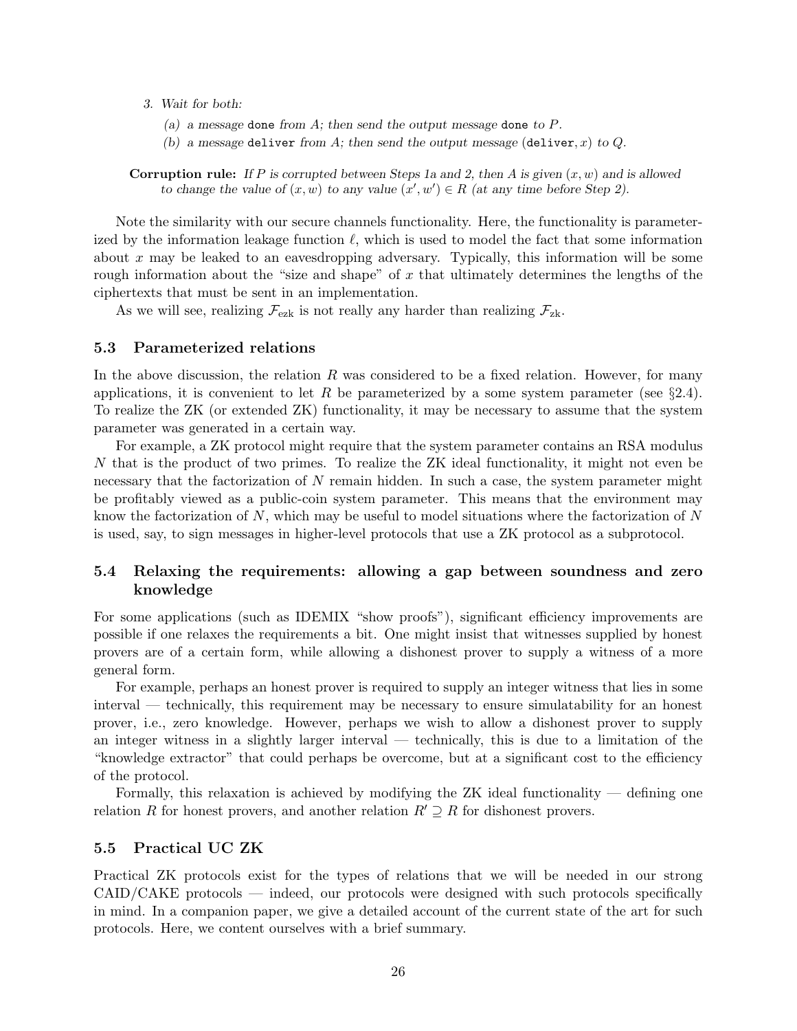3. *Wait for both:*

   (a) *a message* `done` *from* $A$*; then send the output message* `done` *to* $P$.

   (b) *a message* `deliver` *from* $A$*; then send the output message* $(\texttt{deliver}, x)$ *to* $Q$.

**Corruption rule:** *If* $P$ *is corrupted between Steps 1a and 2, then* $A$ *is given* $(x, w)$ *and is allowed to change the value of* $(x, w)$ *to any value* $(x', w') \in R$ *(at any time before Step 2).*

Note the similarity with our secure channels functionality. Here, the functionality is parameterized by the information leakage function $\ell$, which is used to model the fact that some information about $x$ may be leaked to an eavesdropping adversary. Typically, this information will be some rough information about the "size and shape" of $x$ that ultimately determines the lengths of the ciphertexts that must be sent in an implementation.

As we will see, realizing $\mathcal{F}_{\text{ezk}}$ is not really any harder than realizing $\mathcal{F}_{\text{zk}}$.

## 5.3 Parameterized relations

In the above discussion, the relation $R$ was considered to be a fixed relation. However, for many applications, it is convenient to let $R$ be parameterized by a some system parameter (see §2.4). To realize the ZK (or extended ZK) functionality, it may be necessary to assume that the system parameter was generated in a certain way.

For example, a ZK protocol might require that the system parameter contains an RSA modulus $N$ that is the product of two primes. To realize the ZK ideal functionality, it might not even be necessary that the factorization of $N$ remain hidden. In such a case, the system parameter might be profitably viewed as a public-coin system parameter. This means that the environment may know the factorization of $N$, which may be useful to model situations where the factorization of $N$ is used, say, to sign messages in higher-level protocols that use a ZK protocol as a subprotocol.

## 5.4 Relaxing the requirements: allowing a gap between soundness and zero knowledge

For some applications (such as IDEMIX "show proofs"), significant efficiency improvements are possible if one relaxes the requirements a bit. One might insist that witnesses supplied by honest provers are of a certain form, while allowing a dishonest prover to supply a witness of a more general form.

For example, perhaps an honest prover is required to supply an integer witness that lies in some interval — technically, this requirement may be necessary to ensure simulatability for an honest prover, i.e., zero knowledge. However, perhaps we wish to allow a dishonest prover to supply an integer witness in a slightly larger interval — technically, this is due to a limitation of the "knowledge extractor" that could perhaps be overcome, but at a significant cost to the efficiency of the protocol.

Formally, this relaxation is achieved by modifying the ZK ideal functionality — defining one relation $R$ for honest provers, and another relation $R' \supseteq R$ for dishonest provers.

## 5.5 Practical UC ZK

Practical ZK protocols exist for the types of relations that we will be needed in our strong CAID/CAKE protocols — indeed, our protocols were designed with such protocols specifically in mind. In a companion paper, we give a detailed account of the current state of the art for such protocols. Here, we content ourselves with a brief summary.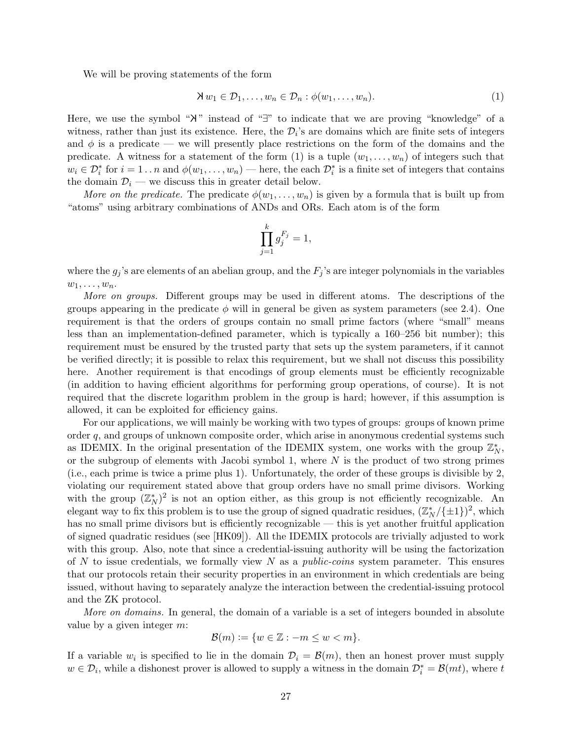We will be proving statements of the form

$$\text{Ӿ}\, w_1 \in \mathcal{D}_1, \ldots, w_n \in \mathcal{D}_n : \phi(w_1, \ldots, w_n). \tag{1}$$

Here, we use the symbol "Ӿ" instead of "$\exists$" to indicate that we are proving "knowledge" of a witness, rather than just its existence. Here, the $\mathcal{D}_i$'s are domains which are finite sets of integers and $\phi$ is a predicate — we will presently place restrictions on the form of the domains and the predicate. A witness for a statement of the form (1) is a tuple $(w_1, \ldots, w_n)$ of integers such that $w_i \in \mathcal{D}_i^*$ for $i = 1 \,.\,.\, n$ and $\phi(w_1, \ldots, w_n)$ — here, the each $\mathcal{D}_i^*$ is a finite set of integers that contains the domain $\mathcal{D}_i$ — we discuss this in greater detail below.

*More on the predicate.* The predicate $\phi(w_1, \ldots, w_n)$ is given by a formula that is built up from "atoms" using arbitrary combinations of ANDs and ORs. Each atom is of the form

$$\prod_{j=1}^{k} g_j^{F_j} = 1,$$

where the $g_j$'s are elements of an abelian group, and the $F_j$'s are integer polynomials in the variables $w_1, \ldots, w_n$.

*More on groups.* Different groups may be used in different atoms. The descriptions of the groups appearing in the predicate $\phi$ will in general be given as system parameters (see 2.4). One requirement is that the orders of groups contain no small prime factors (where "small" means less than an implementation-defined parameter, which is typically a 160–256 bit number); this requirement must be ensured by the trusted party that sets up the system parameters, if it cannot be verified directly; it is possible to relax this requirement, but we shall not discuss this possibility here. Another requirement is that encodings of group elements must be efficiently recognizable (in addition to having efficient algorithms for performing group operations, of course). It is not required that the discrete logarithm problem in the group is hard; however, if this assumption is allowed, it can be exploited for efficiency gains.

For our applications, we will mainly be working with two types of groups: groups of known prime order $q$, and groups of unknown composite order, which arise in anonymous credential systems such as IDEMIX. In the original presentation of the IDEMIX system, one works with the group $\mathbb{Z}_N^*$, or the subgroup of elements with Jacobi symbol 1, where $N$ is the product of two strong primes (i.e., each prime is twice a prime plus 1). Unfortunately, the order of these groups is divisible by 2, violating our requirement stated above that group orders have no small prime divisors. Working with the group $(\mathbb{Z}_N^*)^2$ is not an option either, as this group is not efficiently recognizable. An elegant way to fix this problem is to use the group of signed quadratic residues, $(\mathbb{Z}_N^*/\{\pm 1\})^2$, which has no small prime divisors but is efficiently recognizable — this is yet another fruitful application of signed quadratic residues (see [HK09]). All the IDEMIX protocols are trivially adjusted to work with this group. Also, note that since a credential-issuing authority will be using the factorization of $N$ to issue credentials, we formally view $N$ as a *public-coins* system parameter. This ensures that our protocols retain their security properties in an environment in which credentials are being issued, without having to separately analyze the interaction between the credential-issuing protocol and the ZK protocol.

*More on domains.* In general, the domain of a variable is a set of integers bounded in absolute value by a given integer $m$:

$$\mathcal{B}(m) := \{w \in \mathbb{Z} : -m \le w < m\}.$$

If a variable $w_i$ is specified to lie in the domain $\mathcal{D}_i = \mathcal{B}(m)$, then an honest prover must supply $w \in \mathcal{D}_i$, while a dishonest prover is allowed to supply a witness in the domain $\mathcal{D}_i^* = \mathcal{B}(mt)$, where $t$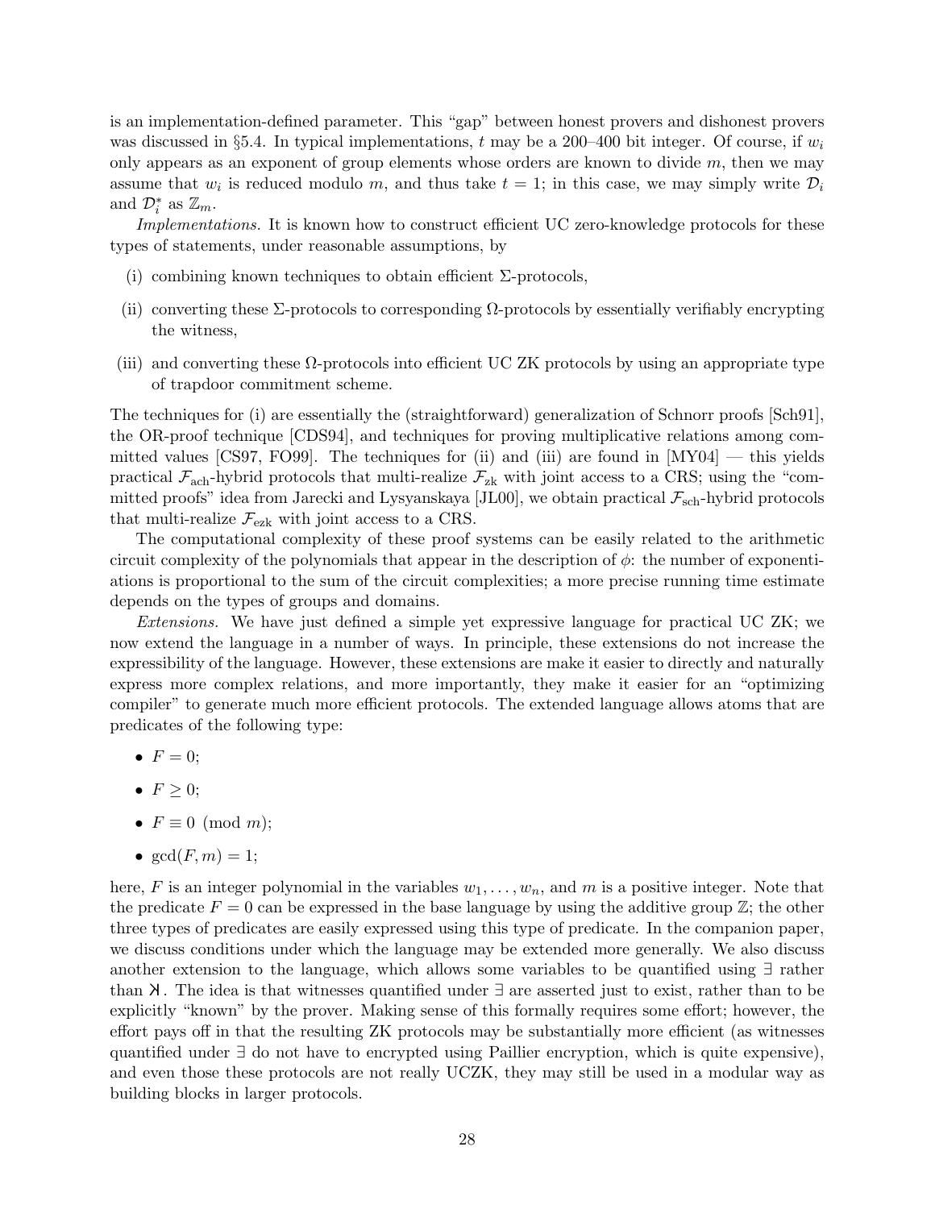is an implementation-defined parameter. This "gap" between honest provers and dishonest provers was discussed in §5.4. In typical implementations, $t$ may be a 200–400 bit integer. Of course, if $w_i$ only appears as an exponent of group elements whose orders are known to divide $m$, then we may assume that $w_i$ is reduced modulo $m$, and thus take $t = 1$; in this case, we may simply write $\mathcal{D}_i$ and $\mathcal{D}_i^*$ as $\mathbb{Z}_m$.

*Implementations.* It is known how to construct efficient UC zero-knowledge protocols for these types of statements, under reasonable assumptions, by

(i) combining known techniques to obtain efficient $\Sigma$-protocols,

(ii) converting these $\Sigma$-protocols to corresponding $\Omega$-protocols by essentially verifiably encrypting the witness,

(iii) and converting these $\Omega$-protocols into efficient UC ZK protocols by using an appropriate type of trapdoor commitment scheme.

The techniques for (i) are essentially the (straightforward) generalization of Schnorr proofs [Sch91], the OR-proof technique [CDS94], and techniques for proving multiplicative relations among committed values [CS97, FO99]. The techniques for (ii) and (iii) are found in [MY04] — this yields practical $\mathcal{F}_{\text{ach}}$-hybrid protocols that multi-realize $\mathcal{F}_{\text{zk}}$ with joint access to a CRS; using the "committed proofs" idea from Jarecki and Lysyanskaya [JL00], we obtain practical $\mathcal{F}_{\text{sch}}$-hybrid protocols that multi-realize $\mathcal{F}_{\text{ezk}}$ with joint access to a CRS.

The computational complexity of these proof systems can be easily related to the arithmetic circuit complexity of the polynomials that appear in the description of $\phi$: the number of exponentiations is proportional to the sum of the circuit complexities; a more precise running time estimate depends on the types of groups and domains.

*Extensions.* We have just defined a simple yet expressive language for practical UC ZK; we now extend the language in a number of ways. In principle, these extensions do not increase the expressibility of the language. However, these extensions are make it easier to directly and naturally express more complex relations, and more importantly, they make it easier for an "optimizing compiler" to generate much more efficient protocols. The extended language allows atoms that are predicates of the following type:

- $F = 0$;
- $F \geq 0$;
- $F \equiv 0 \pmod{m}$;
- $\gcd(F, m) = 1$;

here, $F$ is an integer polynomial in the variables $w_1, \ldots, w_n$, and $m$ is a positive integer. Note that the predicate $F = 0$ can be expressed in the base language by using the additive group $\mathbb{Z}$; the other three types of predicates are easily expressed using this type of predicate. In the companion paper, we discuss conditions under which the language may be extended more generally. We also discuss another extension to the language, which allows some variables to be quantified using $\exists$ rather than $\text{K}$. The idea is that witnesses quantified under $\exists$ are asserted just to exist, rather than to be explicitly "known" by the prover. Making sense of this formally requires some effort; however, the effort pays off in that the resulting ZK protocols may be substantially more efficient (as witnesses quantified under $\exists$ do not have to encrypted using Paillier encryption, which is quite expensive), and even those these protocols are not really UCZK, they may still be used in a modular way as building blocks in larger protocols.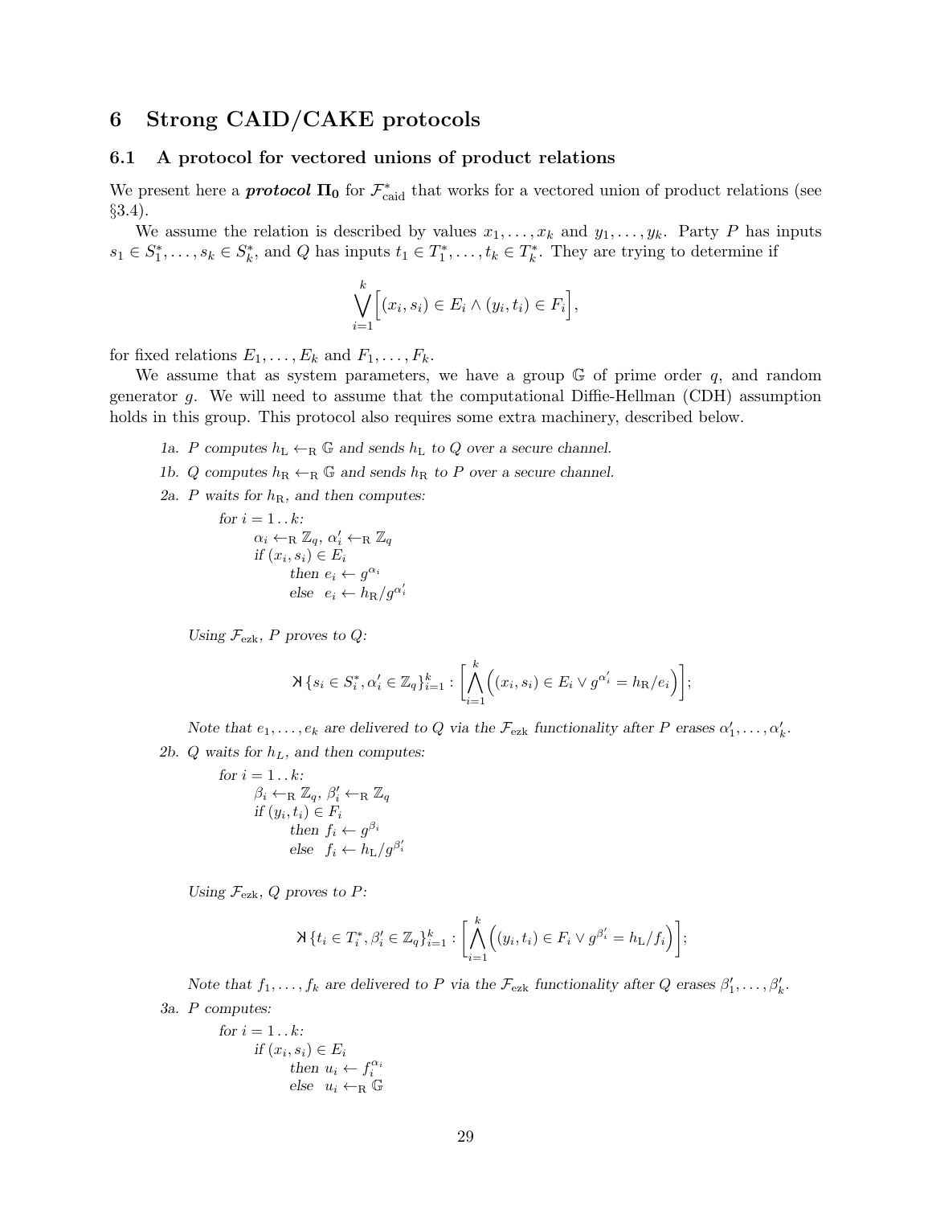# 6 Strong CAID/CAKE protocols

## 6.1 A protocol for vectored unions of product relations

We present here a ***protocol*** $\mathbf{\Pi_0}$ for $\mathcal{F}^*_{\text{caid}}$ that works for a vectored union of product relations (see §3.4).

We assume the relation is described by values $x_1, \ldots, x_k$ and $y_1, \ldots, y_k$. Party $P$ has inputs $s_1 \in S^*_1, \ldots, s_k \in S^*_k$, and $Q$ has inputs $t_1 \in T^*_1, \ldots, t_k \in T^*_k$. They are trying to determine if

$$\bigvee_{i=1}^{k} \Big[ (x_i, s_i) \in E_i \wedge (y_i, t_i) \in F_i \Big],$$

for fixed relations $E_1, \ldots, E_k$ and $F_1, \ldots, F_k$.

We assume that as system parameters, we have a group $\mathbb{G}$ of prime order $q$, and random generator $g$. We will need to assume that the computational Diffie-Hellman (CDH) assumption holds in this group. This protocol also requires some extra machinery, described below.

*1a. $P$ computes $h_{\text{L}} \leftarrow_{\text{R}} \mathbb{G}$ and sends $h_{\text{L}}$ to $Q$ over a secure channel.*

*1b. $Q$ computes $h_{\text{R}} \leftarrow_{\text{R}} \mathbb{G}$ and sends $h_{\text{R}}$ to $P$ over a secure channel.*

*2a. $P$ waits for $h_{\text{R}}$, and then computes:*

> *for $i = 1 \,..\, k$:*
> $\quad \alpha_i \leftarrow_{\text{R}} \mathbb{Z}_q$, $\alpha'_i \leftarrow_{\text{R}} \mathbb{Z}_q$
> $\quad$ *if* $(x_i, s_i) \in E_i$
> $\quad\quad$ *then* $e_i \leftarrow g^{\alpha_i}$
> $\quad\quad$ *else* $e_i \leftarrow h_{\text{R}}/g^{\alpha'_i}$

*Using $\mathcal{F}_{\text{ezk}}$, $P$ proves to $Q$:*

$$\text{⋊} \{s_i \in S^*_i, \alpha'_i \in \mathbb{Z}_q\}_{i=1}^{k} : \Bigg[ \bigwedge_{i=1}^{k} \Big( (x_i, s_i) \in E_i \vee g^{\alpha'_i} = h_{\text{R}}/e_i \Big) \Bigg];$$

*Note that $e_1, \ldots, e_k$ are delivered to $Q$ via the $\mathcal{F}_{\text{ezk}}$ functionality after $P$ erases $\alpha'_1, \ldots, \alpha'_k$.*

*2b. $Q$ waits for $h_L$, and then computes:*

> *for $i = 1 \,..\, k$:*
> $\quad \beta_i \leftarrow_{\text{R}} \mathbb{Z}_q$, $\beta'_i \leftarrow_{\text{R}} \mathbb{Z}_q$
> $\quad$ *if* $(y_i, t_i) \in F_i$
> $\quad\quad$ *then* $f_i \leftarrow g^{\beta_i}$
> $\quad\quad$ *else* $f_i \leftarrow h_{\text{L}}/g^{\beta'_i}$

*Using $\mathcal{F}_{\text{ezk}}$, $Q$ proves to $P$:*

$$\text{⋊} \{t_i \in T^*_i, \beta'_i \in \mathbb{Z}_q\}_{i=1}^{k} : \Bigg[ \bigwedge_{i=1}^{k} \Big( (y_i, t_i) \in F_i \vee g^{\beta'_i} = h_{\text{L}}/f_i \Big) \Bigg];$$

*Note that $f_1, \ldots, f_k$ are delivered to $P$ via the $\mathcal{F}_{\text{ezk}}$ functionality after $Q$ erases $\beta'_1, \ldots, \beta'_k$.*

*3a. $P$ computes:*

> *for $i = 1 \,..\, k$:*
> $\quad$ *if* $(x_i, s_i) \in E_i$
> $\quad\quad$ *then* $u_i \leftarrow f_i^{\alpha_i}$
> $\quad\quad$ *else* $u_i \leftarrow_{\text{R}} \mathbb{G}$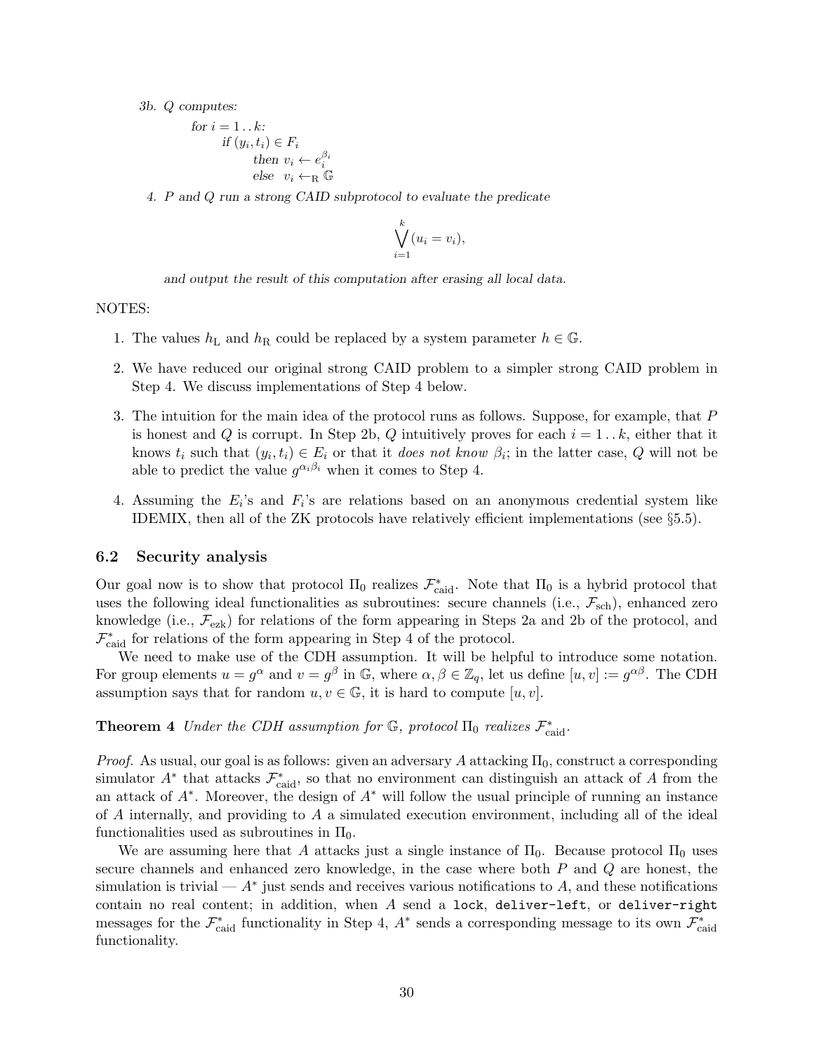*3b. $Q$ computes:*

for $i = 1 \, . \, . \, k$:
&nbsp;&nbsp;&nbsp;&nbsp;if $(y_i, t_i) \in F_i$
&nbsp;&nbsp;&nbsp;&nbsp;&nbsp;&nbsp;&nbsp;&nbsp;then $v_i \leftarrow e_i^{\beta_i}$
&nbsp;&nbsp;&nbsp;&nbsp;&nbsp;&nbsp;&nbsp;&nbsp;else $v_i \leftarrow_{\mathrm{R}} \mathbb{G}$

*4. $P$ and $Q$ run a strong CAID subprotocol to evaluate the predicate*

$$\bigvee_{i=1}^{k} (u_i = v_i),$$

*and output the result of this computation after erasing all local data.*

NOTES:

1. The values $h_{\mathrm{L}}$ and $h_{\mathrm{R}}$ could be replaced by a system parameter $h \in \mathbb{G}$.
2. We have reduced our original strong CAID problem to a simpler strong CAID problem in Step 4. We discuss implementations of Step 4 below.
3. The intuition for the main idea of the protocol runs as follows. Suppose, for example, that $P$ is honest and $Q$ is corrupt. In Step 2b, $Q$ intuitively proves for each $i = 1 \, . \, . \, k$, either that it knows $t_i$ such that $(y_i, t_i) \in E_i$ or that it *does not know* $\beta_i$; in the latter case, $Q$ will not be able to predict the value $g^{\alpha_i \beta_i}$ when it comes to Step 4.
4. Assuming the $E_i$'s and $F_i$'s are relations based on an anonymous credential system like IDEMIX, then all of the ZK protocols have relatively efficient implementations (see §5.5).

## 6.2 Security analysis

Our goal now is to show that protocol $\Pi_0$ realizes $\mathcal{F}^*_{\mathrm{caid}}$. Note that $\Pi_0$ is a hybrid protocol that uses the following ideal functionalities as subroutines: secure channels (i.e., $\mathcal{F}_{\mathrm{sch}}$), enhanced zero knowledge (i.e., $\mathcal{F}_{\mathrm{ezk}}$) for relations of the form appearing in Steps 2a and 2b of the protocol, and $\mathcal{F}^*_{\mathrm{caid}}$ for relations of the form appearing in Step 4 of the protocol.

We need to make use of the CDH assumption. It will be helpful to introduce some notation. For group elements $u = g^{\alpha}$ and $v = g^{\beta}$ in $\mathbb{G}$, where $\alpha, \beta \in \mathbb{Z}_q$, let us define $[u, v] := g^{\alpha\beta}$. The CDH assumption says that for random $u, v \in \mathbb{G}$, it is hard to compute $[u, v]$.

**Theorem 4** *Under the CDH assumption for $\mathbb{G}$, protocol $\Pi_0$ realizes $\mathcal{F}^*_{\mathrm{caid}}$.*

*Proof.* As usual, our goal is as follows: given an adversary $A$ attacking $\Pi_0$, construct a corresponding simulator $A^*$ that attacks $\mathcal{F}^*_{\mathrm{caid}}$, so that no environment can distinguish an attack of $A$ from the an attack of $A^*$. Moreover, the design of $A^*$ will follow the usual principle of running an instance of $A$ internally, and providing to $A$ a simulated execution environment, including all of the ideal functionalities used as subroutines in $\Pi_0$.

We are assuming here that $A$ attacks just a single instance of $\Pi_0$. Because protocol $\Pi_0$ uses secure channels and enhanced zero knowledge, in the case where both $P$ and $Q$ are honest, the simulation is trivial — $A^*$ just sends and receives various notifications to $A$, and these notifications contain no real content; in addition, when $A$ send a `lock`, `deliver-left`, or `deliver-right` messages for the $\mathcal{F}^*_{\mathrm{caid}}$ functionality in Step 4, $A^*$ sends a corresponding message to its own $\mathcal{F}^*_{\mathrm{caid}}$ functionality.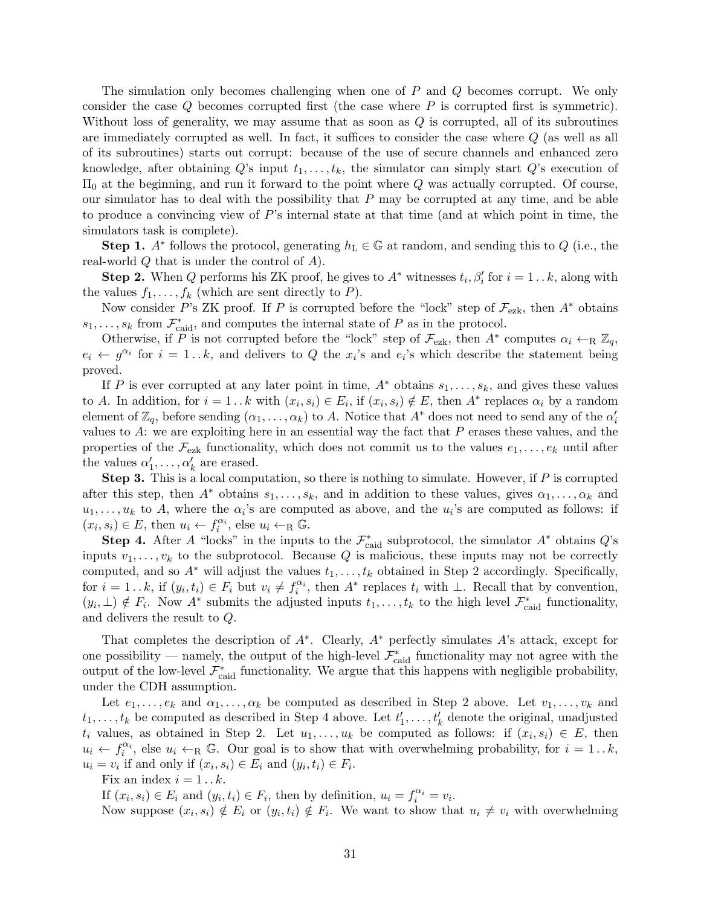The simulation only becomes challenging when one of $P$ and $Q$ becomes corrupt. We only consider the case $Q$ becomes corrupted first (the case where $P$ is corrupted first is symmetric). Without loss of generality, we may assume that as soon as $Q$ is corrupted, all of its subroutines are immediately corrupted as well. In fact, it suffices to consider the case where $Q$ (as well as all of its subroutines) starts out corrupt: because of the use of secure channels and enhanced zero knowledge, after obtaining $Q$'s input $t_1, \ldots, t_k$, the simulator can simply start $Q$'s execution of $\Pi_0$ at the beginning, and run it forward to the point where $Q$ was actually corrupted. Of course, our simulator has to deal with the possibility that $P$ may be corrupted at any time, and be able to produce a convincing view of $P$'s internal state at that time (and at which point in time, the simulators task is complete).

**Step 1.** $A^*$ follows the protocol, generating $h_{\mathrm{L}} \in \mathbb{G}$ at random, and sending this to $Q$ (i.e., the real-world $Q$ that is under the control of $A$).

**Step 2.** When $Q$ performs his ZK proof, he gives to $A^*$ witnesses $t_i, \beta_i'$ for $i = 1 \mathinner{..} k$, along with the values $f_1, \ldots, f_k$ (which are sent directly to $P$).

Now consider $P$'s ZK proof. If $P$ is corrupted before the "lock" step of $\mathcal{F}_{\mathrm{ezk}}$, then $A^*$ obtains $s_1, \ldots, s_k$ from $\mathcal{F}^*_{\mathrm{caid}}$, and computes the internal state of $P$ as in the protocol.

Otherwise, if $P$ is not corrupted before the "lock" step of $\mathcal{F}_{\mathrm{ezk}}$, then $A^*$ computes $\alpha_i \leftarrow_{\mathrm{R}} \mathbb{Z}_q$, $e_i \leftarrow g^{\alpha_i}$ for $i = 1 \mathinner{..} k$, and delivers to $Q$ the $x_i$'s and $e_i$'s which describe the statement being proved.

If $P$ is ever corrupted at any later point in time, $A^*$ obtains $s_1, \ldots, s_k$, and gives these values to $A$. In addition, for $i = 1 \mathinner{..} k$ with $(x_i, s_i) \in E_i$, if $(x_i, s_i) \notin E$, then $A^*$ replaces $\alpha_i$ by a random element of $\mathbb{Z}_q$, before sending $(\alpha_1, \ldots, \alpha_k)$ to $A$. Notice that $A^*$ does not need to send any of the $\alpha_i'$ values to $A$: we are exploiting here in an essential way the fact that $P$ erases these values, and the properties of the $\mathcal{F}_{\mathrm{ezk}}$ functionality, which does not commit us to the values $e_1, \ldots, e_k$ until after the values $\alpha_1', \ldots, \alpha_k'$ are erased.

**Step 3.** This is a local computation, so there is nothing to simulate. However, if $P$ is corrupted after this step, then $A^*$ obtains $s_1, \ldots, s_k$, and in addition to these values, gives $\alpha_1, \ldots, \alpha_k$ and $u_1, \ldots, u_k$ to $A$, where the $\alpha_i$'s are computed as above, and the $u_i$'s are computed as follows: if $(x_i, s_i) \in E$, then $u_i \leftarrow f_i^{\alpha_i}$, else $u_i \leftarrow_{\mathrm{R}} \mathbb{G}$.

**Step 4.** After $A$ "locks" in the inputs to the $\mathcal{F}^*_{\mathrm{caid}}$ subprotocol, the simulator $A^*$ obtains $Q$'s inputs $v_1, \ldots, v_k$ to the subprotocol. Because $Q$ is malicious, these inputs may not be correctly computed, and so $A^*$ will adjust the values $t_1, \ldots, t_k$ obtained in Step 2 accordingly. Specifically, for $i = 1 \mathinner{..} k$, if $(y_i, t_i) \in F_i$ but $v_i \neq f_i^{\alpha_i}$, then $A^*$ replaces $t_i$ with $\perp$. Recall that by convention, $(y_i, \perp) \notin F_i$. Now $A^*$ submits the adjusted inputs $t_1, \ldots, t_k$ to the high level $\mathcal{F}^*_{\mathrm{caid}}$ functionality, and delivers the result to $Q$.

That completes the description of $A^*$. Clearly, $A^*$ perfectly simulates $A$'s attack, except for one possibility — namely, the output of the high-level $\mathcal{F}^*_{\mathrm{caid}}$ functionality may not agree with the output of the low-level $\mathcal{F}^*_{\mathrm{caid}}$ functionality. We argue that this happens with negligible probability, under the CDH assumption.

Let $e_1, \ldots, e_k$ and $\alpha_1, \ldots, \alpha_k$ be computed as described in Step 2 above. Let $v_1, \ldots, v_k$ and $t_1, \ldots, t_k$ be computed as described in Step 4 above. Let $t_1', \ldots, t_k'$ denote the original, unadjusted $t_i$ values, as obtained in Step 2. Let $u_1, \ldots, u_k$ be computed as follows: if $(x_i, s_i) \in E$, then $u_i \leftarrow f_i^{\alpha_i}$, else $u_i \leftarrow_{\mathrm{R}} \mathbb{G}$. Our goal is to show that with overwhelming probability, for $i = 1 \mathinner{..} k$, $u_i = v_i$ if and only if $(x_i, s_i) \in E_i$ and $(y_i, t_i) \in F_i$.

Fix an index $i = 1 \mathinner{..} k$.

If $(x_i, s_i) \in E_i$ and $(y_i, t_i) \in F_i$, then by definition, $u_i = f_i^{\alpha_i} = v_i$.

Now suppose $(x_i, s_i) \notin E_i$ or $(y_i, t_i) \notin F_i$. We want to show that $u_i \neq v_i$ with overwhelming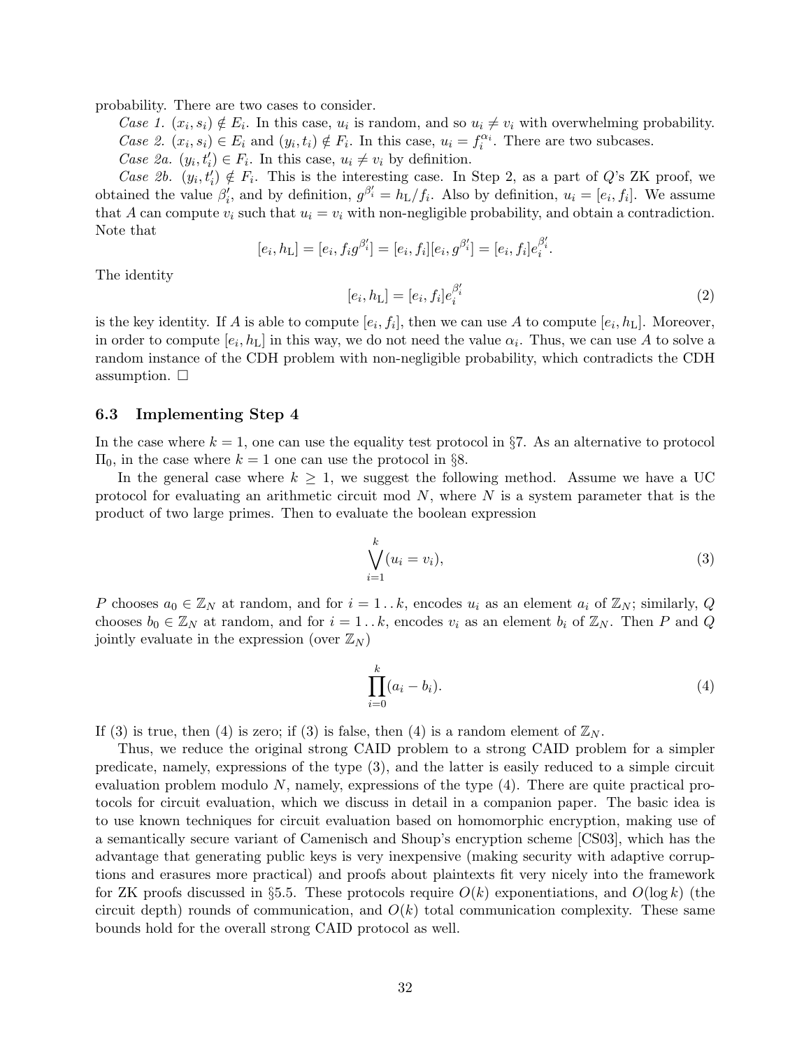probability. There are two cases to consider.

*Case 1.* $(x_i, s_i) \notin E_i$. In this case, $u_i$ is random, and so $u_i \neq v_i$ with overwhelming probability.

*Case 2.* $(x_i, s_i) \in E_i$ and $(y_i, t_i) \notin F_i$. In this case, $u_i = f_i^{\alpha_i}$. There are two subcases.

*Case 2a.* $(y_i, t_i') \in F_i$. In this case, $u_i \neq v_i$ by definition.

*Case 2b.* $(y_i, t_i') \notin F_i$. This is the interesting case. In Step 2, as a part of $Q$'s ZK proof, we obtained the value $\beta_i'$, and by definition, $g^{\beta_i'} = h_{\mathrm{L}}/f_i$. Also by definition, $u_i = [e_i, f_i]$. We assume that $A$ can compute $v_i$ such that $u_i = v_i$ with non-negligible probability, and obtain a contradiction. Note that

$$[e_i, h_{\mathrm{L}}] = [e_i, f_i g^{\beta_i'}] = [e_i, f_i][e_i, g^{\beta_i'}] = [e_i, f_i]e_i^{\beta_i'}.$$

The identity

$$[e_i, h_{\mathrm{L}}] = [e_i, f_i]e_i^{\beta_i'} \tag{2}$$

is the key identity. If $A$ is able to compute $[e_i, f_i]$, then we can use $A$ to compute $[e_i, h_{\mathrm{L}}]$. Moreover, in order to compute $[e_i, h_{\mathrm{L}}]$ in this way, we do not need the value $\alpha_i$. Thus, we can use $A$ to solve a random instance of the CDH problem with non-negligible probability, which contradicts the CDH assumption. □

### 6.3 Implementing Step 4

In the case where $k = 1$, one can use the equality test protocol in §7. As an alternative to protocol $\Pi_0$, in the case where $k = 1$ one can use the protocol in §8.

In the general case where $k \geq 1$, we suggest the following method. Assume we have a UC protocol for evaluating an arithmetic circuit mod $N$, where $N$ is a system parameter that is the product of two large primes. Then to evaluate the boolean expression

$$\bigvee_{i=1}^{k} (u_i = v_i), \tag{3}$$

$P$ chooses $a_0 \in \mathbb{Z}_N$ at random, and for $i = 1 \mathinner{..} k$, encodes $u_i$ as an element $a_i$ of $\mathbb{Z}_N$; similarly, $Q$ chooses $b_0 \in \mathbb{Z}_N$ at random, and for $i = 1 \mathinner{..} k$, encodes $v_i$ as an element $b_i$ of $\mathbb{Z}_N$. Then $P$ and $Q$ jointly evaluate in the expression (over $\mathbb{Z}_N$)

$$\prod_{i=0}^{k} (a_i - b_i). \tag{4}$$

If (3) is true, then (4) is zero; if (3) is false, then (4) is a random element of $\mathbb{Z}_N$.

Thus, we reduce the original strong CAID problem to a strong CAID problem for a simpler predicate, namely, expressions of the type (3), and the latter is easily reduced to a simple circuit evaluation problem modulo $N$, namely, expressions of the type (4). There are quite practical protocols for circuit evaluation, which we discuss in detail in a companion paper. The basic idea is to use known techniques for circuit evaluation based on homomorphic encryption, making use of a semantically secure variant of Camenisch and Shoup's encryption scheme [CS03], which has the advantage that generating public keys is very inexpensive (making security with adaptive corruptions and erasures more practical) and proofs about plaintexts fit very nicely into the framework for ZK proofs discussed in §5.5. These protocols require $O(k)$ exponentiations, and $O(\log k)$ (the circuit depth) rounds of communication, and $O(k)$ total communication complexity. These same bounds hold for the overall strong CAID protocol as well.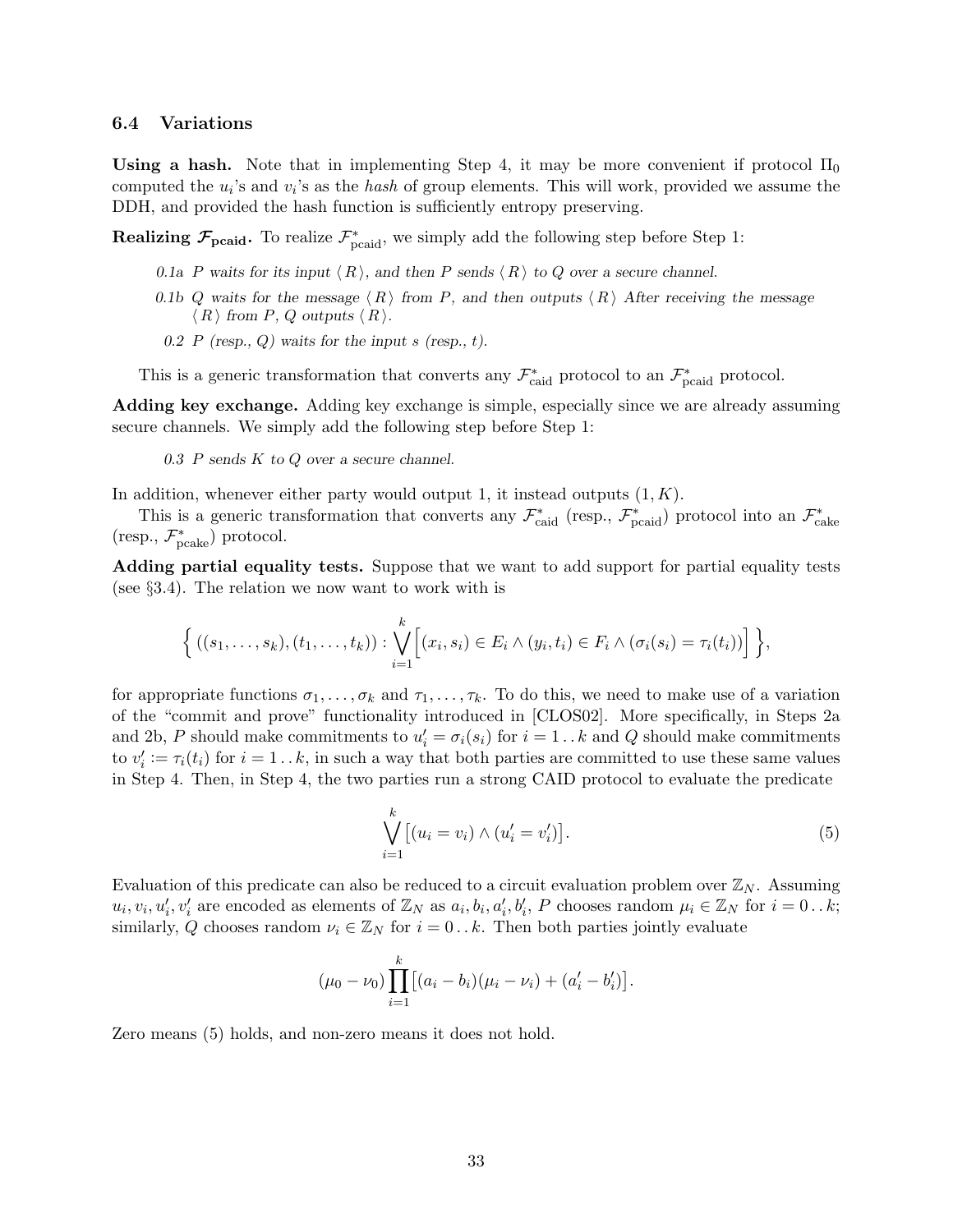### 6.4 Variations

**Using a hash.** Note that in implementing Step 4, it may be more convenient if protocol $\Pi_0$ computed the $u_i$'s and $v_i$'s as the *hash* of group elements. This will work, provided we assume the DDH, and provided the hash function is sufficiently entropy preserving.

**Realizing $\mathcal{F}_{\mathbf{pcaid}}$.** To realize $\mathcal{F}^*_{\text{pcaid}}$, we simply add the following step before Step 1:

> *0.1a P waits for its input $\langle R \rangle$, and then P sends $\langle R \rangle$ to Q over a secure channel.*
>
> *0.1b Q waits for the message $\langle R \rangle$ from P, and then outputs $\langle R \rangle$ After receiving the message $\langle R \rangle$ from P, Q outputs $\langle R \rangle$.*
>
> *0.2 P (resp., Q) waits for the input s (resp., t).*

This is a generic transformation that converts any $\mathcal{F}^*_{\text{caid}}$ protocol to an $\mathcal{F}^*_{\text{pcaid}}$ protocol.

**Adding key exchange.** Adding key exchange is simple, especially since we are already assuming secure channels. We simply add the following step before Step 1:

> *0.3 P sends K to Q over a secure channel.*

In addition, whenever either party would output 1, it instead outputs $(1, K)$.

This is a generic transformation that converts any $\mathcal{F}^*_{\text{caid}}$ (resp., $\mathcal{F}^*_{\text{pcaid}}$) protocol into an $\mathcal{F}^*_{\text{cake}}$ (resp., $\mathcal{F}^*_{\text{pcake}}$) protocol.

**Adding partial equality tests.** Suppose that we want to add support for partial equality tests (see §3.4). The relation we now want to work with is

$$\Big\{\, ((s_1, \ldots, s_k), (t_1, \ldots, t_k)) : \bigvee_{i=1}^{k} \Big[ (x_i, s_i) \in E_i \wedge (y_i, t_i) \in F_i \wedge (\sigma_i(s_i) = \tau_i(t_i)) \Big] \,\Big\},$$

for appropriate functions $\sigma_1, \ldots, \sigma_k$ and $\tau_1, \ldots, \tau_k$. To do this, we need to make use of a variation of the "commit and prove" functionality introduced in [CLOS02]. More specifically, in Steps 2a and 2b, $P$ should make commitments to $u'_i = \sigma_i(s_i)$ for $i = 1 \,..\, k$ and $Q$ should make commitments to $v'_i := \tau_i(t_i)$ for $i = 1 \,..\, k$, in such a way that both parties are committed to use these same values in Step 4. Then, in Step 4, the two parties run a strong CAID protocol to evaluate the predicate

$$\bigvee_{i=1}^{k} \big[ (u_i = v_i) \wedge (u'_i = v'_i) \big]. \tag{5}$$

Evaluation of this predicate can also be reduced to a circuit evaluation problem over $\mathbb{Z}_N$. Assuming $u_i, v_i, u'_i, v'_i$ are encoded as elements of $\mathbb{Z}_N$ as $a_i, b_i, a'_i, b'_i$, $P$ chooses random $\mu_i \in \mathbb{Z}_N$ for $i = 0 \,..\, k$; similarly, $Q$ chooses random $\nu_i \in \mathbb{Z}_N$ for $i = 0 \,..\, k$. Then both parties jointly evaluate

$$(\mu_0 - \nu_0) \prod_{i=1}^{k} \big[ (a_i - b_i)(\mu_i - \nu_i) + (a'_i - b'_i) \big].$$

Zero means (5) holds, and non-zero means it does not hold.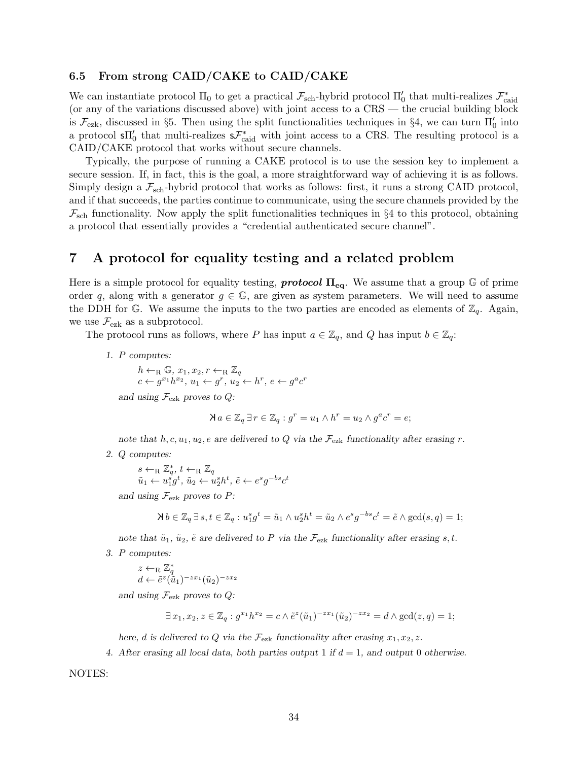### 6.5 From strong CAID/CAKE to CAID/CAKE

We can instantiate protocol $\Pi_0$ to get a practical $\mathcal{F}_{\text{sch}}$-hybrid protocol $\Pi_0'$ that multi-realizes $\mathcal{F}^*_{\text{caid}}$ (or any of the variations discussed above) with joint access to a CRS — the crucial building block is $\mathcal{F}_{\text{ezk}}$, discussed in §5. Then using the split functionalities techniques in §4, we can turn $\Pi_0'$ into a protocol $\mathsf{s}\Pi_0'$ that multi-realizes $\mathsf{s}\mathcal{F}^*_{\text{caid}}$ with joint access to a CRS. The resulting protocol is a CAID/CAKE protocol that works without secure channels.

Typically, the purpose of running a CAKE protocol is to use the session key to implement a secure session. If, in fact, this is the goal, a more straightforward way of achieving it is as follows. Simply design a $\mathcal{F}_{\text{sch}}$-hybrid protocol that works as follows: first, it runs a strong CAID protocol, and if that succeeds, the parties continue to communicate, using the secure channels provided by the $\mathcal{F}_{\text{sch}}$ functionality. Now apply the split functionalities techniques in §4 to this protocol, obtaining a protocol that essentially provides a "credential authenticated secure channel".

## 7 A protocol for equality testing and a related problem

Here is a simple protocol for equality testing, ***protocol*** $\mathbf{\Pi_{eq}}$. We assume that a group $\mathbb{G}$ of prime order $q$, along with a generator $g \in \mathbb{G}$, are given as system parameters. We will need to assume the DDH for $\mathbb{G}$. We assume the inputs to the two parties are encoded as elements of $\mathbb{Z}_q$. Again, we use $\mathcal{F}_{\text{ezk}}$ as a subprotocol.

The protocol runs as follows, where $P$ has input $a \in \mathbb{Z}_q$, and $Q$ has input $b \in \mathbb{Z}_q$:

1. *$P$ computes:*

   $h \leftarrow_{\text{R}} \mathbb{G}$, $x_1, x_2, r \leftarrow_{\text{R}} \mathbb{Z}_q$
   $c \leftarrow g^{x_1} h^{x_2}$, $u_1 \leftarrow g^r$, $u_2 \leftarrow h^r$, $e \leftarrow g^a c^r$

   *and using $\mathcal{F}_{\text{ezk}}$ proves to $Q$:*

   $$\text{Ǝ}\, a \in \mathbb{Z}_q \; \exists r \in \mathbb{Z}_q : g^r = u_1 \wedge h^r = u_2 \wedge g^a c^r = e;$$

   *note that $h, c, u_1, u_2, e$ are delivered to $Q$ via the $\mathcal{F}_{\text{ezk}}$ functionality after erasing $r$.*

2. *$Q$ computes:*

   $s \leftarrow_{\text{R}} \mathbb{Z}_q^*$, $t \leftarrow_{\text{R}} \mathbb{Z}_q$
   $\tilde{u}_1 \leftarrow u_1^s g^t$, $\tilde{u}_2 \leftarrow u_2^s h^t$, $\tilde{e} \leftarrow e^s g^{-bs} c^t$

   *and using $\mathcal{F}_{\text{ezk}}$ proves to $P$:*

   $$\text{Ǝ}\, b \in \mathbb{Z}_q \; \exists s, t \in \mathbb{Z}_q : u_1^s g^t = \tilde{u}_1 \wedge u_2^s h^t = \tilde{u}_2 \wedge e^s g^{-bs} c^t = \tilde{e} \wedge \gcd(s, q) = 1;$$

   *note that $\tilde{u}_1$, $\tilde{u}_2$, $\tilde{e}$ are delivered to $P$ via the $\mathcal{F}_{\text{ezk}}$ functionality after erasing $s, t$.*

3. *$P$ computes:*

   $z \leftarrow_{\text{R}} \mathbb{Z}_q^*$
   $d \leftarrow \tilde{e}^z (\tilde{u}_1)^{-zx_1} (\tilde{u}_2)^{-zx_2}$

   *and using $\mathcal{F}_{\text{ezk}}$ proves to $Q$:*

   $$\exists x_1, x_2, z \in \mathbb{Z}_q : g^{x_1} h^{x_2} = c \wedge \tilde{e}^z (\tilde{u}_1)^{-zx_1} (\tilde{u}_2)^{-zx_2} = d \wedge \gcd(z, q) = 1;$$

   *here, $d$ is delivered to $Q$ via the $\mathcal{F}_{\text{ezk}}$ functionality after erasing $x_1, x_2, z$.*

4. *After erasing all local data, both parties output 1 if $d = 1$, and output 0 otherwise.*

NOTES: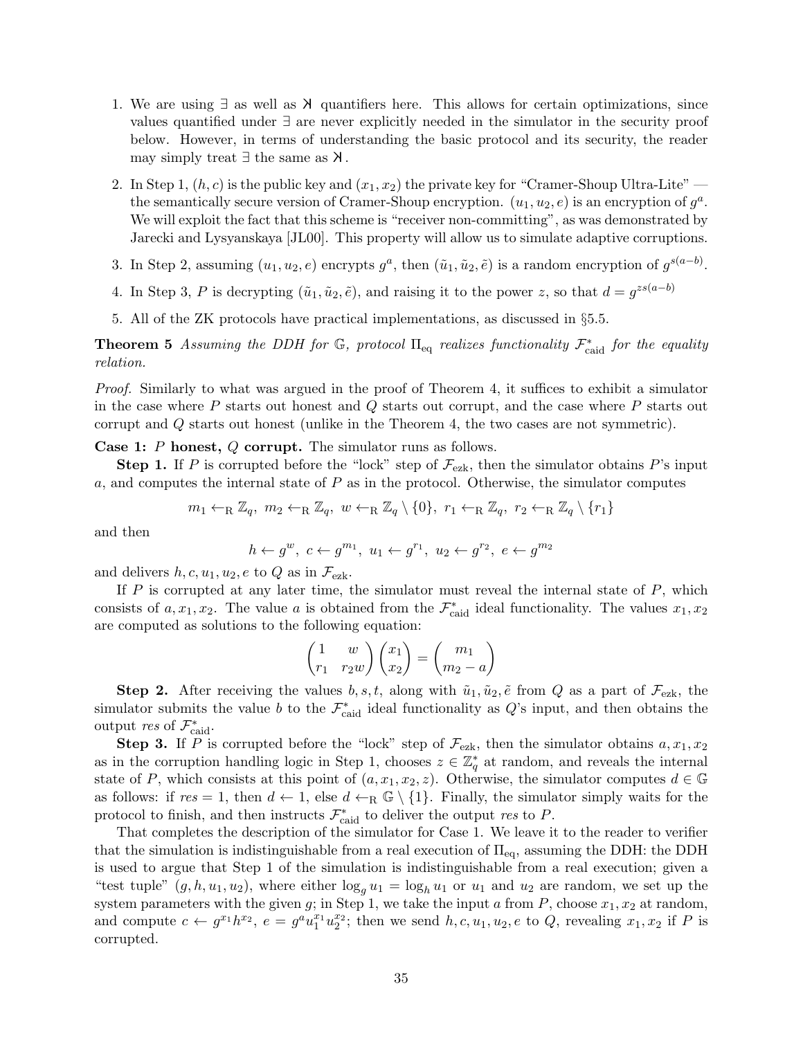1. We are using $\exists$ as well as $\text{Ӿ}$ quantifiers here. This allows for certain optimizations, since values quantified under $\exists$ are never explicitly needed in the simulator in the security proof below. However, in terms of understanding the basic protocol and its security, the reader may simply treat $\exists$ the same as $\text{Ӿ}$.

2. In Step 1, $(h, c)$ is the public key and $(x_1, x_2)$ the private key for "Cramer-Shoup Ultra-Lite" — the semantically secure version of Cramer-Shoup encryption. $(u_1, u_2, e)$ is an encryption of $g^a$. We will exploit the fact that this scheme is "receiver non-committing", as was demonstrated by Jarecki and Lysyanskaya [JL00]. This property will allow us to simulate adaptive corruptions.

3. In Step 2, assuming $(u_1, u_2, e)$ encrypts $g^a$, then $(\tilde{u}_1, \tilde{u}_2, \tilde{e})$ is a random encryption of $g^{s(a-b)}$.

4. In Step 3, $P$ is decrypting $(\tilde{u}_1, \tilde{u}_2, \tilde{e})$, and raising it to the power $z$, so that $d = g^{zs(a-b)}$

5. All of the ZK protocols have practical implementations, as discussed in §5.5.

**Theorem 5** *Assuming the DDH for $\mathbb{G}$, protocol $\Pi_{\text{eq}}$ realizes functionality $\mathcal{F}^*_{\text{caid}}$ for the equality relation.*

*Proof.* Similarly to what was argued in the proof of Theorem 4, it suffices to exhibit a simulator in the case where $P$ starts out honest and $Q$ starts out corrupt, and the case where $P$ starts out corrupt and $Q$ starts out honest (unlike in the Theorem 4, the two cases are not symmetric).

**Case 1: $P$ honest, $Q$ corrupt.** The simulator runs as follows.

**Step 1.** If $P$ is corrupted before the "lock" step of $\mathcal{F}_{\text{ezk}}$, then the simulator obtains $P$'s input $a$, and computes the internal state of $P$ as in the protocol. Otherwise, the simulator computes

$$m_1 \leftarrow_{\text{R}} \mathbb{Z}_q,\ m_2 \leftarrow_{\text{R}} \mathbb{Z}_q,\ w \leftarrow_{\text{R}} \mathbb{Z}_q \setminus \{0\},\ r_1 \leftarrow_{\text{R}} \mathbb{Z}_q,\ r_2 \leftarrow_{\text{R}} \mathbb{Z}_q \setminus \{r_1\}$$

and then

$$h \leftarrow g^w,\ c \leftarrow g^{m_1},\ u_1 \leftarrow g^{r_1},\ u_2 \leftarrow g^{r_2},\ e \leftarrow g^{m_2}$$

and delivers $h, c, u_1, u_2, e$ to $Q$ as in $\mathcal{F}_{\text{ezk}}$.

If $P$ is corrupted at any later time, the simulator must reveal the internal state of $P$, which consists of $a, x_1, x_2$. The value $a$ is obtained from the $\mathcal{F}^*_{\text{caid}}$ ideal functionality. The values $x_1, x_2$ are computed as solutions to the following equation:

$$\begin{pmatrix} 1 & w \\ r_1 & r_2 w \end{pmatrix} \begin{pmatrix} x_1 \\ x_2 \end{pmatrix} = \begin{pmatrix} m_1 \\ m_2 - a \end{pmatrix}$$

**Step 2.** After receiving the values $b, s, t$, along with $\tilde{u}_1, \tilde{u}_2, \tilde{e}$ from $Q$ as a part of $\mathcal{F}_{\text{ezk}}$, the simulator submits the value $b$ to the $\mathcal{F}^*_{\text{caid}}$ ideal functionality as $Q$'s input, and then obtains the output *res* of $\mathcal{F}^*_{\text{caid}}$.

**Step 3.** If $P$ is corrupted before the "lock" step of $\mathcal{F}_{\text{ezk}}$, then the simulator obtains $a, x_1, x_2$ as in the corruption handling logic in Step 1, chooses $z \in \mathbb{Z}^*_q$ at random, and reveals the internal state of $P$, which consists at this point of $(a, x_1, x_2, z)$. Otherwise, the simulator computes $d \in \mathbb{G}$ as follows: if $res = 1$, then $d \leftarrow 1$, else $d \leftarrow_{\text{R}} \mathbb{G} \setminus \{1\}$. Finally, the simulator simply waits for the protocol to finish, and then instructs $\mathcal{F}^*_{\text{caid}}$ to deliver the output *res* to $P$.

That completes the description of the simulator for Case 1. We leave it to the reader to verifier that the simulation is indistinguishable from a real execution of $\Pi_{\text{eq}}$, assuming the DDH: the DDH is used to argue that Step 1 of the simulation is indistinguishable from a real execution; given a "test tuple" $(g, h, u_1, u_2)$, where either $\log_g u_1 = \log_h u_1$ or $u_1$ and $u_2$ are random, we set up the system parameters with the given $g$; in Step 1, we take the input $a$ from $P$, choose $x_1, x_2$ at random, and compute $c \leftarrow g^{x_1} h^{x_2}$, $e = g^a u_1^{x_1} u_2^{x_2}$; then we send $h, c, u_1, u_2, e$ to $Q$, revealing $x_1, x_2$ if $P$ is corrupted.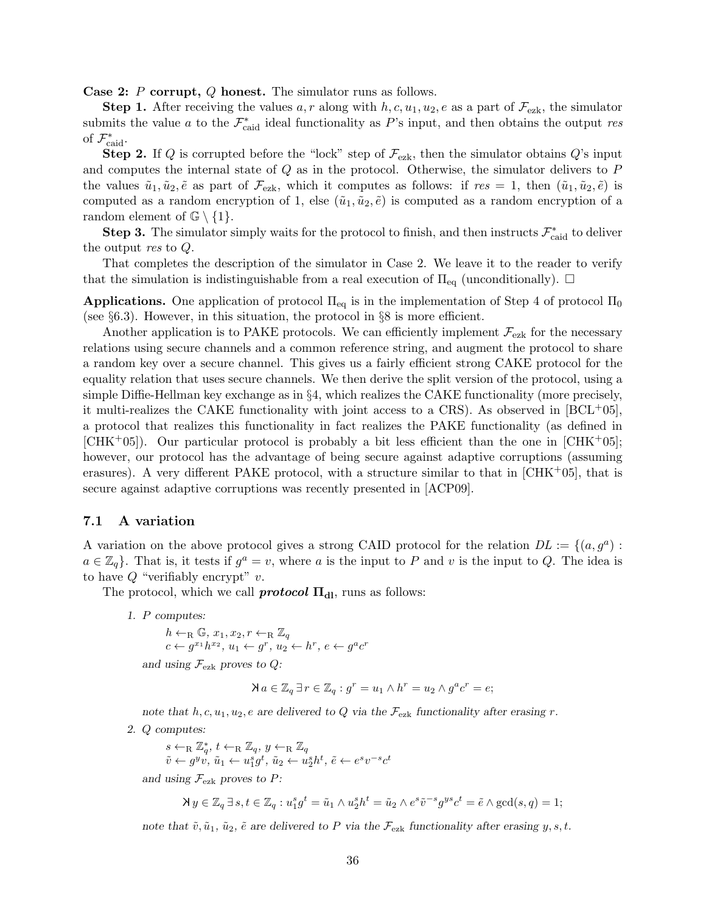**Case 2: $P$ corrupt, $Q$ honest.** The simulator runs as follows.

**Step 1.** After receiving the values $a, r$ along with $h, c, u_1, u_2, e$ as a part of $\mathcal{F}_{\text{ezk}}$, the simulator submits the value $a$ to the $\mathcal{F}^*_{\text{caid}}$ ideal functionality as $P$'s input, and then obtains the output *res* of $\mathcal{F}^*_{\text{caid}}$.

**Step 2.** If $Q$ is corrupted before the "lock" step of $\mathcal{F}_{\text{ezk}}$, then the simulator obtains $Q$'s input and computes the internal state of $Q$ as in the protocol. Otherwise, the simulator delivers to $P$ the values $\tilde{u}_1, \tilde{u}_2, \tilde{e}$ as part of $\mathcal{F}_{\text{ezk}}$, which it computes as follows: if $res = 1$, then $(\tilde{u}_1, \tilde{u}_2, \tilde{e})$ is computed as a random encryption of 1, else $(\tilde{u}_1, \tilde{u}_2, \tilde{e})$ is computed as a random encryption of a random element of $\mathbb{G} \setminus \{1\}$.

**Step 3.** The simulator simply waits for the protocol to finish, and then instructs $\mathcal{F}^*_{\text{caid}}$ to deliver the output *res* to $Q$.

That completes the description of the simulator in Case 2. We leave it to the reader to verify that the simulation is indistinguishable from a real execution of $\Pi_{\text{eq}}$ (unconditionally). □

**Applications.** One application of protocol $\Pi_{\text{eq}}$ is in the implementation of Step 4 of protocol $\Pi_0$ (see §6.3). However, in this situation, the protocol in §8 is more efficient.

Another application is to PAKE protocols. We can efficiently implement $\mathcal{F}_{\text{ezk}}$ for the necessary relations using secure channels and a common reference string, and augment the protocol to share a random key over a secure channel. This gives us a fairly efficient strong CAKE protocol for the equality relation that uses secure channels. We then derive the split version of the protocol, using a simple Diffie-Hellman key exchange as in §4, which realizes the CAKE functionality (more precisely, it multi-realizes the CAKE functionality with joint access to a CRS). As observed in [BCL+05], a protocol that realizes this functionality in fact realizes the PAKE functionality (as defined in [CHK+05]). Our particular protocol is probably a bit less efficient than the one in [CHK+05]; however, our protocol has the advantage of being secure against adaptive corruptions (assuming erasures). A very different PAKE protocol, with a structure similar to that in [CHK+05], that is secure against adaptive corruptions was recently presented in [ACP09].

## 7.1 A variation

A variation on the above protocol gives a strong CAID protocol for the relation $DL := \{(a, g^a) : a \in \mathbb{Z}_q\}$. That is, it tests if $g^a = v$, where $a$ is the input to $P$ and $v$ is the input to $Q$. The idea is to have $Q$ "verifiably encrypt" $v$.

The protocol, which we call ***protocol*** $\boldsymbol{\Pi_{\text{dl}}}$, runs as follows:

1. *$P$ computes:*

   $h \leftarrow_{\text{R}} \mathbb{G}$, $x_1, x_2, r \leftarrow_{\text{R}} \mathbb{Z}_q$
   $c \leftarrow g^{x_1} h^{x_2}$, $u_1 \leftarrow g^r$, $u_2 \leftarrow h^r$, $e \leftarrow g^a c^r$

   *and using $\mathcal{F}_{\text{ezk}}$ proves to $Q$:*

   $$\text{⅄}\, a \in \mathbb{Z}_q \,\exists\, r \in \mathbb{Z}_q : g^r = u_1 \wedge h^r = u_2 \wedge g^a c^r = e;$$

   *note that $h, c, u_1, u_2, e$ are delivered to $Q$ via the $\mathcal{F}_{\text{ezk}}$ functionality after erasing $r$.*

2. *$Q$ computes:*

   $s \leftarrow_{\text{R}} \mathbb{Z}_q^*$, $t \leftarrow_{\text{R}} \mathbb{Z}_q$, $y \leftarrow_{\text{R}} \mathbb{Z}_q$
   $\tilde{v} \leftarrow g^y v$, $\tilde{u}_1 \leftarrow u_1^s g^t$, $\tilde{u}_2 \leftarrow u_2^s h^t$, $\tilde{e} \leftarrow e^s v^{-s} c^t$

   *and using $\mathcal{F}_{\text{ezk}}$ proves to $P$:*

   $$\text{⅄}\, y \in \mathbb{Z}_q \,\exists\, s, t \in \mathbb{Z}_q : u_1^s g^t = \tilde{u}_1 \wedge u_2^s h^t = \tilde{u}_2 \wedge e^s \tilde{v}^{-s} g^{ys} c^t = \tilde{e} \wedge \gcd(s, q) = 1;$$

   *note that $\tilde{v}, \tilde{u}_1$, $\tilde{u}_2$, $\tilde{e}$ are delivered to $P$ via the $\mathcal{F}_{\text{ezk}}$ functionality after erasing $y, s, t$.*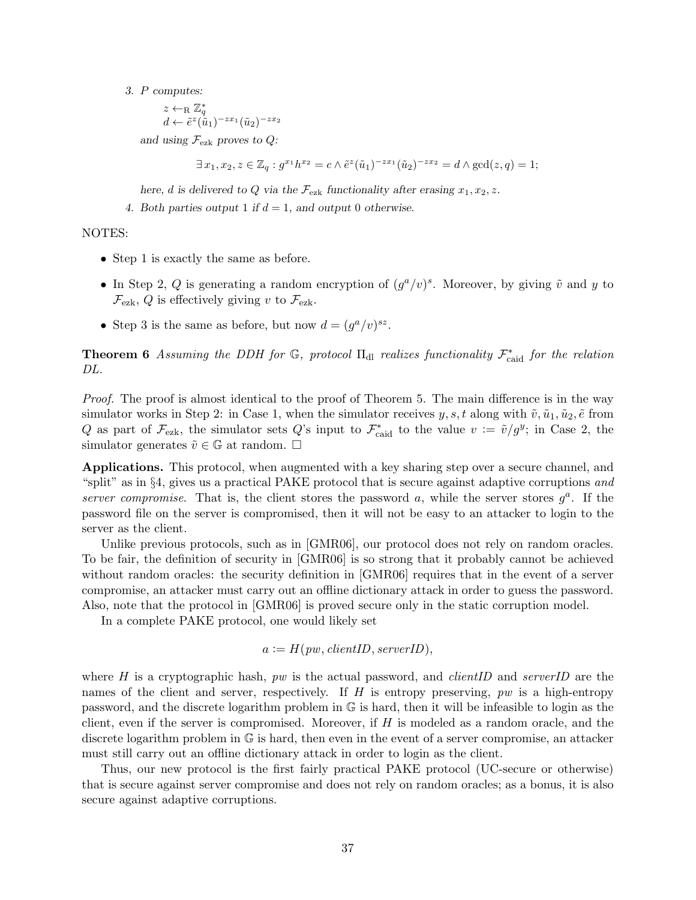3. *P computes:*

   $z \leftarrow_{\text{R}} \mathbb{Z}_q^*$
   $d \leftarrow \tilde{e}^z (\tilde{u}_1)^{-zx_1} (\tilde{u}_2)^{-zx_2}$

   *and using $\mathcal{F}_{\text{ezk}}$ proves to Q:*

$$\exists\, x_1, x_2, z \in \mathbb{Z}_q : g^{x_1} h^{x_2} = c \wedge \tilde{e}^z (\tilde{u}_1)^{-zx_1} (\tilde{u}_2)^{-zx_2} = d \wedge \gcd(z, q) = 1;$$

   *here, d is delivered to Q via the $\mathcal{F}_{\text{ezk}}$ functionality after erasing $x_1, x_2, z$.*

4. *Both parties output 1 if $d = 1$, and output 0 otherwise.*

NOTES:

- Step 1 is exactly the same as before.
- In Step 2, $Q$ is generating a random encryption of $(g^a/v)^s$. Moreover, by giving $\tilde{v}$ and $y$ to $\mathcal{F}_{\text{ezk}}$, $Q$ is effectively giving $v$ to $\mathcal{F}_{\text{ezk}}$.
- Step 3 is the same as before, but now $d = (g^a/v)^{sz}$.

**Theorem 6** *Assuming the DDH for $\mathbb{G}$, protocol $\Pi_{\text{dl}}$ realizes functionality $\mathcal{F}^*_{\text{caid}}$ for the relation DL.*

*Proof.* The proof is almost identical to the proof of Theorem 5. The main difference is in the way simulator works in Step 2: in Case 1, when the simulator receives $y, s, t$ along with $\tilde{v}, \tilde{u}_1, \tilde{u}_2, \tilde{e}$ from $Q$ as part of $\mathcal{F}_{\text{ezk}}$, the simulator sets $Q$'s input to $\mathcal{F}^*_{\text{caid}}$ to the value $v := \tilde{v}/g^y$; in Case 2, the simulator generates $\tilde{v} \in \mathbb{G}$ at random. □

**Applications.** This protocol, when augmented with a key sharing step over a secure channel, and "split" as in §4, gives us a practical PAKE protocol that is secure against adaptive corruptions *and server compromise*. That is, the client stores the password $a$, while the server stores $g^a$. If the password file on the server is compromised, then it will not be easy to an attacker to login to the server as the client.

Unlike previous protocols, such as in [GMR06], our protocol does not rely on random oracles. To be fair, the definition of security in [GMR06] is so strong that it probably cannot be achieved without random oracles: the security definition in [GMR06] requires that in the event of a server compromise, an attacker must carry out an offline dictionary attack in order to guess the password. Also, note that the protocol in [GMR06] is proved secure only in the static corruption model.

In a complete PAKE protocol, one would likely set

$$a := H(pw, \mathit{clientID}, \mathit{serverID}),$$

where $H$ is a cryptographic hash, $pw$ is the actual password, and *clientID* and *serverID* are the names of the client and server, respectively. If $H$ is entropy preserving, $pw$ is a high-entropy password, and the discrete logarithm problem in $\mathbb{G}$ is hard, then it will be infeasible to login as the client, even if the server is compromised. Moreover, if $H$ is modeled as a random oracle, and the discrete logarithm problem in $\mathbb{G}$ is hard, then even in the event of a server compromise, an attacker must still carry out an offline dictionary attack in order to login as the client.

Thus, our new protocol is the first fairly practical PAKE protocol (UC-secure or otherwise) that is secure against server compromise and does not rely on random oracles; as a bonus, it is also secure against adaptive corruptions.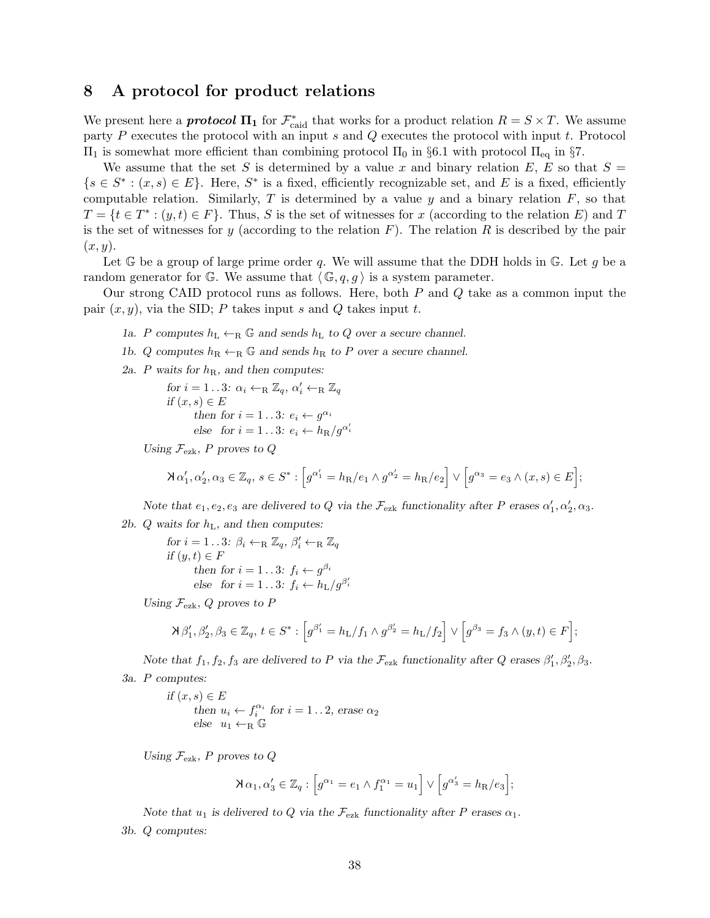## 8 A protocol for product relations

We present here a ***protocol*** $\mathbf{\Pi_1}$ for $\mathcal{F}^*_{\text{caid}}$ that works for a product relation $R = S \times T$. We assume party $P$ executes the protocol with an input $s$ and $Q$ executes the protocol with input $t$. Protocol $\Pi_1$ is somewhat more efficient than combining protocol $\Pi_0$ in §6.1 with protocol $\Pi_{\text{eq}}$ in §7.

We assume that the set $S$ is determined by a value $x$ and binary relation $E$, $E$ so that $S = \{s \in S^* : (x,s) \in E\}$. Here, $S^*$ is a fixed, efficiently recognizable set, and $E$ is a fixed, efficiently computable relation. Similarly, $T$ is determined by a value $y$ and a binary relation $F$, so that $T = \{t \in T^* : (y,t) \in F\}$. Thus, $S$ is the set of witnesses for $x$ (according to the relation $E$) and $T$ is the set of witnesses for $y$ (according to the relation $F$). The relation $R$ is described by the pair $(x, y)$.

Let $\mathbb{G}$ be a group of large prime order $q$. We will assume that the DDH holds in $\mathbb{G}$. Let $g$ be a random generator for $\mathbb{G}$. We assume that $\langle\, \mathbb{G}, q, g \,\rangle$ is a system parameter.

Our strong CAID protocol runs as follows. Here, both $P$ and $Q$ take as a common input the pair $(x, y)$, via the SID; $P$ takes input $s$ and $Q$ takes input $t$.

*1a. $P$ computes $h_{\text{L}} \leftarrow_{\text{R}} \mathbb{G}$ and sends $h_{\text{L}}$ to $Q$ over a secure channel.*

*1b. $Q$ computes $h_{\text{R}} \leftarrow_{\text{R}} \mathbb{G}$ and sends $h_{\text{R}}$ to $P$ over a secure channel.*

*2a. $P$ waits for $h_{\text{R}}$, and then computes:*

> *for $i = 1\,..\,3$: $\alpha_i \leftarrow_{\text{R}} \mathbb{Z}_q$, $\alpha'_i \leftarrow_{\text{R}} \mathbb{Z}_q$*
> *if $(x,s) \in E$*
> &nbsp;&nbsp;&nbsp;&nbsp;*then for $i = 1\,..\,3$: $e_i \leftarrow g^{\alpha_i}$*
> &nbsp;&nbsp;&nbsp;&nbsp;*else for $i = 1\,..\,3$: $e_i \leftarrow h_{\text{R}}/g^{\alpha'_i}$*

*Using $\mathcal{F}_{\text{ezk}}$, $P$ proves to $Q$*

$$\text{Ⅎ}\, \alpha'_1, \alpha'_2, \alpha_3 \in \mathbb{Z}_q,\ s \in S^* : \Big[g^{\alpha'_1} = h_{\text{R}}/e_1 \wedge g^{\alpha'_2} = h_{\text{R}}/e_2\Big] \vee \Big[g^{\alpha_3} = e_3 \wedge (x,s) \in E\Big];$$

*Note that $e_1, e_2, e_3$ are delivered to $Q$ via the $\mathcal{F}_{\text{ezk}}$ functionality after $P$ erases $\alpha'_1, \alpha'_2, \alpha_3$.*

*2b. $Q$ waits for $h_{\text{L}}$, and then computes:*

> *for $i = 1\,..\,3$: $\beta_i \leftarrow_{\text{R}} \mathbb{Z}_q$, $\beta'_i \leftarrow_{\text{R}} \mathbb{Z}_q$*
> *if $(y,t) \in F$*
> &nbsp;&nbsp;&nbsp;&nbsp;*then for $i = 1\,..\,3$: $f_i \leftarrow g^{\beta_i}$*
> &nbsp;&nbsp;&nbsp;&nbsp;*else for $i = 1\,..\,3$: $f_i \leftarrow h_{\text{L}}/g^{\beta'_i}$*

*Using $\mathcal{F}_{\text{ezk}}$, $Q$ proves to $P$*

$$\text{Ⅎ}\, \beta'_1, \beta'_2, \beta_3 \in \mathbb{Z}_q,\ t \in S^* : \Big[g^{\beta'_1} = h_{\text{L}}/f_1 \wedge g^{\beta'_2} = h_{\text{L}}/f_2\Big] \vee \Big[g^{\beta_3} = f_3 \wedge (y,t) \in F\Big];$$

*Note that $f_1, f_2, f_3$ are delivered to $P$ via the $\mathcal{F}_{\text{ezk}}$ functionality after $Q$ erases $\beta'_1, \beta'_2, \beta_3$.*

*3a. $P$ computes:*

> *if $(x,s) \in E$*
> &nbsp;&nbsp;&nbsp;&nbsp;*then $u_i \leftarrow f_i^{\alpha_i}$ for $i = 1\,..\,2$, erase $\alpha_2$*
> &nbsp;&nbsp;&nbsp;&nbsp;*else $u_1 \leftarrow_{\text{R}} \mathbb{G}$*

*Using $\mathcal{F}_{\text{ezk}}$, $P$ proves to $Q$*

$$\text{Ⅎ}\, \alpha_1, \alpha'_3 \in \mathbb{Z}_q : \Big[g^{\alpha_1} = e_1 \wedge f_1^{\alpha_1} = u_1\Big] \vee \Big[g^{\alpha'_3} = h_{\text{R}}/e_3\Big];$$

*Note that $u_1$ is delivered to $Q$ via the $\mathcal{F}_{\text{ezk}}$ functionality after $P$ erases $\alpha_1$.*

*3b. $Q$ computes:*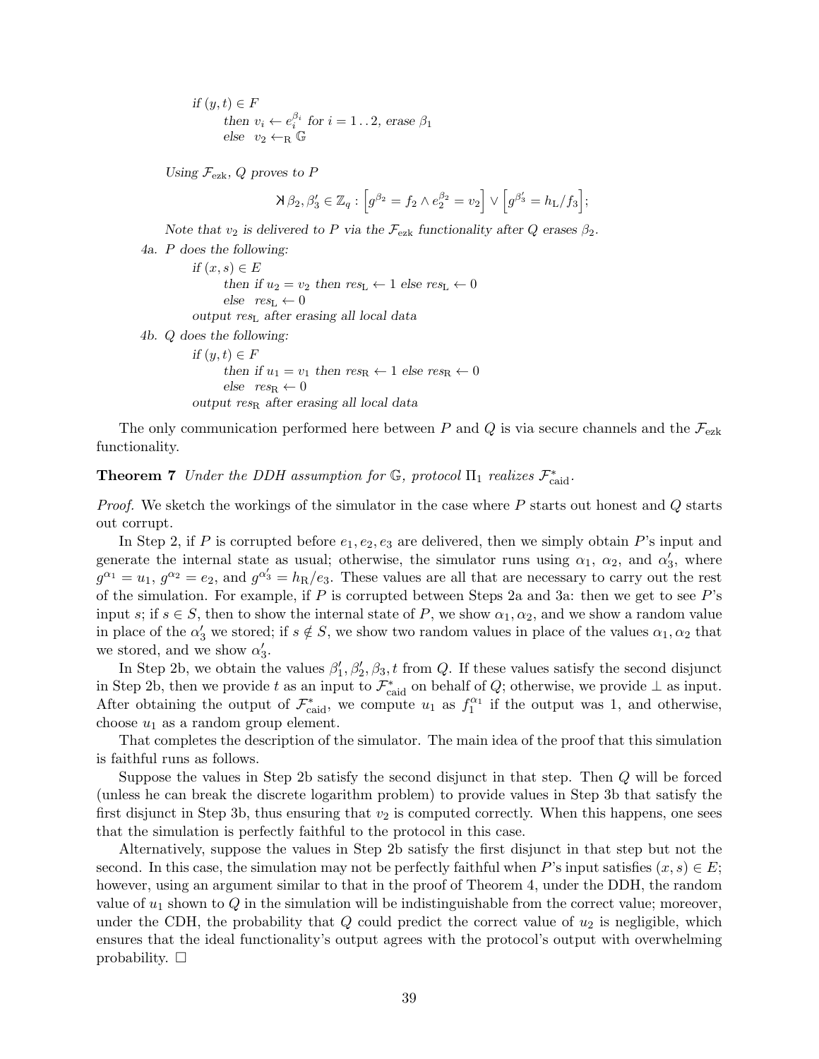*if* $(y, t) \in F$
*then* $v_i \leftarrow e_i^{\beta_i}$ *for* $i = 1\,..\,2$*, erase* $\beta_1$
*else* $v_2 \leftarrow_{\text{R}} \mathbb{G}$

*Using* $\mathcal{F}_{\text{ezk}}$*,* $Q$ *proves to* $P$

$$\text{\reflectbox{E}}\, \beta_2, \beta_3' \in \mathbb{Z}_q : \left[g^{\beta_2} = f_2 \wedge e_2^{\beta_2} = v_2\right] \vee \left[g^{\beta_3'} = h_{\text{L}}/f_3\right];$$

*Note that* $v_2$ *is delivered to* $P$ *via the* $\mathcal{F}_{\text{ezk}}$ *functionality after* $Q$ *erases* $\beta_2$*.*

4a. *P does the following:*
*if* $(x, s) \in E$
*then if* $u_2 = v_2$ *then* $res_{\text{L}} \leftarrow 1$ *else* $res_{\text{L}} \leftarrow 0$
*else* $res_{\text{L}} \leftarrow 0$
*output* $res_{\text{L}}$ *after erasing all local data*

4b. *Q does the following:*
*if* $(y, t) \in F$
*then if* $u_1 = v_1$ *then* $res_{\text{R}} \leftarrow 1$ *else* $res_{\text{R}} \leftarrow 0$
*else* $res_{\text{R}} \leftarrow 0$
*output* $res_{\text{R}}$ *after erasing all local data*

The only communication performed here between $P$ and $Q$ is via secure channels and the $\mathcal{F}_{\text{ezk}}$ functionality.

**Theorem 7** *Under the DDH assumption for* $\mathbb{G}$*, protocol* $\Pi_1$ *realizes* $\mathcal{F}^*_{\text{caid}}$*.*

*Proof.* We sketch the workings of the simulator in the case where $P$ starts out honest and $Q$ starts out corrupt.

In Step 2, if $P$ is corrupted before $e_1, e_2, e_3$ are delivered, then we simply obtain $P$'s input and generate the internal state as usual; otherwise, the simulator runs using $\alpha_1$, $\alpha_2$, and $\alpha_3'$, where $g^{\alpha_1} = u_1$, $g^{\alpha_2} = e_2$, and $g^{\alpha_3'} = h_{\text{R}}/e_3$. These values are all that are necessary to carry out the rest of the simulation. For example, if $P$ is corrupted between Steps 2a and 3a: then we get to see $P$'s input $s$; if $s \in S$, then to show the internal state of $P$, we show $\alpha_1, \alpha_2$, and we show a random value in place of the $\alpha_3'$ we stored; if $s \notin S$, we show two random values in place of the values $\alpha_1, \alpha_2$ that we stored, and we show $\alpha_3'$.

In Step 2b, we obtain the values $\beta_1', \beta_2', \beta_3, t$ from $Q$. If these values satisfy the second disjunct in Step 2b, then we provide $t$ as an input to $\mathcal{F}^*_{\text{caid}}$ on behalf of $Q$; otherwise, we provide $\perp$ as input. After obtaining the output of $\mathcal{F}^*_{\text{caid}}$, we compute $u_1$ as $f_1^{\alpha_1}$ if the output was 1, and otherwise, choose $u_1$ as a random group element.

That completes the description of the simulator. The main idea of the proof that this simulation is faithful runs as follows.

Suppose the values in Step 2b satisfy the second disjunct in that step. Then $Q$ will be forced (unless he can break the discrete logarithm problem) to provide values in Step 3b that satisfy the first disjunct in Step 3b, thus ensuring that $v_2$ is computed correctly. When this happens, one sees that the simulation is perfectly faithful to the protocol in this case.

Alternatively, suppose the values in Step 2b satisfy the first disjunct in that step but not the second. In this case, the simulation may not be perfectly faithful when $P$'s input satisfies $(x, s) \in E$; however, using an argument similar to that in the proof of Theorem 4, under the DDH, the random value of $u_1$ shown to $Q$ in the simulation will be indistinguishable from the correct value; moreover, under the CDH, the probability that $Q$ could predict the correct value of $u_2$ is negligible, which ensures that the ideal functionality's output agrees with the protocol's output with overwhelming probability. □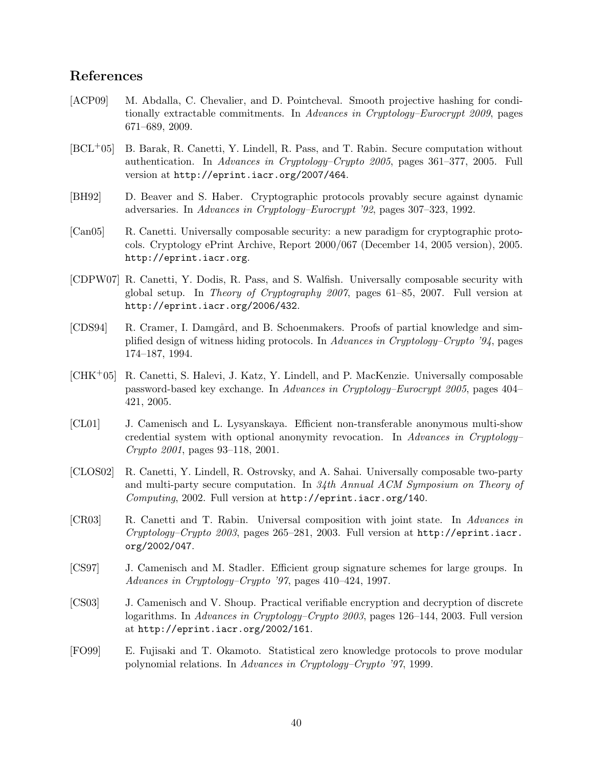## References

[ACP09] M. Abdalla, C. Chevalier, and D. Pointcheval. Smooth projective hashing for conditionally extractable commitments. In *Advances in Cryptology–Eurocrypt 2009*, pages 671–689, 2009.

[BCL+05] B. Barak, R. Canetti, Y. Lindell, R. Pass, and T. Rabin. Secure computation without authentication. In *Advances in Cryptology–Crypto 2005*, pages 361–377, 2005. Full version at `http://eprint.iacr.org/2007/464`.

[BH92] D. Beaver and S. Haber. Cryptographic protocols provably secure against dynamic adversaries. In *Advances in Cryptology–Eurocrypt '92*, pages 307–323, 1992.

[Can05] R. Canetti. Universally composable security: a new paradigm for cryptographic protocols. Cryptology ePrint Archive, Report 2000/067 (December 14, 2005 version), 2005. `http://eprint.iacr.org`.

[CDPW07] R. Canetti, Y. Dodis, R. Pass, and S. Walfish. Universally composable security with global setup. In *Theory of Cryptography 2007*, pages 61–85, 2007. Full version at `http://eprint.iacr.org/2006/432`.

[CDS94] R. Cramer, I. Damgård, and B. Schoenmakers. Proofs of partial knowledge and simplified design of witness hiding protocols. In *Advances in Cryptology–Crypto '94*, pages 174–187, 1994.

[CHK+05] R. Canetti, S. Halevi, J. Katz, Y. Lindell, and P. MacKenzie. Universally composable password-based key exchange. In *Advances in Cryptology–Eurocrypt 2005*, pages 404–421, 2005.

[CL01] J. Camenisch and L. Lysyanskaya. Efficient non-transferable anonymous multi-show credential system with optional anonymity revocation. In *Advances in Cryptology–Crypto 2001*, pages 93–118, 2001.

[CLOS02] R. Canetti, Y. Lindell, R. Ostrovsky, and A. Sahai. Universally composable two-party and multi-party secure computation. In *34th Annual ACM Symposium on Theory of Computing*, 2002. Full version at `http://eprint.iacr.org/140`.

[CR03] R. Canetti and T. Rabin. Universal composition with joint state. In *Advances in Cryptology–Crypto 2003*, pages 265–281, 2003. Full version at `http://eprint.iacr.org/2002/047`.

[CS97] J. Camenisch and M. Stadler. Efficient group signature schemes for large groups. In *Advances in Cryptology–Crypto '97*, pages 410–424, 1997.

[CS03] J. Camenisch and V. Shoup. Practical verifiable encryption and decryption of discrete logarithms. In *Advances in Cryptology–Crypto 2003*, pages 126–144, 2003. Full version at `http://eprint.iacr.org/2002/161`.

[FO99] E. Fujisaki and T. Okamoto. Statistical zero knowledge protocols to prove modular polynomial relations. In *Advances in Cryptology–Crypto '97*, 1999.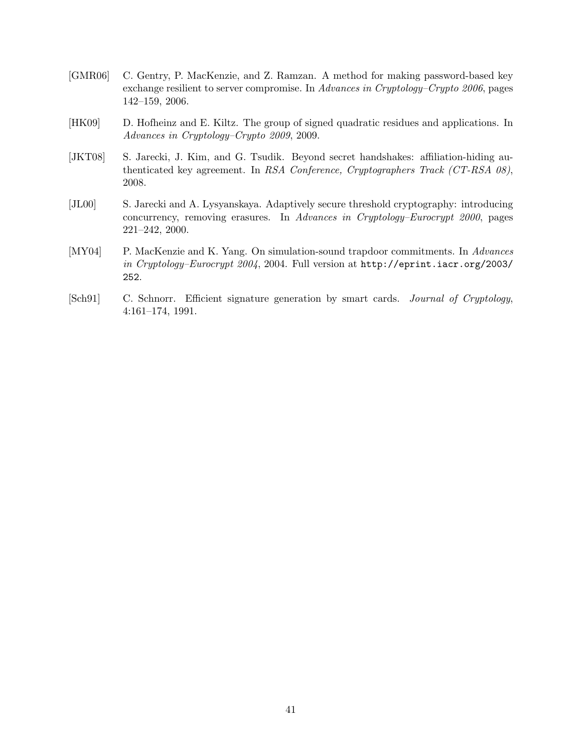[GMR06] C. Gentry, P. MacKenzie, and Z. Ramzan. A method for making password-based key exchange resilient to server compromise. In *Advances in Cryptology–Crypto 2006*, pages 142–159, 2006.

[HK09] D. Hofheinz and E. Kiltz. The group of signed quadratic residues and applications. In *Advances in Cryptology–Crypto 2009*, 2009.

[JKT08] S. Jarecki, J. Kim, and G. Tsudik. Beyond secret handshakes: affiliation-hiding authenticated key agreement. In *RSA Conference, Cryptographers Track (CT-RSA 08)*, 2008.

[JL00] S. Jarecki and A. Lysyanskaya. Adaptively secure threshold cryptography: introducing concurrency, removing erasures. In *Advances in Cryptology–Eurocrypt 2000*, pages 221–242, 2000.

[MY04] P. MacKenzie and K. Yang. On simulation-sound trapdoor commitments. In *Advances in Cryptology–Eurocrypt 2004*, 2004. Full version at `http://eprint.iacr.org/2003/252`.

[Sch91] C. Schnorr. Efficient signature generation by smart cards. *Journal of Cryptology*, 4:161–174, 1991.